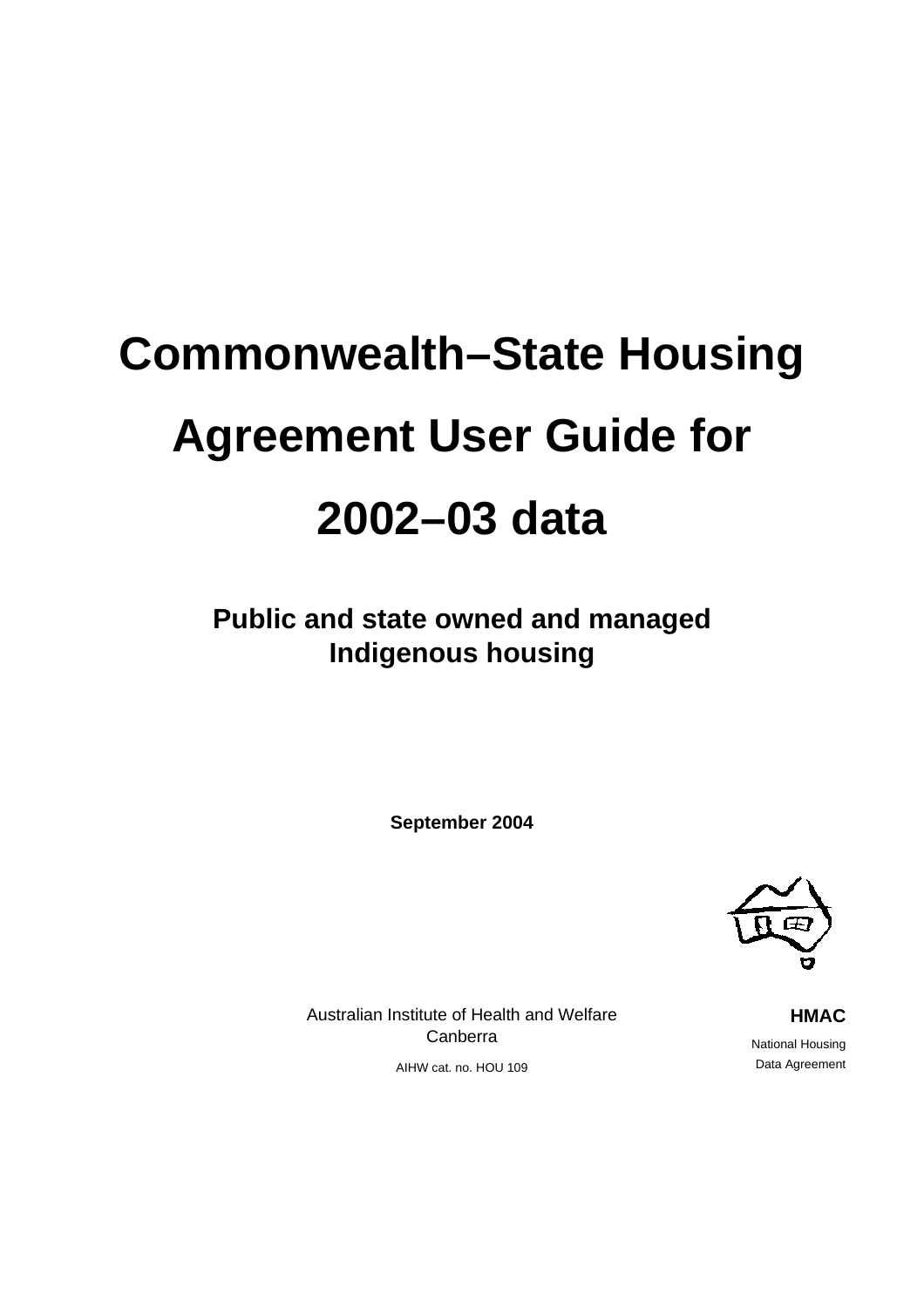# Commonwealth–State Housing Agreement User Guide for 2002–03 data

## Public and state owned and managed Indigenous housing

**September 2004**

Australian Institute of Health and Welfare
Canberra

AIHW cat. no. HOU 109

**HMAC**

National Housing
Data Agreement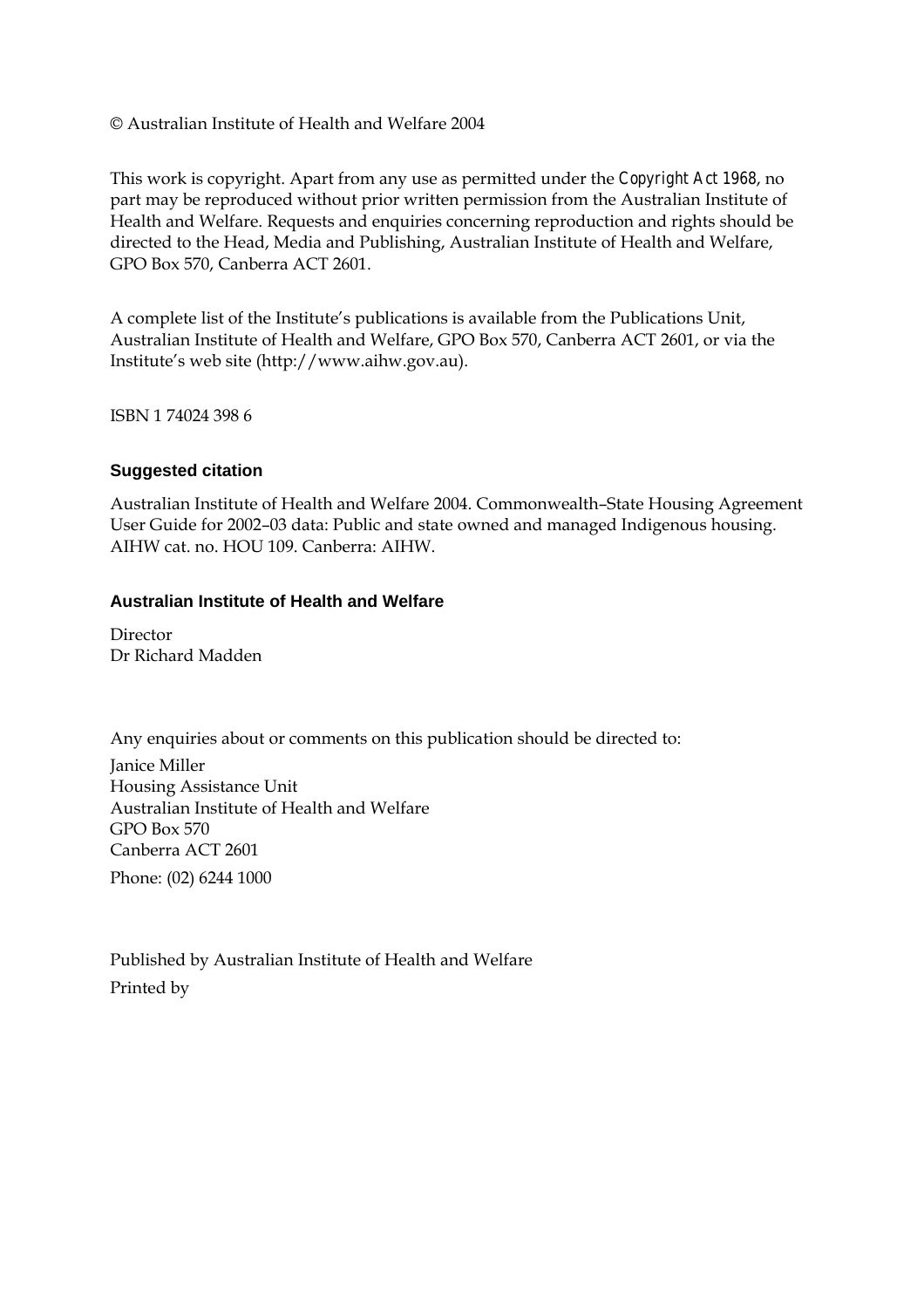© Australian Institute of Health and Welfare 2004

This work is copyright. Apart from any use as permitted under the *Copyright Act 1968*, no part may be reproduced without prior written permission from the Australian Institute of Health and Welfare. Requests and enquiries concerning reproduction and rights should be directed to the Head, Media and Publishing, Australian Institute of Health and Welfare, GPO Box 570, Canberra ACT 2601.

A complete list of the Institute's publications is available from the Publications Unit, Australian Institute of Health and Welfare, GPO Box 570, Canberra ACT 2601, or via the Institute's web site (http://www.aihw.gov.au).

ISBN 1 74024 398 6

**Suggested citation**

Australian Institute of Health and Welfare 2004. Commonwealth–State Housing Agreement User Guide for 2002–03 data: Public and state owned and managed Indigenous housing. AIHW cat. no. HOU 109. Canberra: AIHW.

**Australian Institute of Health and Welfare**

Director
Dr Richard Madden

Any enquiries about or comments on this publication should be directed to:

Janice Miller
Housing Assistance Unit
Australian Institute of Health and Welfare
GPO Box 570
Canberra ACT 2601

Phone: (02) 6244 1000

Published by Australian Institute of Health and Welfare

Printed by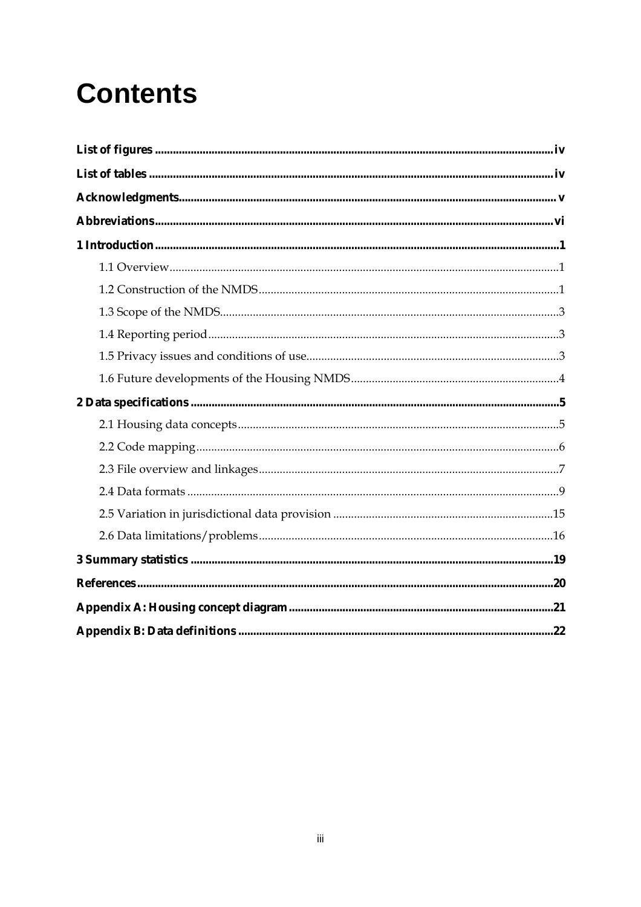# Contents

**List of figures** ........................................................................................................................... **iv**

**List of tables** ............................................................................................................................. **iv**

**Acknowledgments** ...................................................................................................................... **v**

**Abbreviations** ............................................................................................................................ **vi**

**1 Introduction** ............................................................................................................................. **1**

- 1.1 Overview .......................................................................................................................... 1
- 1.2 Construction of the NMDS ............................................................................................ 1
- 1.3 Scope of the NMDS ......................................................................................................... 3
- 1.4 Reporting period ............................................................................................................. 3
- 1.5 Privacy issues and conditions of use ............................................................................. 3
- 1.6 Future developments of the Housing NMDS ............................................................... 4

**2 Data specifications** .................................................................................................................. **5**

- 2.1 Housing data concepts ................................................................................................... 5
- 2.2 Code mapping ................................................................................................................. 6
- 2.3 File overview and linkages ............................................................................................. 7
- 2.4 Data formats .................................................................................................................... 9
- 2.5 Variation in jurisdictional data provision .................................................................... 15
- 2.6 Data limitations/problems ............................................................................................. 16

**3 Summary statistics** ................................................................................................................. **19**

**References** .................................................................................................................................. **20**

**Appendix A: Housing concept diagram** ................................................................................... **21**

**Appendix B: Data definitions** .................................................................................................. **22**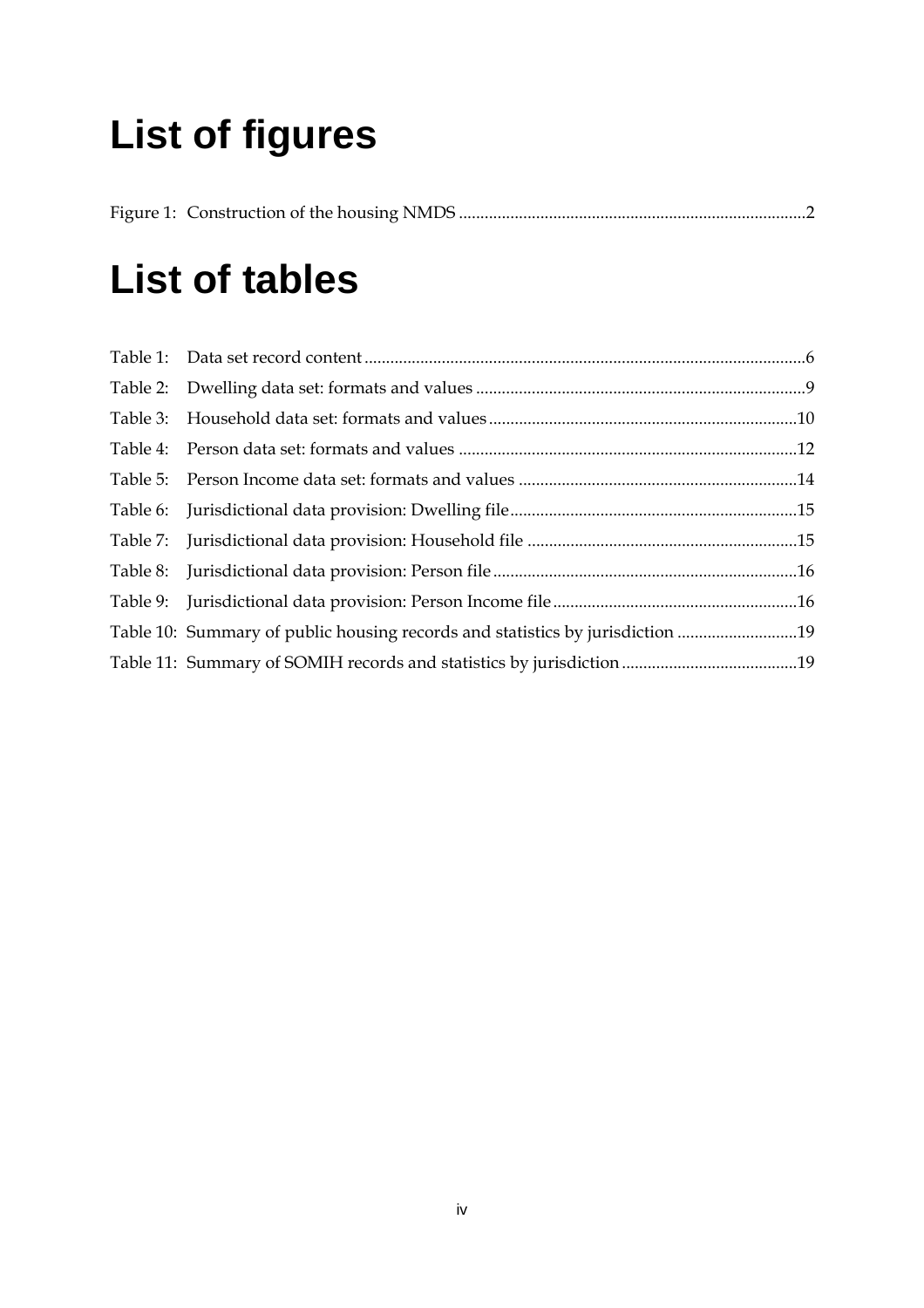# List of figures

Figure 1: Construction of the housing NMDS ....................................................................................2

# List of tables

Table 1: Data set record content ......................................................................................................6

Table 2: Dwelling data set: formats and values ............................................................................9

Table 3: Household data set: formats and values .......................................................................10

Table 4: Person data set: formats and values ..............................................................................12

Table 5: Person Income data set: formats and values .................................................................14

Table 6: Jurisdictional data provision: Dwelling file ..................................................................15

Table 7: Jurisdictional data provision: Household file ...............................................................15

Table 8: Jurisdictional data provision: Person file ......................................................................16

Table 9: Jurisdictional data provision: Person Income file .........................................................16

Table 10: Summary of public housing records and statistics by jurisdiction ............................19

Table 11: Summary of SOMIH records and statistics by jurisdiction .........................................19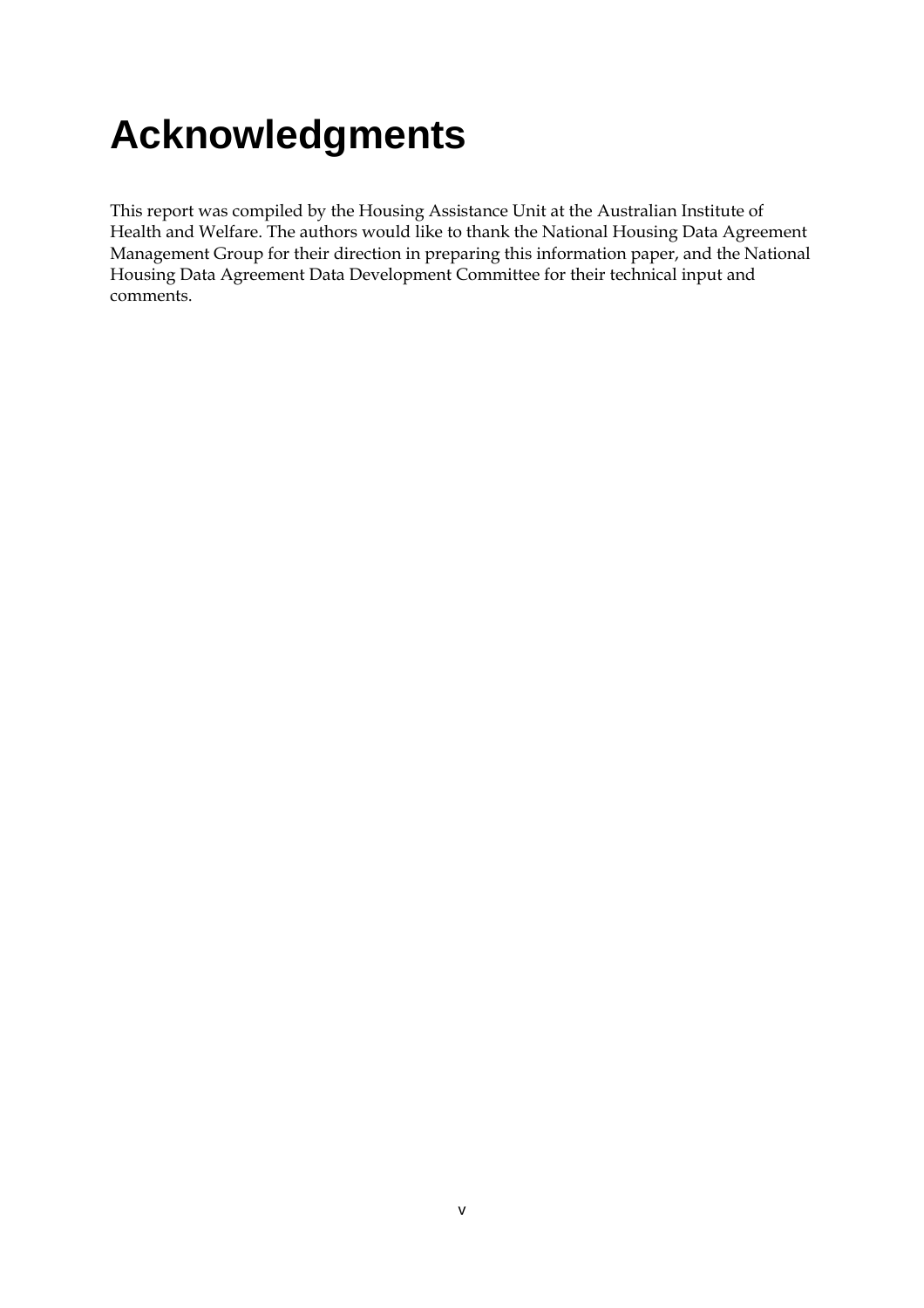# Acknowledgments

This report was compiled by the Housing Assistance Unit at the Australian Institute of Health and Welfare. The authors would like to thank the National Housing Data Agreement Management Group for their direction in preparing this information paper, and the National Housing Data Agreement Data Development Committee for their technical input and comments.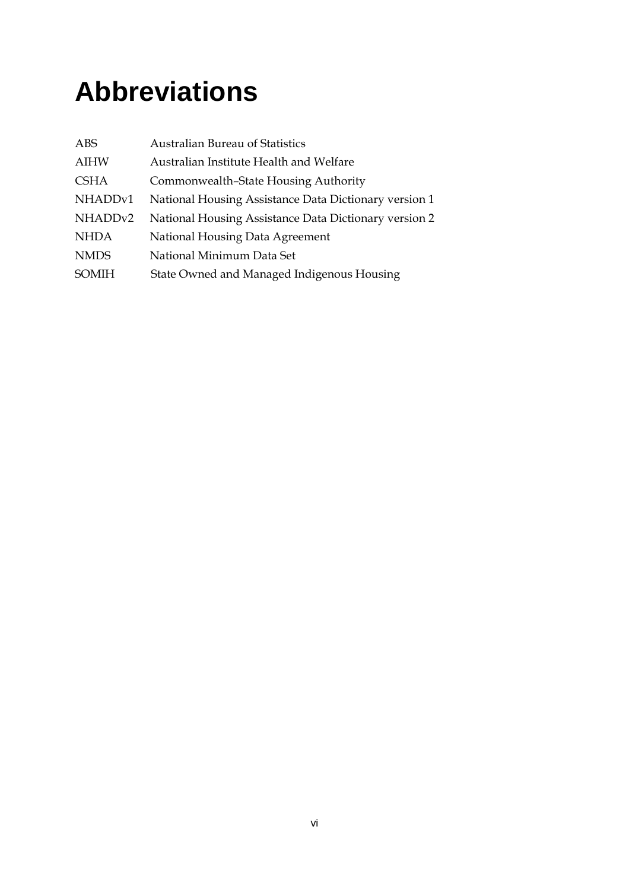# Abbreviations

| | |
|---|---|
| ABS | Australian Bureau of Statistics |
| AIHW | Australian Institute Health and Welfare |
| CSHA | Commonwealth–State Housing Authority |
| NHADDv1 | National Housing Assistance Data Dictionary version 1 |
| NHADDv2 | National Housing Assistance Data Dictionary version 2 |
| NHDA | National Housing Data Agreement |
| NMDS | National Minimum Data Set |
| SOMIH | State Owned and Managed Indigenous Housing |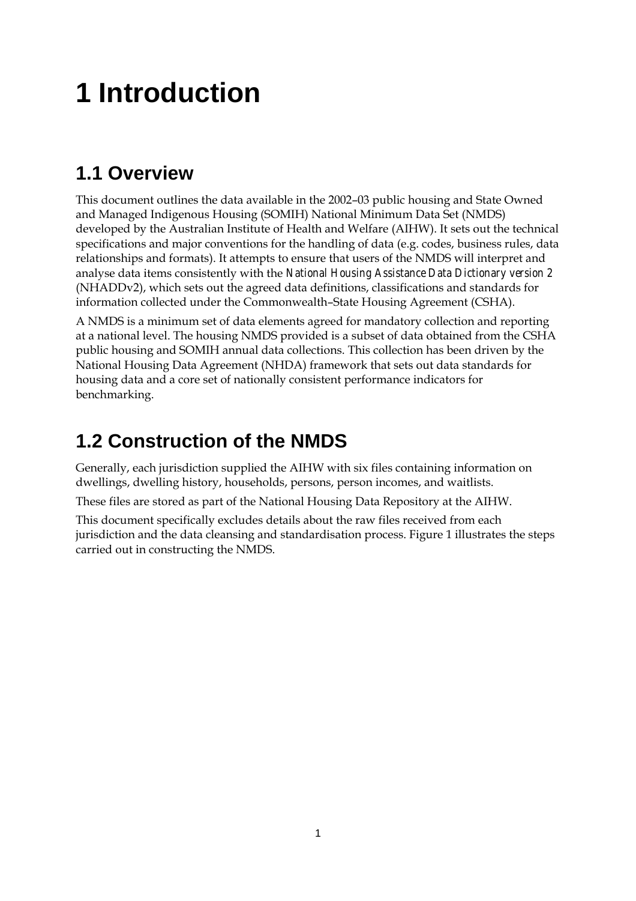# 1 Introduction

## 1.1 Overview

This document outlines the data available in the 2002–03 public housing and State Owned and Managed Indigenous Housing (SOMIH) National Minimum Data Set (NMDS) developed by the Australian Institute of Health and Welfare (AIHW). It sets out the technical specifications and major conventions for the handling of data (e.g. codes, business rules, data relationships and formats). It attempts to ensure that users of the NMDS will interpret and analyse data items consistently with the *National Housing Assistance Data Dictionary version 2* (NHADDv2), which sets out the agreed data definitions, classifications and standards for information collected under the Commonwealth–State Housing Agreement (CSHA).

A NMDS is a minimum set of data elements agreed for mandatory collection and reporting at a national level. The housing NMDS provided is a subset of data obtained from the CSHA public housing and SOMIH annual data collections. This collection has been driven by the National Housing Data Agreement (NHDA) framework that sets out data standards for housing data and a core set of nationally consistent performance indicators for benchmarking.

## 1.2 Construction of the NMDS

Generally, each jurisdiction supplied the AIHW with six files containing information on dwellings, dwelling history, households, persons, person incomes, and waitlists.

These files are stored as part of the National Housing Data Repository at the AIHW.

This document specifically excludes details about the raw files received from each jurisdiction and the data cleansing and standardisation process. Figure 1 illustrates the steps carried out in constructing the NMDS.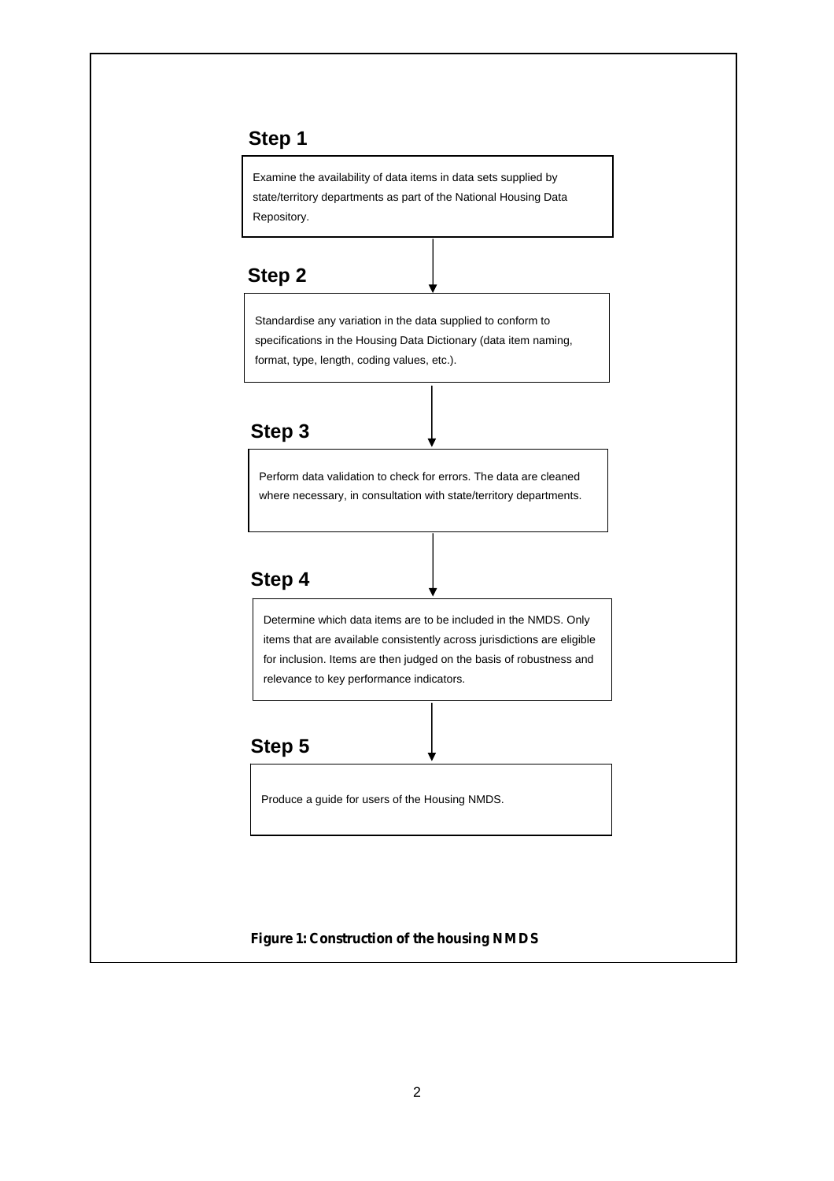**Step 1**

Examine the availability of data items in data sets supplied by state/territory departments as part of the National Housing Data Repository.

↓

**Step 2**

Standardise any variation in the data supplied to conform to specifications in the Housing Data Dictionary (data item naming, format, type, length, coding values, etc.).

↓

**Step 3**

Perform data validation to check for errors. The data are cleaned where necessary, in consultation with state/territory departments.

↓

**Step 4**

Determine which data items are to be included in the NMDS. Only items that are available consistently across jurisdictions are eligible for inclusion. Items are then judged on the basis of robustness and relevance to key performance indicators.

↓

**Step 5**

Produce a guide for users of the Housing NMDS.

**Figure 1: Construction of the housing NMDS**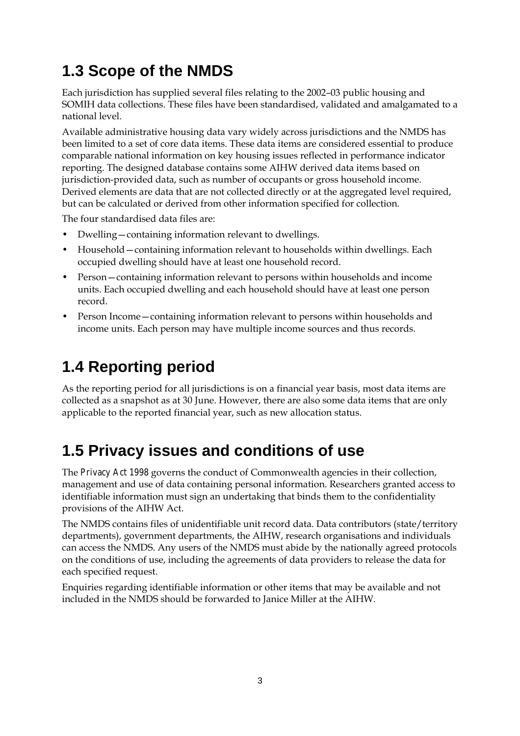## 1.3 Scope of the NMDS

Each jurisdiction has supplied several files relating to the 2002–03 public housing and SOMIH data collections. These files have been standardised, validated and amalgamated to a national level.

Available administrative housing data vary widely across jurisdictions and the NMDS has been limited to a set of core data items. These data items are considered essential to produce comparable national information on key housing issues reflected in performance indicator reporting. The designed database contains some AIHW derived data items based on jurisdiction-provided data, such as number of occupants or gross household income. Derived elements are data that are not collected directly or at the aggregated level required, but can be calculated or derived from other information specified for collection.

The four standardised data files are:

- Dwelling—containing information relevant to dwellings.
- Household—containing information relevant to households within dwellings. Each occupied dwelling should have at least one household record.
- Person—containing information relevant to persons within households and income units. Each occupied dwelling and each household should have at least one person record.
- Person Income—containing information relevant to persons within households and income units. Each person may have multiple income sources and thus records.

## 1.4 Reporting period

As the reporting period for all jurisdictions is on a financial year basis, most data items are collected as a snapshot as at 30 June. However, there are also some data items that are only applicable to the reported financial year, such as new allocation status.

## 1.5 Privacy issues and conditions of use

The *Privacy Act 1998* governs the conduct of Commonwealth agencies in their collection, management and use of data containing personal information. Researchers granted access to identifiable information must sign an undertaking that binds them to the confidentiality provisions of the AIHW Act.

The NMDS contains files of unidentifiable unit record data. Data contributors (state/territory departments), government departments, the AIHW, research organisations and individuals can access the NMDS. Any users of the NMDS must abide by the nationally agreed protocols on the conditions of use, including the agreements of data providers to release the data for each specified request.

Enquiries regarding identifiable information or other items that may be available and not included in the NMDS should be forwarded to Janice Miller at the AIHW.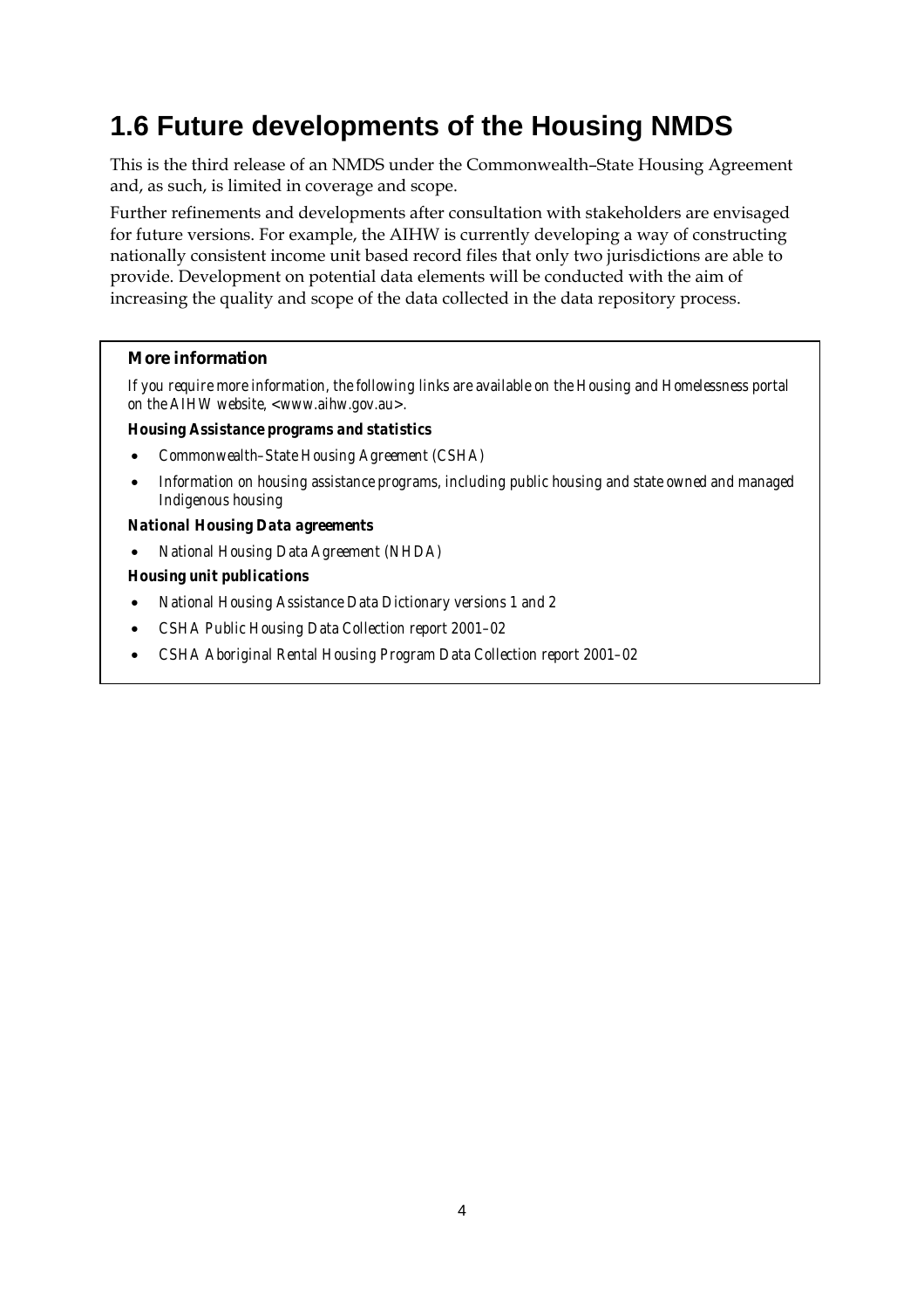## 1.6 Future developments of the Housing NMDS

This is the third release of an NMDS under the Commonwealth–State Housing Agreement and, as such, is limited in coverage and scope.

Further refinements and developments after consultation with stakeholders are envisaged for future versions. For example, the AIHW is currently developing a way of constructing nationally consistent income unit based record files that only two jurisdictions are able to provide. Development on potential data elements will be conducted with the aim of increasing the quality and scope of the data collected in the data repository process.

> **More information**
>
> *If you require more information, the following links are available on the Housing and Homelessness portal on the AIHW website, <www.aihw.gov.au>.*
>
> ***Housing Assistance programs and statistics***
>
> - *Commonwealth–State Housing Agreement (CSHA)*
> - *Information on housing assistance programs, including public housing and state owned and managed Indigenous housing*
>
> ***National Housing Data agreements***
>
> - *National Housing Data Agreement (NHDA)*
>
> ***Housing unit publications***
>
> - *National Housing Assistance Data Dictionary versions 1 and 2*
> - *CSHA Public Housing Data Collection report 2001–02*
> - *CSHA Aboriginal Rental Housing Program Data Collection report 2001–02*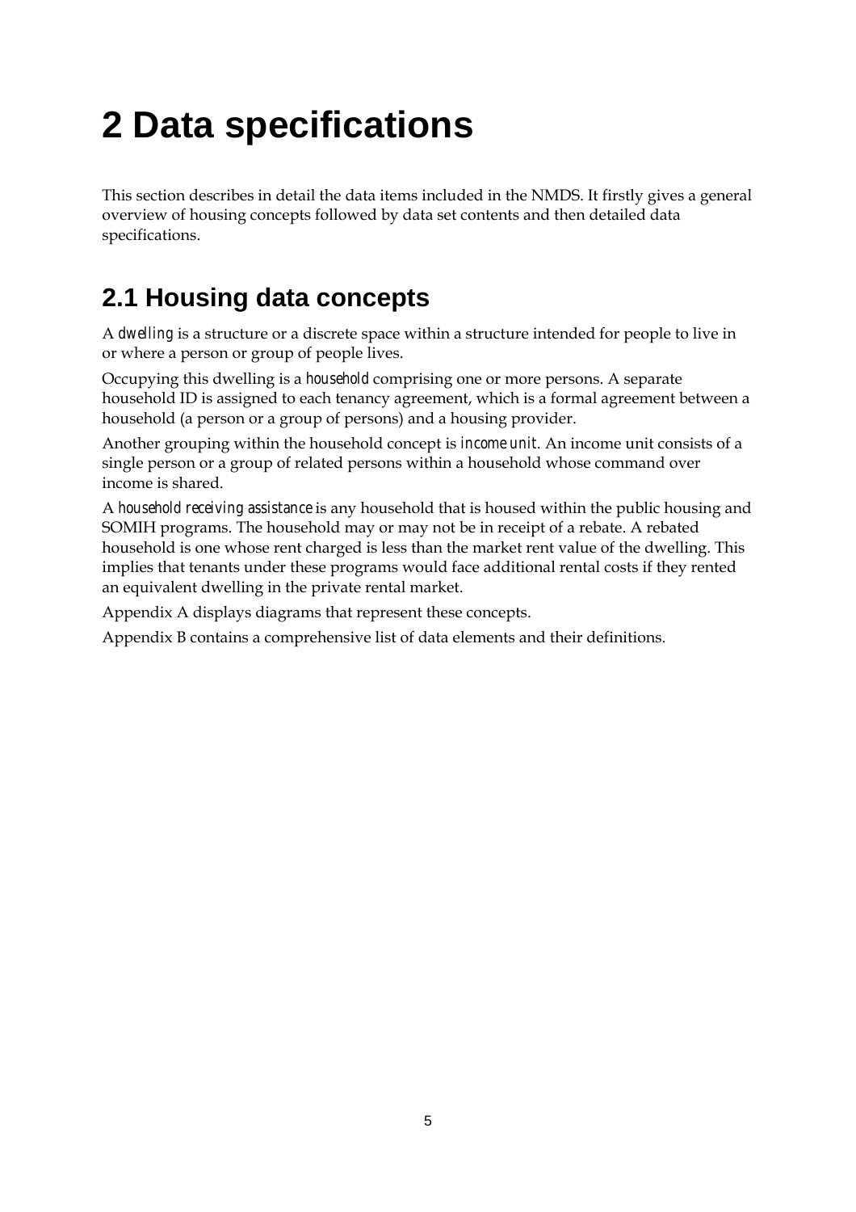# 2 Data specifications

This section describes in detail the data items included in the NMDS. It firstly gives a general overview of housing concepts followed by data set contents and then detailed data specifications.

## 2.1 Housing data concepts

A *dwelling* is a structure or a discrete space within a structure intended for people to live in or where a person or group of people lives.

Occupying this dwelling is a *household* comprising one or more persons. A separate household ID is assigned to each tenancy agreement, which is a formal agreement between a household (a person or a group of persons) and a housing provider.

Another grouping within the household concept is *income unit*. An income unit consists of a single person or a group of related persons within a household whose command over income is shared.

A *household receiving assistance* is any household that is housed within the public housing and SOMIH programs. The household may or may not be in receipt of a rebate. A rebated household is one whose rent charged is less than the market rent value of the dwelling. This implies that tenants under these programs would face additional rental costs if they rented an equivalent dwelling in the private rental market.

Appendix A displays diagrams that represent these concepts.

Appendix B contains a comprehensive list of data elements and their definitions.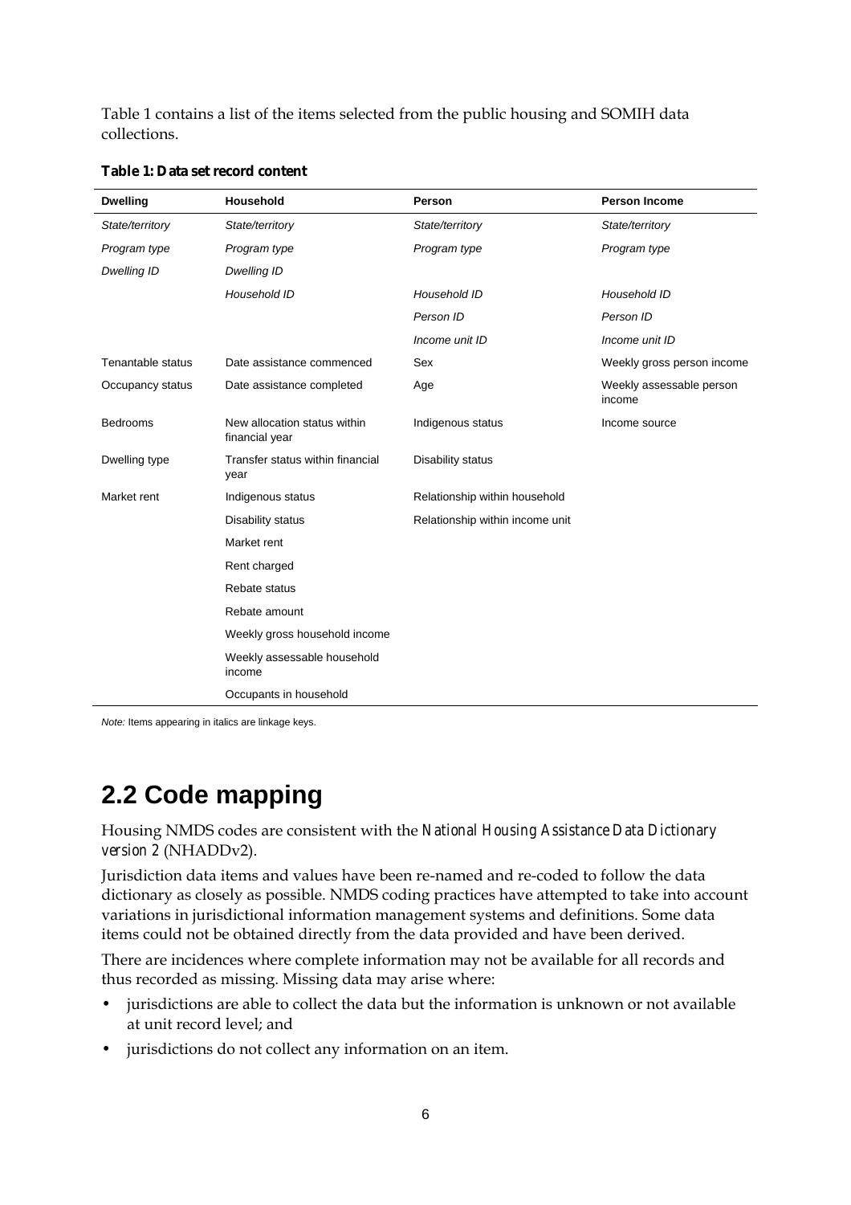Table 1 contains a list of the items selected from the public housing and SOMIH data collections.

**Table 1: Data set record content**

| Dwelling | Household | Person | Person Income |
|---|---|---|---|
| *State/territory* | *State/territory* | *State/territory* | *State/territory* |
| *Program type* | *Program type* | *Program type* | *Program type* |
| *Dwelling ID* | *Dwelling ID* | | |
| | *Household ID* | *Household ID* | *Household ID* |
| | | *Person ID* | *Person ID* |
| | | *Income unit ID* | *Income unit ID* |
| Tenantable status | Date assistance commenced | Sex | Weekly gross person income |
| Occupancy status | Date assistance completed | Age | Weekly assessable person income |
| Bedrooms | New allocation status within financial year | Indigenous status | Income source |
| Dwelling type | Transfer status within financial year | Disability status | |
| Market rent | Indigenous status | Relationship within household | |
| | Disability status | Relationship within income unit | |
| | Market rent | | |
| | Rent charged | | |
| | Rebate status | | |
| | Rebate amount | | |
| | Weekly gross household income | | |
| | Weekly assessable household income | | |
| | Occupants in household | | |

*Note:* Items appearing in italics are linkage keys.

## 2.2 Code mapping

Housing NMDS codes are consistent with the *National Housing Assistance Data Dictionary version 2* (NHADDv2).

Jurisdiction data items and values have been re-named and re-coded to follow the data dictionary as closely as possible. NMDS coding practices have attempted to take into account variations in jurisdictional information management systems and definitions. Some data items could not be obtained directly from the data provided and have been derived.

There are incidences where complete information may not be available for all records and thus recorded as missing. Missing data may arise where:

- jurisdictions are able to collect the data but the information is unknown or not available at unit record level; and
- jurisdictions do not collect any information on an item.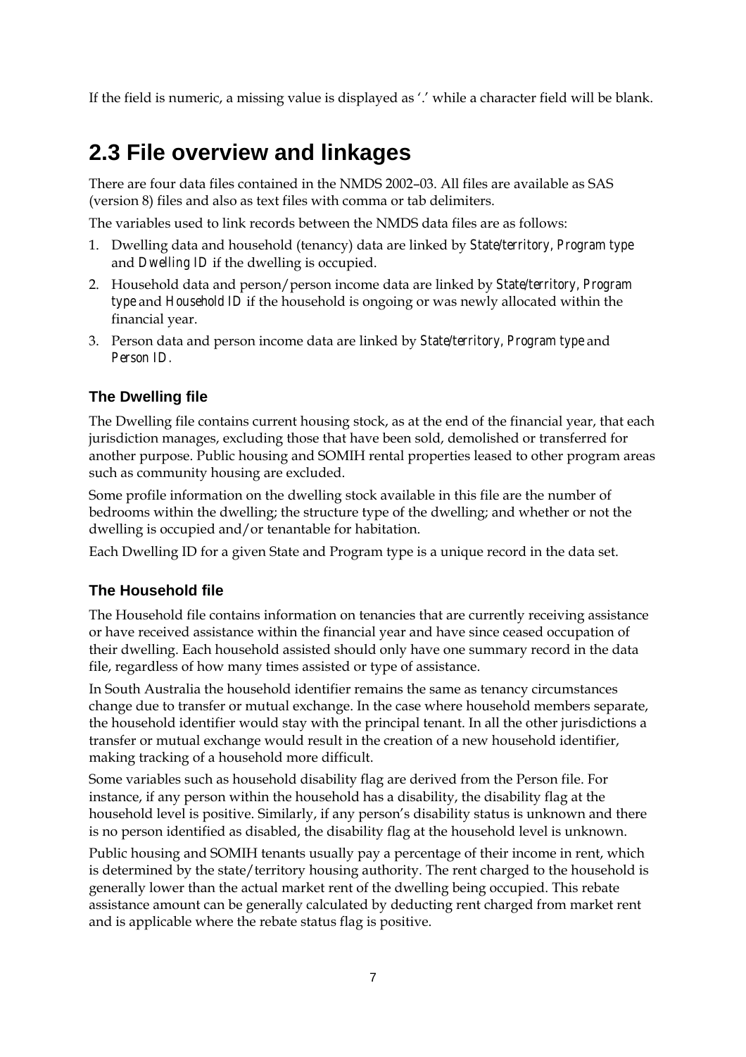If the field is numeric, a missing value is displayed as '.' while a character field will be blank.

## 2.3 File overview and linkages

There are four data files contained in the NMDS 2002–03. All files are available as SAS (version 8) files and also as text files with comma or tab delimiters.

The variables used to link records between the NMDS data files are as follows:

1. Dwelling data and household (tenancy) data are linked by *State/territory*, *Program type* and *Dwelling ID* if the dwelling is occupied.
2. Household data and person/person income data are linked by *State/territory*, *Program type* and *Household ID* if the household is ongoing or was newly allocated within the financial year.
3. Person data and person income data are linked by *State/territory*, *Program type* and *Person ID*.

### The Dwelling file

The Dwelling file contains current housing stock, as at the end of the financial year, that each jurisdiction manages, excluding those that have been sold, demolished or transferred for another purpose. Public housing and SOMIH rental properties leased to other program areas such as community housing are excluded.

Some profile information on the dwelling stock available in this file are the number of bedrooms within the dwelling; the structure type of the dwelling; and whether or not the dwelling is occupied and/or tenantable for habitation.

Each Dwelling ID for a given State and Program type is a unique record in the data set.

### The Household file

The Household file contains information on tenancies that are currently receiving assistance or have received assistance within the financial year and have since ceased occupation of their dwelling. Each household assisted should only have one summary record in the data file, regardless of how many times assisted or type of assistance.

In South Australia the household identifier remains the same as tenancy circumstances change due to transfer or mutual exchange. In the case where household members separate, the household identifier would stay with the principal tenant. In all the other jurisdictions a transfer or mutual exchange would result in the creation of a new household identifier, making tracking of a household more difficult.

Some variables such as household disability flag are derived from the Person file. For instance, if any person within the household has a disability, the disability flag at the household level is positive. Similarly, if any person's disability status is unknown and there is no person identified as disabled, the disability flag at the household level is unknown.

Public housing and SOMIH tenants usually pay a percentage of their income in rent, which is determined by the state/territory housing authority. The rent charged to the household is generally lower than the actual market rent of the dwelling being occupied. This rebate assistance amount can be generally calculated by deducting rent charged from market rent and is applicable where the rebate status flag is positive.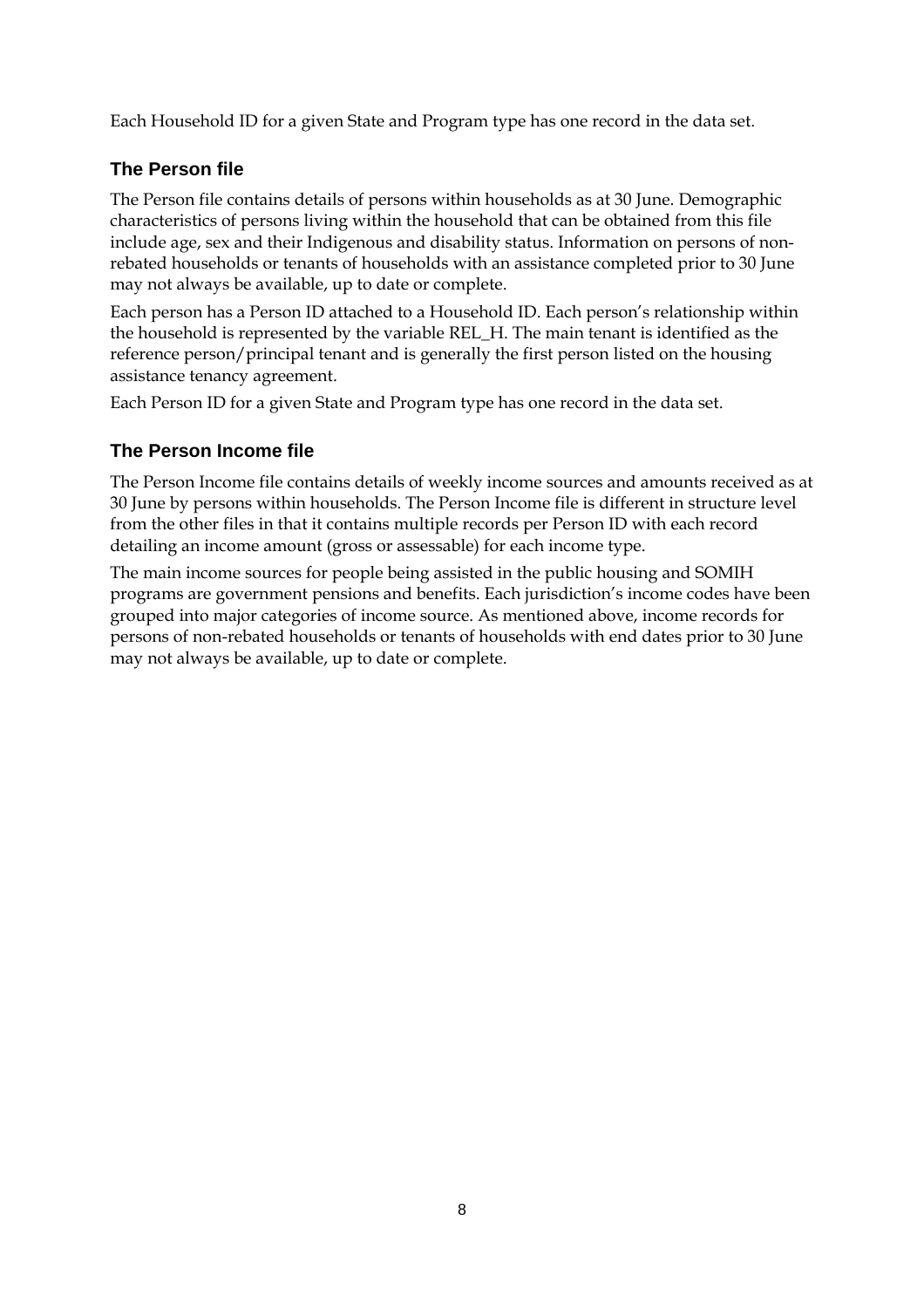Each Household ID for a given State and Program type has one record in the data set.

### The Person file

The Person file contains details of persons within households as at 30 June. Demographic characteristics of persons living within the household that can be obtained from this file include age, sex and their Indigenous and disability status. Information on persons of non-rebated households or tenants of households with an assistance completed prior to 30 June may not always be available, up to date or complete.

Each person has a Person ID attached to a Household ID. Each person's relationship within the household is represented by the variable REL_H. The main tenant is identified as the reference person/principal tenant and is generally the first person listed on the housing assistance tenancy agreement.

Each Person ID for a given State and Program type has one record in the data set.

### The Person Income file

The Person Income file contains details of weekly income sources and amounts received as at 30 June by persons within households. The Person Income file is different in structure level from the other files in that it contains multiple records per Person ID with each record detailing an income amount (gross or assessable) for each income type.

The main income sources for people being assisted in the public housing and SOMIH programs are government pensions and benefits. Each jurisdiction's income codes have been grouped into major categories of income source. As mentioned above, income records for persons of non-rebated households or tenants of households with end dates prior to 30 June may not always be available, up to date or complete.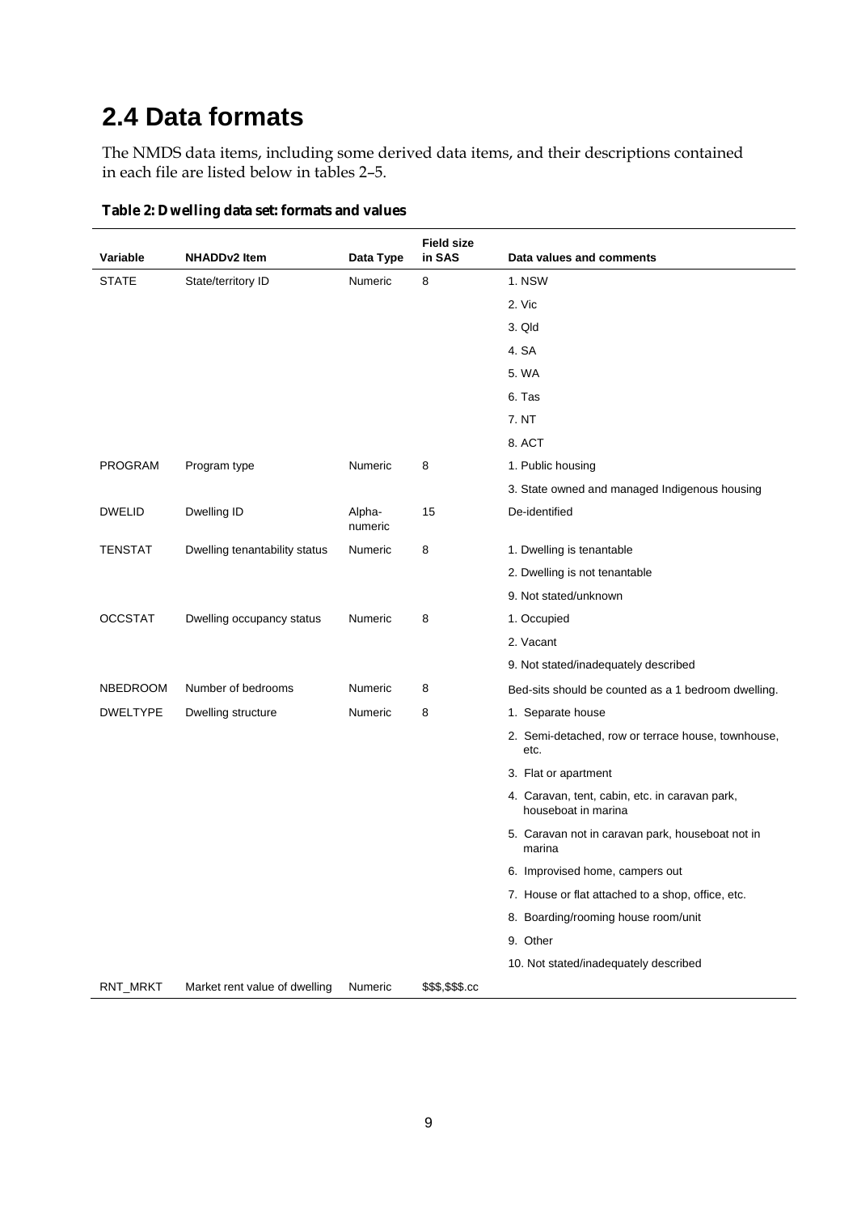## 2.4 Data formats

The NMDS data items, including some derived data items, and their descriptions contained in each file are listed below in tables 2–5.

**Table 2: Dwelling data set: formats and values**

| Variable | NHADDv2 Item | Data Type | Field size in SAS | Data values and comments |
|---|---|---|---|---|
| STATE | State/territory ID | Numeric | 8 | 1. NSW |
| | | | | 2. Vic |
| | | | | 3. Qld |
| | | | | 4. SA |
| | | | | 5. WA |
| | | | | 6. Tas |
| | | | | 7. NT |
| | | | | 8. ACT |
| PROGRAM | Program type | Numeric | 8 | 1. Public housing |
| | | | | 3. State owned and managed Indigenous housing |
| DWELID | Dwelling ID | Alpha-numeric | 15 | De-identified |
| TENSTAT | Dwelling tenantability status | Numeric | 8 | 1. Dwelling is tenantable |
| | | | | 2. Dwelling is not tenantable |
| | | | | 9. Not stated/unknown |
| OCCSTAT | Dwelling occupancy status | Numeric | 8 | 1. Occupied |
| | | | | 2. Vacant |
| | | | | 9. Not stated/inadequately described |
| NBEDROOM | Number of bedrooms | Numeric | 8 | Bed-sits should be counted as a 1 bedroom dwelling. |
| DWELTYPE | Dwelling structure | Numeric | 8 | 1. Separate house |
| | | | | 2. Semi-detached, row or terrace house, townhouse, etc. |
| | | | | 3. Flat or apartment |
| | | | | 4. Caravan, tent, cabin, etc. in caravan park, houseboat in marina |
| | | | | 5. Caravan not in caravan park, houseboat not in marina |
| | | | | 6. Improvised home, campers out |
| | | | | 7. House or flat attached to a shop, office, etc. |
| | | | | 8. Boarding/rooming house room/unit |
| | | | | 9. Other |
| | | | | 10. Not stated/inadequately described |
| RNT_MRKT | Market rent value of dwelling | Numeric | $$$,$$$.cc | |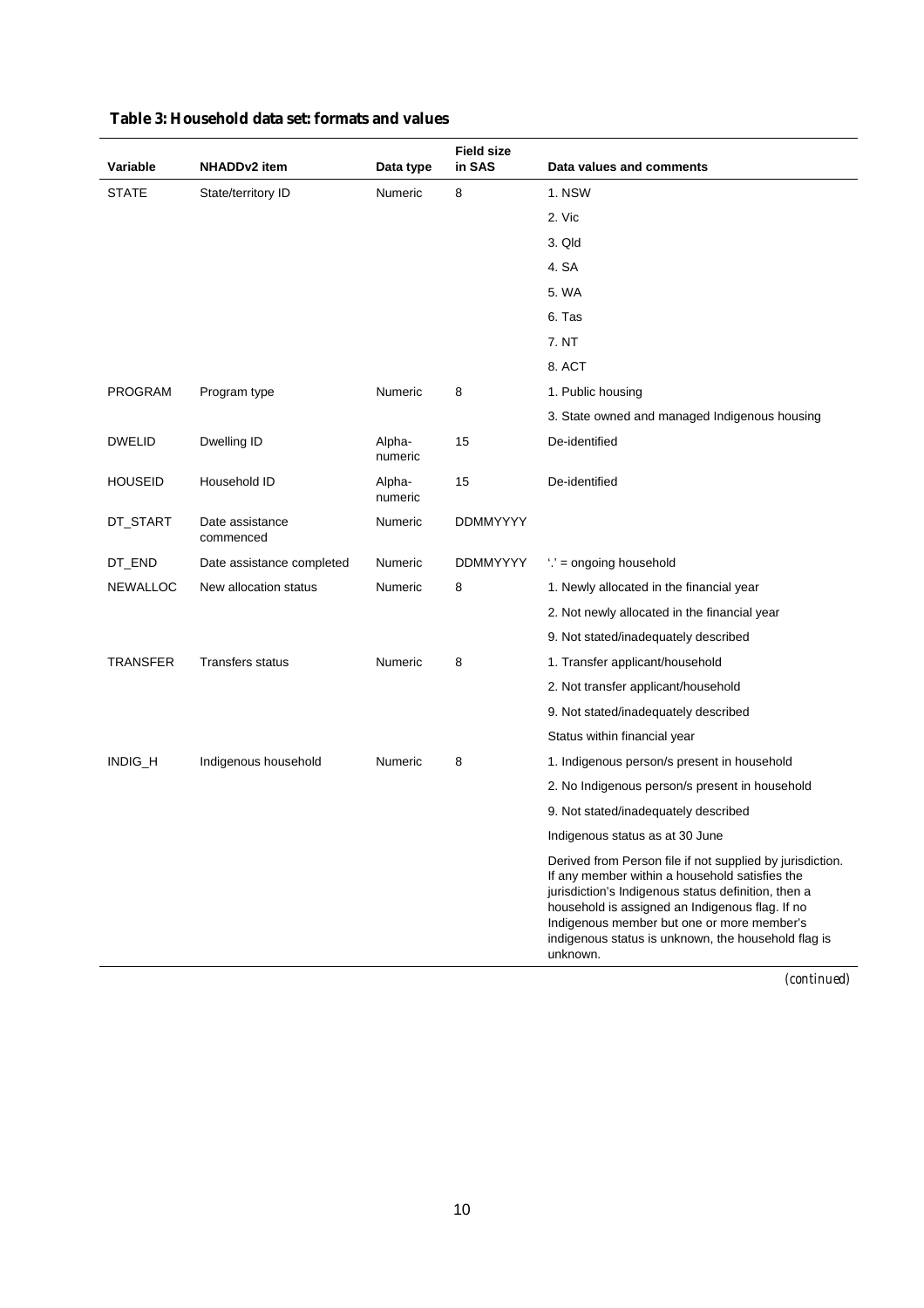**Table 3: Household data set: formats and values**

| Variable | NHADDv2 item | Data type | Field size in SAS | Data values and comments |
|---|---|---|---|---|
| STATE | State/territory ID | Numeric | 8 | 1. NSW |
| | | | | 2. Vic |
| | | | | 3. Qld |
| | | | | 4. SA |
| | | | | 5. WA |
| | | | | 6. Tas |
| | | | | 7. NT |
| | | | | 8. ACT |
| PROGRAM | Program type | Numeric | 8 | 1. Public housing |
| | | | | 3. State owned and managed Indigenous housing |
| DWELID | Dwelling ID | Alpha-numeric | 15 | De-identified |
| HOUSEID | Household ID | Alpha-numeric | 15 | De-identified |
| DT_START | Date assistance commenced | Numeric | DDMMYYYY | |
| DT_END | Date assistance completed | Numeric | DDMMYYYY | '.' = ongoing household |
| NEWALLOC | New allocation status | Numeric | 8 | 1. Newly allocated in the financial year |
| | | | | 2. Not newly allocated in the financial year |
| | | | | 9. Not stated/inadequately described |
| TRANSFER | Transfers status | Numeric | 8 | 1. Transfer applicant/household |
| | | | | 2. Not transfer applicant/household |
| | | | | 9. Not stated/inadequately described |
| | | | | Status within financial year |
| INDIG_H | Indigenous household | Numeric | 8 | 1. Indigenous person/s present in household |
| | | | | 2. No Indigenous person/s present in household |
| | | | | 9. Not stated/inadequately described |
| | | | | Indigenous status as at 30 June |
| | | | | Derived from Person file if not supplied by jurisdiction. If any member within a household satisfies the jurisdiction's Indigenous status definition, then a household is assigned an Indigenous flag. If no Indigenous member but one or more member's indigenous status is unknown, the household flag is unknown. |

*(continued)*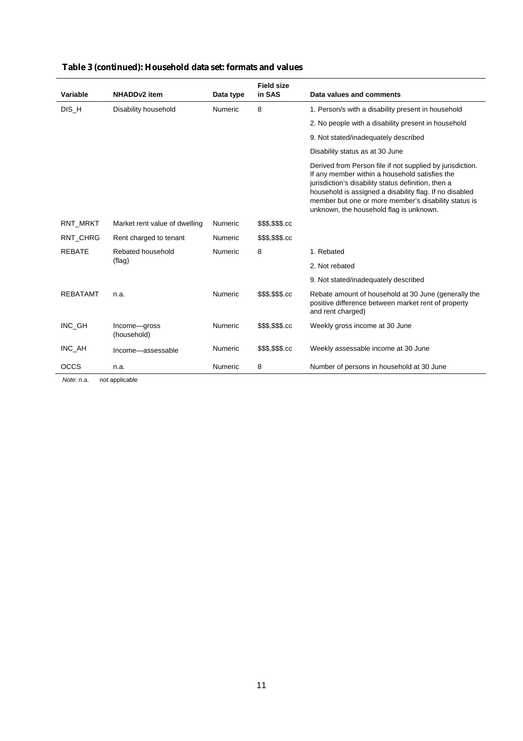**Table 3 (continued): Household data set: formats and values**

| Variable | NHADDv2 item | Data type | Field size in SAS | Data values and comments |
|---|---|---|---|---|
| DIS_H | Disability household | Numeric | 8 | 1. Person/s with a disability present in household |
| | | | | 2. No people with a disability present in household |
| | | | | 9. Not stated/inadequately described |
| | | | | Disability status as at 30 June |
| | | | | Derived from Person file if not supplied by jurisdiction. If any member within a household satisfies the jurisdiction's disability status definition, then a household is assigned a disability flag. If no disabled member but one or more member's disability status is unknown, the household flag is unknown. |
| RNT_MRKT | Market rent value of dwelling | Numeric | $$$,$$$.cc | |
| RNT_CHRG | Rent charged to tenant | Numeric | $$$,$$$.cc | |
| REBATE | Rebated household (flag) | Numeric | 8 | 1. Rebated |
| | | | | 2. Not rebated |
| | | | | 9. Not stated/inadequately described |
| REBATAMT | n.a. | Numeric | $$$,$$$.cc | Rebate amount of household at 30 June (generally the positive difference between market rent of property and rent charged) |
| INC_GH | Income—gross (household) | Numeric | $$$,$$$.cc | Weekly gross income at 30 June |
| INC_AH | Income—assessable | Numeric | $$$,$$$.cc | Weekly assessable income at 30 June |
| OCCS | n.a. | Numeric | 8 | Number of persons in household at 30 June |

*Note*: n.a. not applicable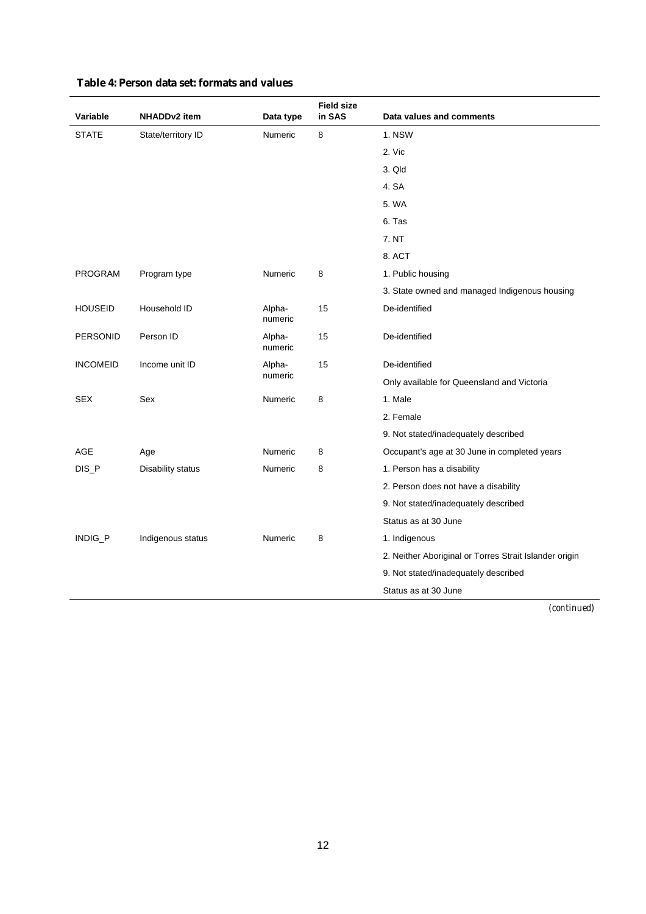**Table 4: Person data set: formats and values**

| Variable | NHADDv2 item | Data type | Field size in SAS | Data values and comments |
|---|---|---|---|---|
| STATE | State/territory ID | Numeric | 8 | 1. NSW |
| | | | | 2. Vic |
| | | | | 3. Qld |
| | | | | 4. SA |
| | | | | 5. WA |
| | | | | 6. Tas |
| | | | | 7. NT |
| | | | | 8. ACT |
| PROGRAM | Program type | Numeric | 8 | 1. Public housing |
| | | | | 3. State owned and managed Indigenous housing |
| HOUSEID | Household ID | Alpha-numeric | 15 | De-identified |
| PERSONID | Person ID | Alpha-numeric | 15 | De-identified |
| INCOMEID | Income unit ID | Alpha-numeric | 15 | De-identified |
| | | | | Only available for Queensland and Victoria |
| SEX | Sex | Numeric | 8 | 1. Male |
| | | | | 2. Female |
| | | | | 9. Not stated/inadequately described |
| AGE | Age | Numeric | 8 | Occupant's age at 30 June in completed years |
| DIS_P | Disability status | Numeric | 8 | 1. Person has a disability |
| | | | | 2. Person does not have a disability |
| | | | | 9. Not stated/inadequately described |
| | | | | Status as at 30 June |
| INDIG_P | Indigenous status | Numeric | 8 | 1. Indigenous |
| | | | | 2. Neither Aboriginal or Torres Strait Islander origin |
| | | | | 9. Not stated/inadequately described |
| | | | | Status as at 30 June |

*(continued)*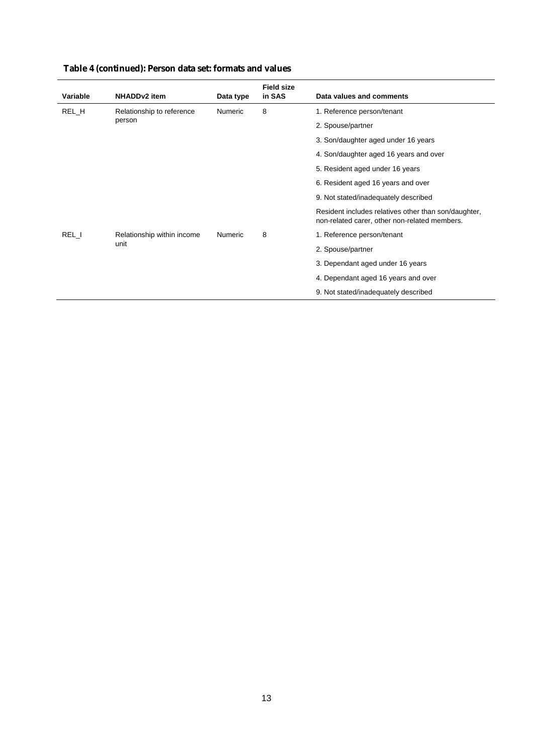**Table 4 (continued): Person data set: formats and values**

| Variable | NHADDv2 item | Data type | Field size in SAS | Data values and comments |
| --- | --- | --- | --- | --- |
| REL_H | Relationship to reference person | Numeric | 8 | 1. Reference person/tenant |
| | | | | 2. Spouse/partner |
| | | | | 3. Son/daughter aged under 16 years |
| | | | | 4. Son/daughter aged 16 years and over |
| | | | | 5. Resident aged under 16 years |
| | | | | 6. Resident aged 16 years and over |
| | | | | 9. Not stated/inadequately described |
| | | | | Resident includes relatives other than son/daughter, non-related carer, other non-related members. |
| REL_I | Relationship within income unit | Numeric | 8 | 1. Reference person/tenant |
| | | | | 2. Spouse/partner |
| | | | | 3. Dependant aged under 16 years |
| | | | | 4. Dependant aged 16 years and over |
| | | | | 9. Not stated/inadequately described |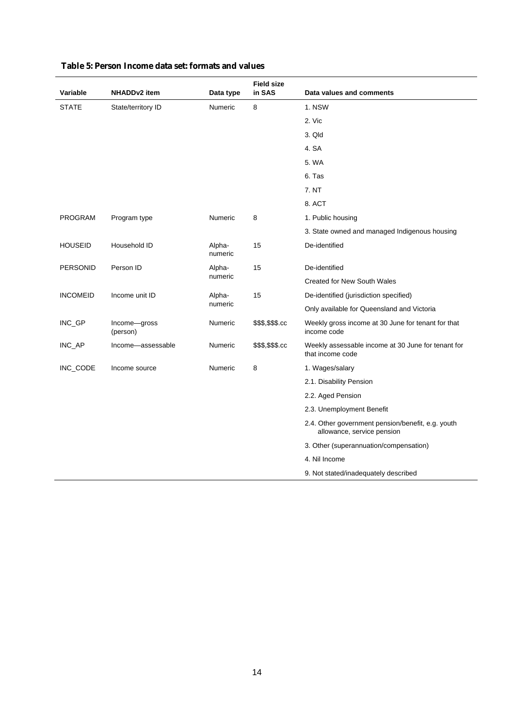**Table 5: Person Income data set: formats and values**

| Variable | NHADDv2 item | Data type | Field size in SAS | Data values and comments |
|---|---|---|---|---|
| STATE | State/territory ID | Numeric | 8 | 1. NSW |
| | | | | 2. Vic |
| | | | | 3. Qld |
| | | | | 4. SA |
| | | | | 5. WA |
| | | | | 6. Tas |
| | | | | 7. NT |
| | | | | 8. ACT |
| PROGRAM | Program type | Numeric | 8 | 1. Public housing |
| | | | | 3. State owned and managed Indigenous housing |
| HOUSEID | Household ID | Alpha-numeric | 15 | De-identified |
| PERSONID | Person ID | Alpha-numeric | 15 | De-identified |
| | | | | Created for New South Wales |
| INCOMEID | Income unit ID | Alpha-numeric | 15 | De-identified (jurisdiction specified) |
| | | | | Only available for Queensland and Victoria |
| INC_GP | Income—gross (person) | Numeric | $$$,$$$.cc | Weekly gross income at 30 June for tenant for that income code |
| INC_AP | Income—assessable | Numeric | $$$,$$$.cc | Weekly assessable income at 30 June for tenant for that income code |
| INC_CODE | Income source | Numeric | 8 | 1. Wages/salary |
| | | | | 2.1. Disability Pension |
| | | | | 2.2. Aged Pension |
| | | | | 2.3. Unemployment Benefit |
| | | | | 2.4. Other government pension/benefit, e.g. youth allowance, service pension |
| | | | | 3. Other (superannuation/compensation) |
| | | | | 4. Nil Income |
| | | | | 9. Not stated/inadequately described |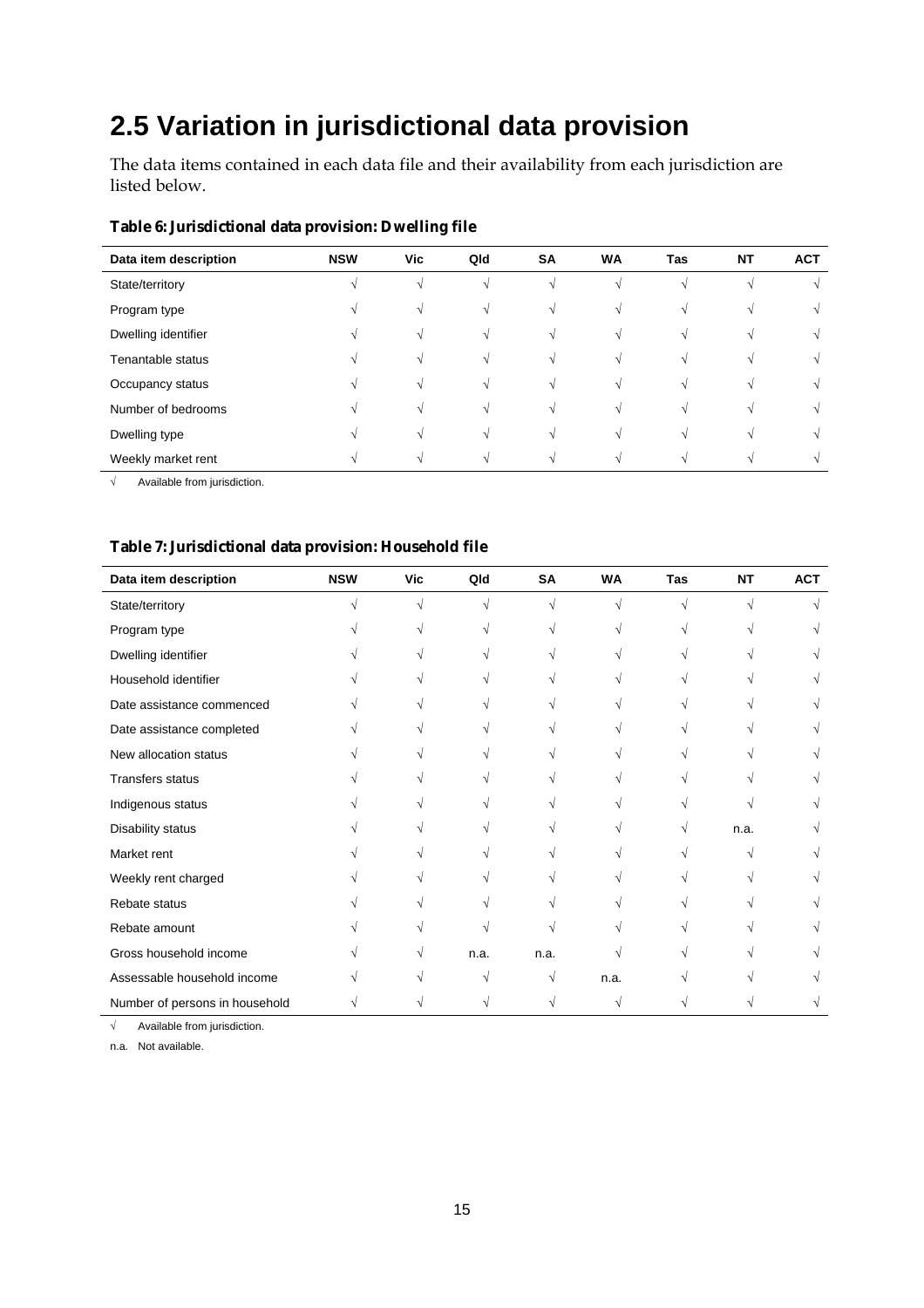## 2.5 Variation in jurisdictional data provision

The data items contained in each data file and their availability from each jurisdiction are listed below.

**Table 6: Jurisdictional data provision: Dwelling file**

| Data item description | NSW | Vic | Qld | SA | WA | Tas | NT | ACT |
|---|---|---|---|---|---|---|---|---|
| State/territory | √ | √ | √ | √ | √ | √ | √ | √ |
| Program type | √ | √ | √ | √ | √ | √ | √ | √ |
| Dwelling identifier | √ | √ | √ | √ | √ | √ | √ | √ |
| Tenantable status | √ | √ | √ | √ | √ | √ | √ | √ |
| Occupancy status | √ | √ | √ | √ | √ | √ | √ | √ |
| Number of bedrooms | √ | √ | √ | √ | √ | √ | √ | √ |
| Dwelling type | √ | √ | √ | √ | √ | √ | √ | √ |
| Weekly market rent | √ | √ | √ | √ | √ | √ | √ | √ |

√ Available from jurisdiction.

**Table 7: Jurisdictional data provision: Household file**

| Data item description | NSW | Vic | Qld | SA | WA | Tas | NT | ACT |
|---|---|---|---|---|---|---|---|---|
| State/territory | √ | √ | √ | √ | √ | √ | √ | √ |
| Program type | √ | √ | √ | √ | √ | √ | √ | √ |
| Dwelling identifier | √ | √ | √ | √ | √ | √ | √ | √ |
| Household identifier | √ | √ | √ | √ | √ | √ | √ | √ |
| Date assistance commenced | √ | √ | √ | √ | √ | √ | √ | √ |
| Date assistance completed | √ | √ | √ | √ | √ | √ | √ | √ |
| New allocation status | √ | √ | √ | √ | √ | √ | √ | √ |
| Transfers status | √ | √ | √ | √ | √ | √ | √ | √ |
| Indigenous status | √ | √ | √ | √ | √ | √ | √ | √ |
| Disability status | √ | √ | √ | √ | √ | √ | n.a. | √ |
| Market rent | √ | √ | √ | √ | √ | √ | √ | √ |
| Weekly rent charged | √ | √ | √ | √ | √ | √ | √ | √ |
| Rebate status | √ | √ | √ | √ | √ | √ | √ | √ |
| Rebate amount | √ | √ | √ | √ | √ | √ | √ | √ |
| Gross household income | √ | √ | n.a. | n.a. | √ | √ | √ | √ |
| Assessable household income | √ | √ | √ | √ | n.a. | √ | √ | √ |
| Number of persons in household | √ | √ | √ | √ | √ | √ | √ | √ |

√ Available from jurisdiction.

n.a. Not available.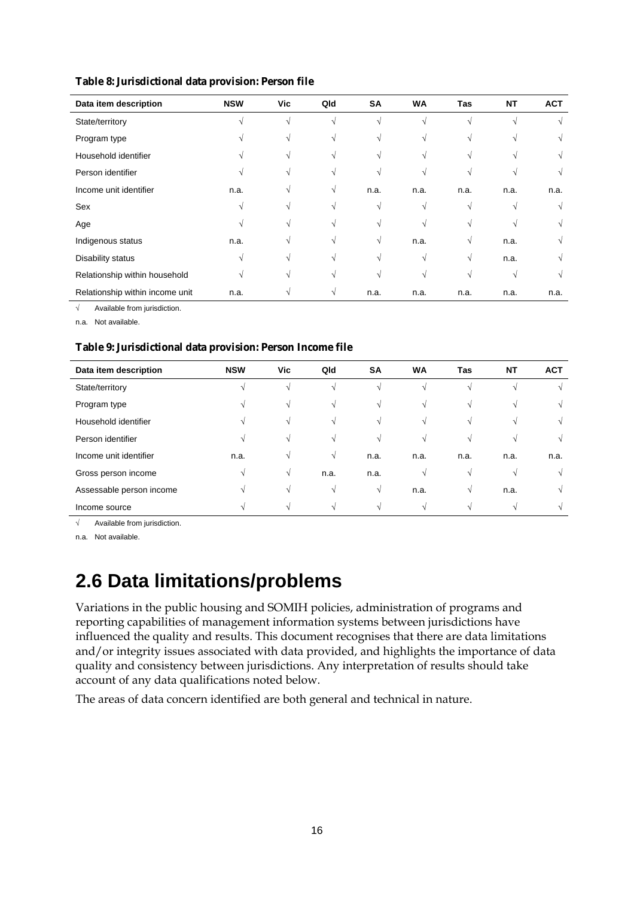**Table 8: Jurisdictional data provision: Person file**

| Data item description | NSW | Vic | Qld | SA | WA | Tas | NT | ACT |
|---|---|---|---|---|---|---|---|---|
| State/territory | √ | √ | √ | √ | √ | √ | √ | √ |
| Program type | √ | √ | √ | √ | √ | √ | √ | √ |
| Household identifier | √ | √ | √ | √ | √ | √ | √ | √ |
| Person identifier | √ | √ | √ | √ | √ | √ | √ | √ |
| Income unit identifier | n.a. | √ | √ | n.a. | n.a. | n.a. | n.a. | n.a. |
| Sex | √ | √ | √ | √ | √ | √ | √ | √ |
| Age | √ | √ | √ | √ | √ | √ | √ | √ |
| Indigenous status | n.a. | √ | √ | √ | n.a. | √ | n.a. | √ |
| Disability status | √ | √ | √ | √ | √ | √ | n.a. | √ |
| Relationship within household | √ | √ | √ | √ | √ | √ | √ | √ |
| Relationship within income unit | n.a. | √ | √ | n.a. | n.a. | n.a. | n.a. | n.a. |

√ Available from jurisdiction.

n.a. Not available.

**Table 9: Jurisdictional data provision: Person Income file**

| Data item description | NSW | Vic | Qld | SA | WA | Tas | NT | ACT |
|---|---|---|---|---|---|---|---|---|
| State/territory | √ | √ | √ | √ | √ | √ | √ | √ |
| Program type | √ | √ | √ | √ | √ | √ | √ | √ |
| Household identifier | √ | √ | √ | √ | √ | √ | √ | √ |
| Person identifier | √ | √ | √ | √ | √ | √ | √ | √ |
| Income unit identifier | n.a. | √ | √ | n.a. | n.a. | n.a. | n.a. | n.a. |
| Gross person income | √ | √ | n.a. | n.a. | √ | √ | √ | √ |
| Assessable person income | √ | √ | √ | √ | n.a. | √ | n.a. | √ |
| Income source | √ | √ | √ | √ | √ | √ | √ | √ |

√ Available from jurisdiction.

n.a. Not available.

# 2.6 Data limitations/problems

Variations in the public housing and SOMIH policies, administration of programs and reporting capabilities of management information systems between jurisdictions have influenced the quality and results. This document recognises that there are data limitations and/or integrity issues associated with data provided, and highlights the importance of data quality and consistency between jurisdictions. Any interpretation of results should take account of any data qualifications noted below.

The areas of data concern identified are both general and technical in nature.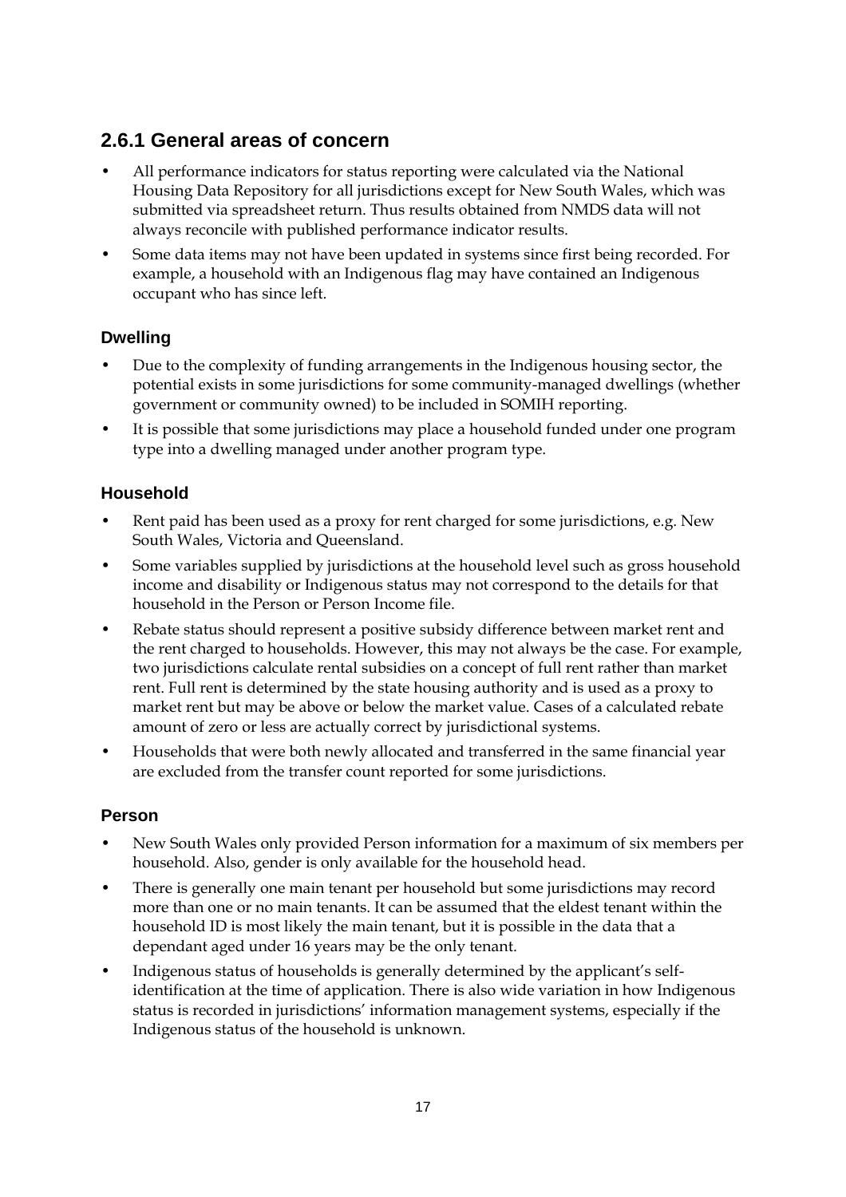### 2.6.1 General areas of concern

- All performance indicators for status reporting were calculated via the National Housing Data Repository for all jurisdictions except for New South Wales, which was submitted via spreadsheet return. Thus results obtained from NMDS data will not always reconcile with published performance indicator results.
- Some data items may not have been updated in systems since first being recorded. For example, a household with an Indigenous flag may have contained an Indigenous occupant who has since left.

#### Dwelling

- Due to the complexity of funding arrangements in the Indigenous housing sector, the potential exists in some jurisdictions for some community-managed dwellings (whether government or community owned) to be included in SOMIH reporting.
- It is possible that some jurisdictions may place a household funded under one program type into a dwelling managed under another program type.

#### Household

- Rent paid has been used as a proxy for rent charged for some jurisdictions, e.g. New South Wales, Victoria and Queensland.
- Some variables supplied by jurisdictions at the household level such as gross household income and disability or Indigenous status may not correspond to the details for that household in the Person or Person Income file.
- Rebate status should represent a positive subsidy difference between market rent and the rent charged to households. However, this may not always be the case. For example, two jurisdictions calculate rental subsidies on a concept of full rent rather than market rent. Full rent is determined by the state housing authority and is used as a proxy to market rent but may be above or below the market value. Cases of a calculated rebate amount of zero or less are actually correct by jurisdictional systems.
- Households that were both newly allocated and transferred in the same financial year are excluded from the transfer count reported for some jurisdictions.

#### Person

- New South Wales only provided Person information for a maximum of six members per household. Also, gender is only available for the household head.
- There is generally one main tenant per household but some jurisdictions may record more than one or no main tenants. It can be assumed that the eldest tenant within the household ID is most likely the main tenant, but it is possible in the data that a dependant aged under 16 years may be the only tenant.
- Indigenous status of households is generally determined by the applicant's self-identification at the time of application. There is also wide variation in how Indigenous status is recorded in jurisdictions' information management systems, especially if the Indigenous status of the household is unknown.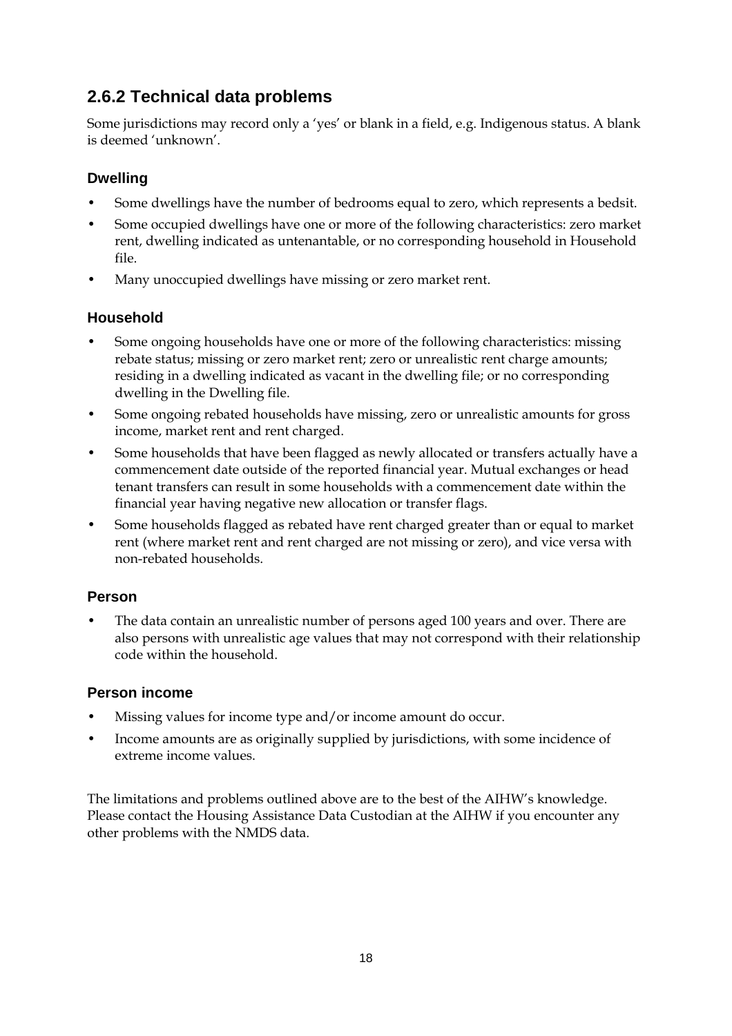## 2.6.2 Technical data problems

Some jurisdictions may record only a 'yes' or blank in a field, e.g. Indigenous status. A blank is deemed 'unknown'.

### Dwelling

- Some dwellings have the number of bedrooms equal to zero, which represents a bedsit.
- Some occupied dwellings have one or more of the following characteristics: zero market rent, dwelling indicated as untenantable, or no corresponding household in Household file.
- Many unoccupied dwellings have missing or zero market rent.

### Household

- Some ongoing households have one or more of the following characteristics: missing rebate status; missing or zero market rent; zero or unrealistic rent charge amounts; residing in a dwelling indicated as vacant in the dwelling file; or no corresponding dwelling in the Dwelling file.
- Some ongoing rebated households have missing, zero or unrealistic amounts for gross income, market rent and rent charged.
- Some households that have been flagged as newly allocated or transfers actually have a commencement date outside of the reported financial year. Mutual exchanges or head tenant transfers can result in some households with a commencement date within the financial year having negative new allocation or transfer flags.
- Some households flagged as rebated have rent charged greater than or equal to market rent (where market rent and rent charged are not missing or zero), and vice versa with non-rebated households.

### Person

- The data contain an unrealistic number of persons aged 100 years and over. There are also persons with unrealistic age values that may not correspond with their relationship code within the household.

### Person income

- Missing values for income type and/or income amount do occur.
- Income amounts are as originally supplied by jurisdictions, with some incidence of extreme income values.

The limitations and problems outlined above are to the best of the AIHW's knowledge. Please contact the Housing Assistance Data Custodian at the AIHW if you encounter any other problems with the NMDS data.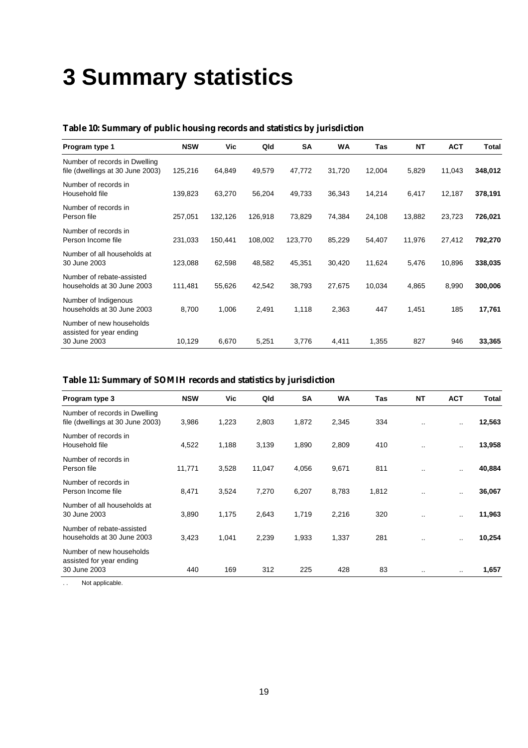# 3 Summary statistics

**Table 10: Summary of public housing records and statistics by jurisdiction**

| Program type 1 | NSW | Vic | Qld | SA | WA | Tas | NT | ACT | Total |
|---|---|---|---|---|---|---|---|---|---|
| Number of records in Dwelling file (dwellings at 30 June 2003) | 125,216 | 64,849 | 49,579 | 47,772 | 31,720 | 12,004 | 5,829 | 11,043 | **348,012** |
| Number of records in Household file | 139,823 | 63,270 | 56,204 | 49,733 | 36,343 | 14,214 | 6,417 | 12,187 | **378,191** |
| Number of records in Person file | 257,051 | 132,126 | 126,918 | 73,829 | 74,384 | 24,108 | 13,882 | 23,723 | **726,021** |
| Number of records in Person Income file | 231,033 | 150,441 | 108,002 | 123,770 | 85,229 | 54,407 | 11,976 | 27,412 | **792,270** |
| Number of all households at 30 June 2003 | 123,088 | 62,598 | 48,582 | 45,351 | 30,420 | 11,624 | 5,476 | 10,896 | **338,035** |
| Number of rebate-assisted households at 30 June 2003 | 111,481 | 55,626 | 42,542 | 38,793 | 27,675 | 10,034 | 4,865 | 8,990 | **300,006** |
| Number of Indigenous households at 30 June 2003 | 8,700 | 1,006 | 2,491 | 1,118 | 2,363 | 447 | 1,451 | 185 | **17,761** |
| Number of new households assisted for year ending 30 June 2003 | 10,129 | 6,670 | 5,251 | 3,776 | 4,411 | 1,355 | 827 | 946 | **33,365** |

**Table 11: Summary of SOMIH records and statistics by jurisdiction**

| Program type 3 | NSW | Vic | Qld | SA | WA | Tas | NT | ACT | Total |
|---|---|---|---|---|---|---|---|---|---|
| Number of records in Dwelling file (dwellings at 30 June 2003) | 3,986 | 1,223 | 2,803 | 1,872 | 2,345 | 334 | .. | .. | **12,563** |
| Number of records in Household file | 4,522 | 1,188 | 3,139 | 1,890 | 2,809 | 410 | .. | .. | **13,958** |
| Number of records in Person file | 11,771 | 3,528 | 11,047 | 4,056 | 9,671 | 811 | .. | .. | **40,884** |
| Number of records in Person Income file | 8,471 | 3,524 | 7,270 | 6,207 | 8,783 | 1,812 | .. | .. | **36,067** |
| Number of all households at 30 June 2003 | 3,890 | 1,175 | 2,643 | 1,719 | 2,216 | 320 | .. | .. | **11,963** |
| Number of rebate-assisted households at 30 June 2003 | 3,423 | 1,041 | 2,239 | 1,933 | 1,337 | 281 | .. | .. | **10,254** |
| Number of new households assisted for year ending 30 June 2003 | 440 | 169 | 312 | 225 | 428 | 83 | .. | .. | **1,657** |

. . Not applicable.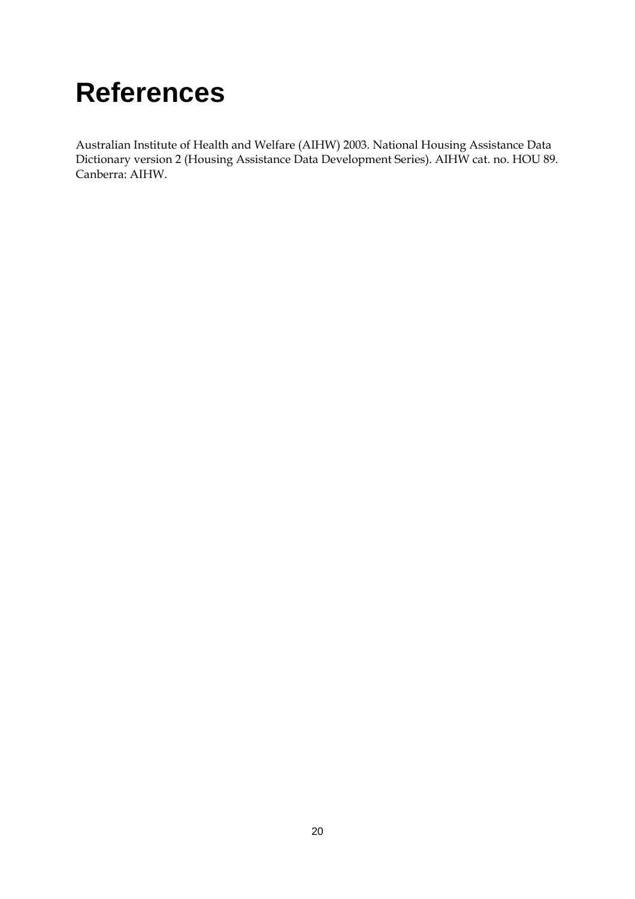# References

Australian Institute of Health and Welfare (AIHW) 2003. National Housing Assistance Data Dictionary version 2 (Housing Assistance Data Development Series). AIHW cat. no. HOU 89. Canberra: AIHW.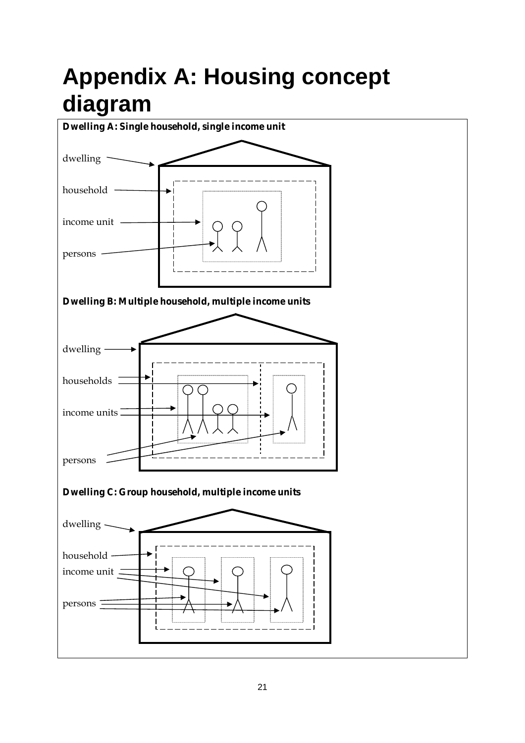# Appendix A: Housing concept diagram

**Dwelling A: Single household, single income unit**

dwelling

household

income unit

persons

**Dwelling B: Multiple household, multiple income units**

dwelling

households

income units

persons

**Dwelling C: Group household, multiple income units**

dwelling

household

income unit

persons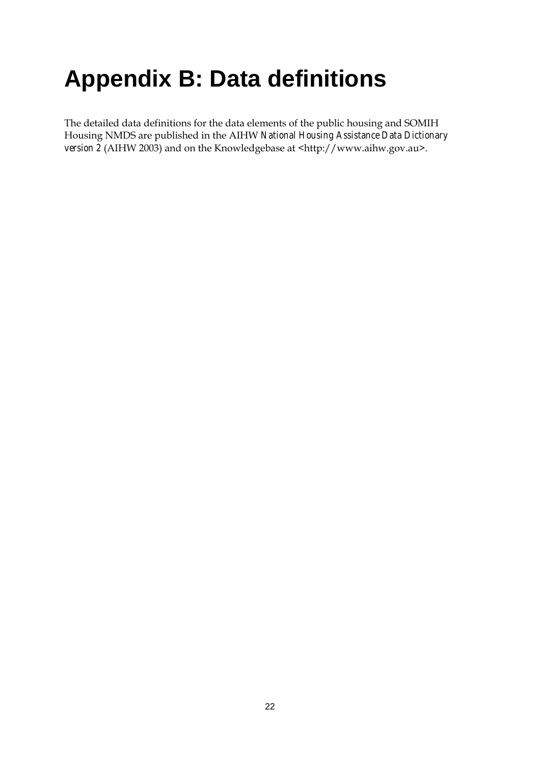# Appendix B: Data definitions

The detailed data definitions for the data elements of the public housing and SOMIH Housing NMDS are published in the AIHW *National Housing Assistance Data Dictionary version 2* (AIHW 2003) and on the Knowledgebase at <http://www.aihw.gov.au>.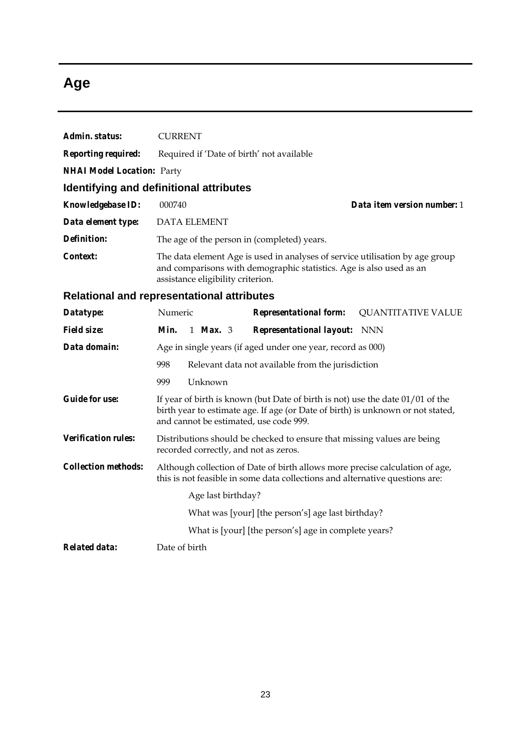# Age

**Admin. status:** CURRENT

**Reporting required:** Required if 'Date of birth' not available

**NHAI Model Location:** Party

## Identifying and definitional attributes

**Knowledgebase ID:** 000740 **Data item version number:** 1

**Data element type:** DATA ELEMENT

**Definition:** The age of the person in (completed) years.

**Context:** The data element Age is used in analyses of service utilisation by age group and comparisons with demographic statistics. Age is also used as an assistance eligibility criterion.

## Relational and representational attributes

**Datatype:** Numeric **Representational form:** QUANTITATIVE VALUE

**Field size:** **Min.** 1 **Max.** 3 **Representational layout:** NNN

**Data domain:** Age in single years (if aged under one year, record as 000)

998 Relevant data not available from the jurisdiction

999 Unknown

**Guide for use:** If year of birth is known (but Date of birth is not) use the date 01/01 of the birth year to estimate age. If age (or Date of birth) is unknown or not stated, and cannot be estimated, use code 999.

**Verification rules:** Distributions should be checked to ensure that missing values are being recorded correctly, and not as zeros.

**Collection methods:** Although collection of Date of birth allows more precise calculation of age, this is not feasible in some data collections and alternative questions are:

Age last birthday?

What was [your] [the person's] age last birthday?

What is [your] [the person's] age in complete years?

**Related data:** Date of birth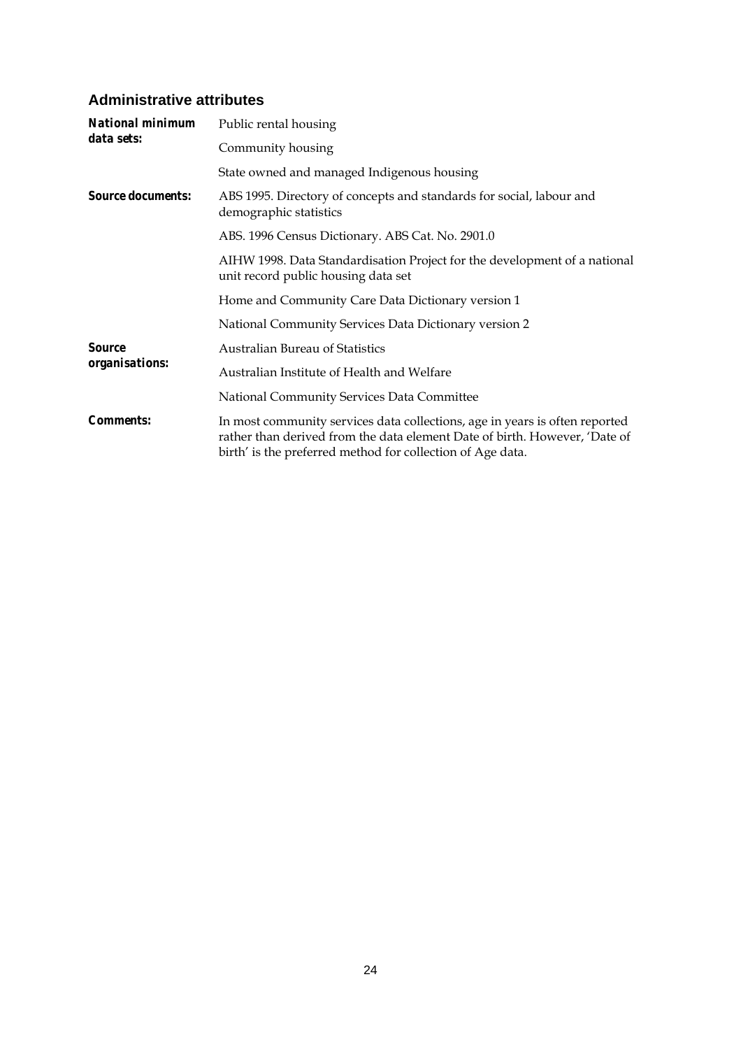## Administrative attributes

| | |
|---|---|
| ***National minimum data sets:*** | Public rental housing |
| | Community housing |
| | State owned and managed Indigenous housing |
| ***Source documents:*** | ABS 1995. Directory of concepts and standards for social, labour and demographic statistics |
| | ABS. 1996 Census Dictionary. ABS Cat. No. 2901.0 |
| | AIHW 1998. Data Standardisation Project for the development of a national unit record public housing data set |
| | Home and Community Care Data Dictionary version 1 |
| | National Community Services Data Dictionary version 2 |
| ***Source organisations:*** | Australian Bureau of Statistics |
| | Australian Institute of Health and Welfare |
| | National Community Services Data Committee |
| ***Comments:*** | In most community services data collections, age in years is often reported rather than derived from the data element Date of birth. However, 'Date of birth' is the preferred method for collection of Age data. |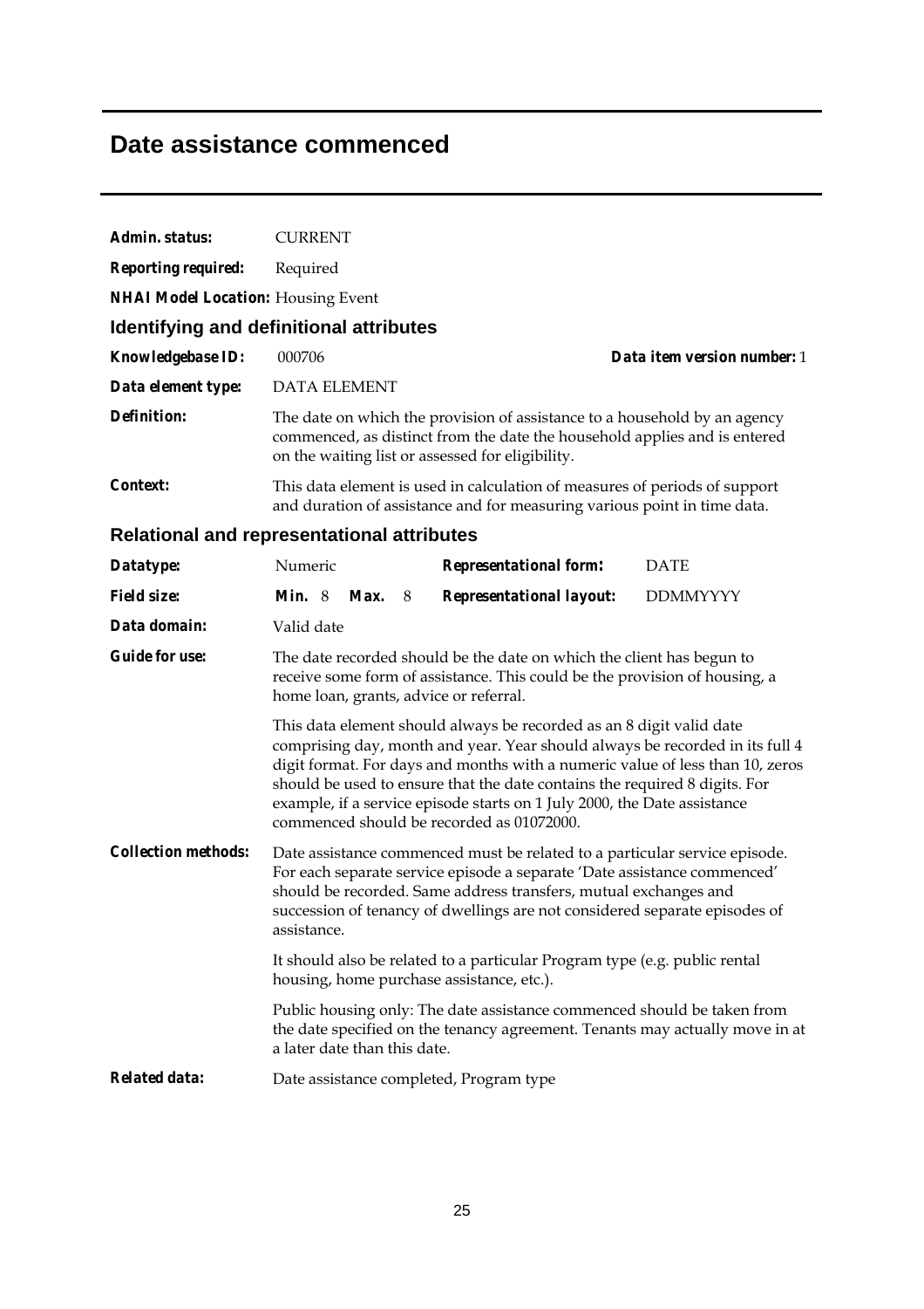# Date assistance commenced

***Admin. status:*** CURRENT

***Reporting required:*** Required

***NHAI Model Location:*** Housing Event

## Identifying and definitional attributes

***Knowledgebase ID:*** 000706 ***Data item version number:*** 1

***Data element type:*** DATA ELEMENT

***Definition:*** The date on which the provision of assistance to a household by an agency commenced, as distinct from the date the household applies and is entered on the waiting list or assessed for eligibility.

***Context:*** This data element is used in calculation of measures of periods of support and duration of assistance and for measuring various point in time data.

## Relational and representational attributes

***Datatype:*** Numeric ***Representational form:*** DATE

***Field size:*** ***Min.*** 8 ***Max.*** 8 ***Representational layout:*** DDMMYYYY

***Data domain:*** Valid date

***Guide for use:*** The date recorded should be the date on which the client has begun to receive some form of assistance. This could be the provision of housing, a home loan, grants, advice or referral.

This data element should always be recorded as an 8 digit valid date comprising day, month and year. Year should always be recorded in its full 4 digit format. For days and months with a numeric value of less than 10, zeros should be used to ensure that the date contains the required 8 digits. For example, if a service episode starts on 1 July 2000, the Date assistance commenced should be recorded as 01072000.

***Collection methods:*** Date assistance commenced must be related to a particular service episode. For each separate service episode a separate 'Date assistance commenced' should be recorded. Same address transfers, mutual exchanges and succession of tenancy of dwellings are not considered separate episodes of assistance.

It should also be related to a particular Program type (e.g. public rental housing, home purchase assistance, etc.).

Public housing only: The date assistance commenced should be taken from the date specified on the tenancy agreement. Tenants may actually move in at a later date than this date.

***Related data:*** Date assistance completed, Program type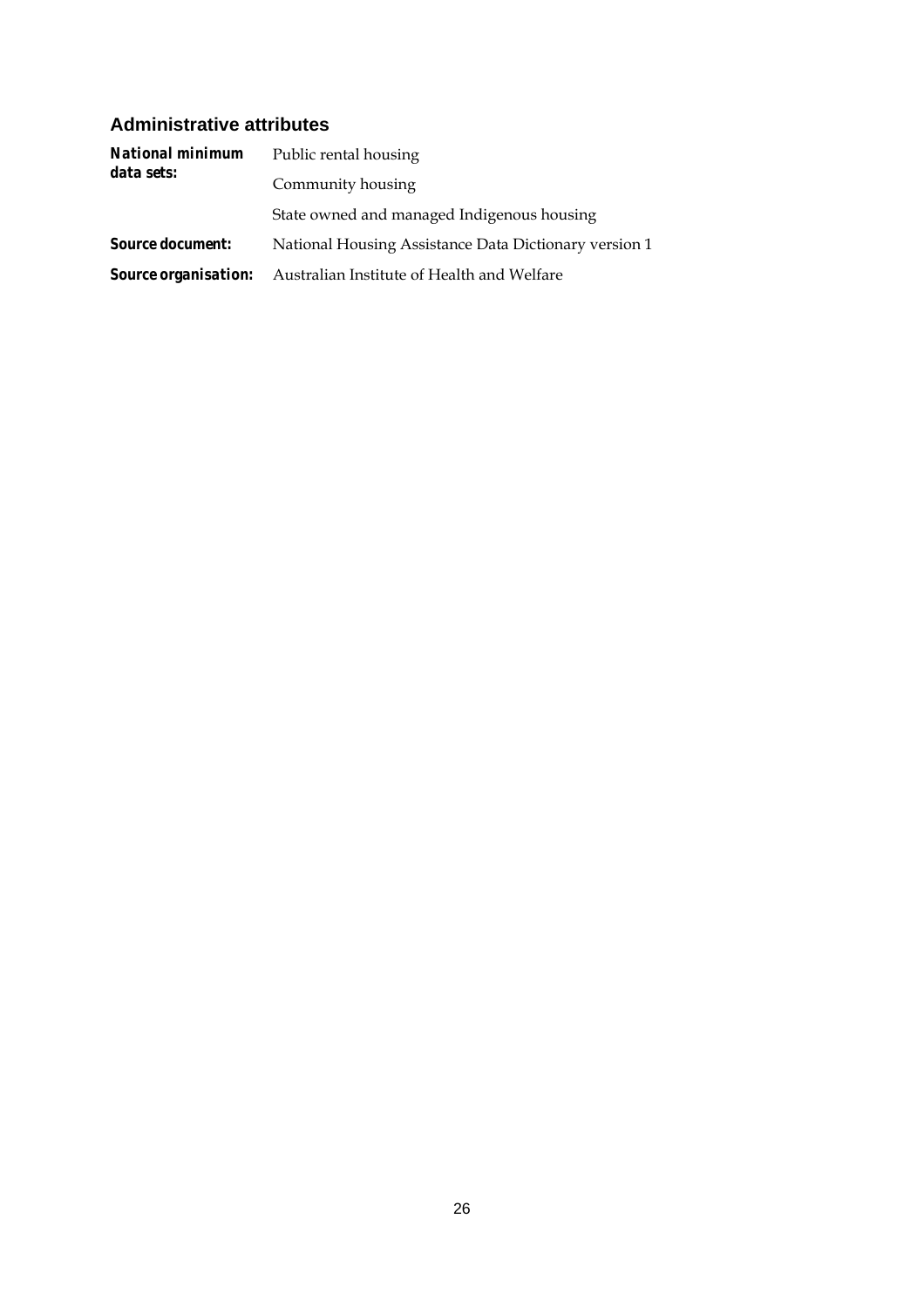### Administrative attributes

***National minimum data sets:*** Public rental housing

Community housing

State owned and managed Indigenous housing

***Source document:*** National Housing Assistance Data Dictionary version 1

***Source organisation:*** Australian Institute of Health and Welfare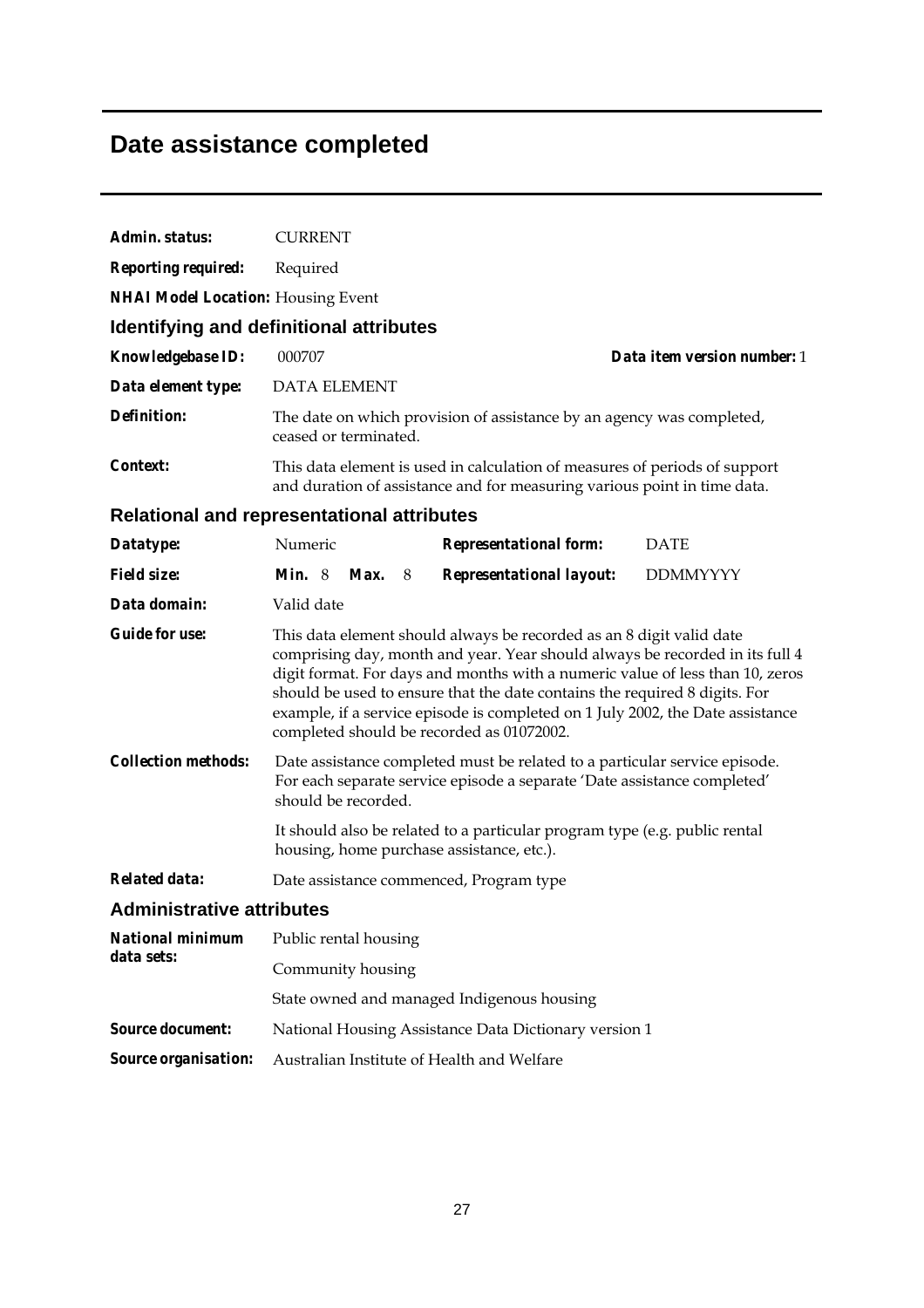# Date assistance completed

***Admin. status:*** CURRENT

***Reporting required:*** Required

***NHAI Model Location:*** Housing Event

## Identifying and definitional attributes

***Knowledgebase ID:*** 000707 ***Data item version number:*** 1

***Data element type:*** DATA ELEMENT

***Definition:*** The date on which provision of assistance by an agency was completed, ceased or terminated.

***Context:*** This data element is used in calculation of measures of periods of support and duration of assistance and for measuring various point in time data.

## Relational and representational attributes

***Datatype:*** Numeric ***Representational form:*** DATE

***Field size:*** ***Min.*** 8 ***Max.*** 8 ***Representational layout:*** DDMMYYYY

***Data domain:*** Valid date

***Guide for use:*** This data element should always be recorded as an 8 digit valid date comprising day, month and year. Year should always be recorded in its full 4 digit format. For days and months with a numeric value of less than 10, zeros should be used to ensure that the date contains the required 8 digits. For example, if a service episode is completed on 1 July 2002, the Date assistance completed should be recorded as 01072002.

***Collection methods:*** Date assistance completed must be related to a particular service episode. For each separate service episode a separate 'Date assistance completed' should be recorded.

It should also be related to a particular program type (e.g. public rental housing, home purchase assistance, etc.).

***Related data:*** Date assistance commenced, Program type

## Administrative attributes

***National minimum data sets:*** Public rental housing

Community housing

State owned and managed Indigenous housing

***Source document:*** National Housing Assistance Data Dictionary version 1

***Source organisation:*** Australian Institute of Health and Welfare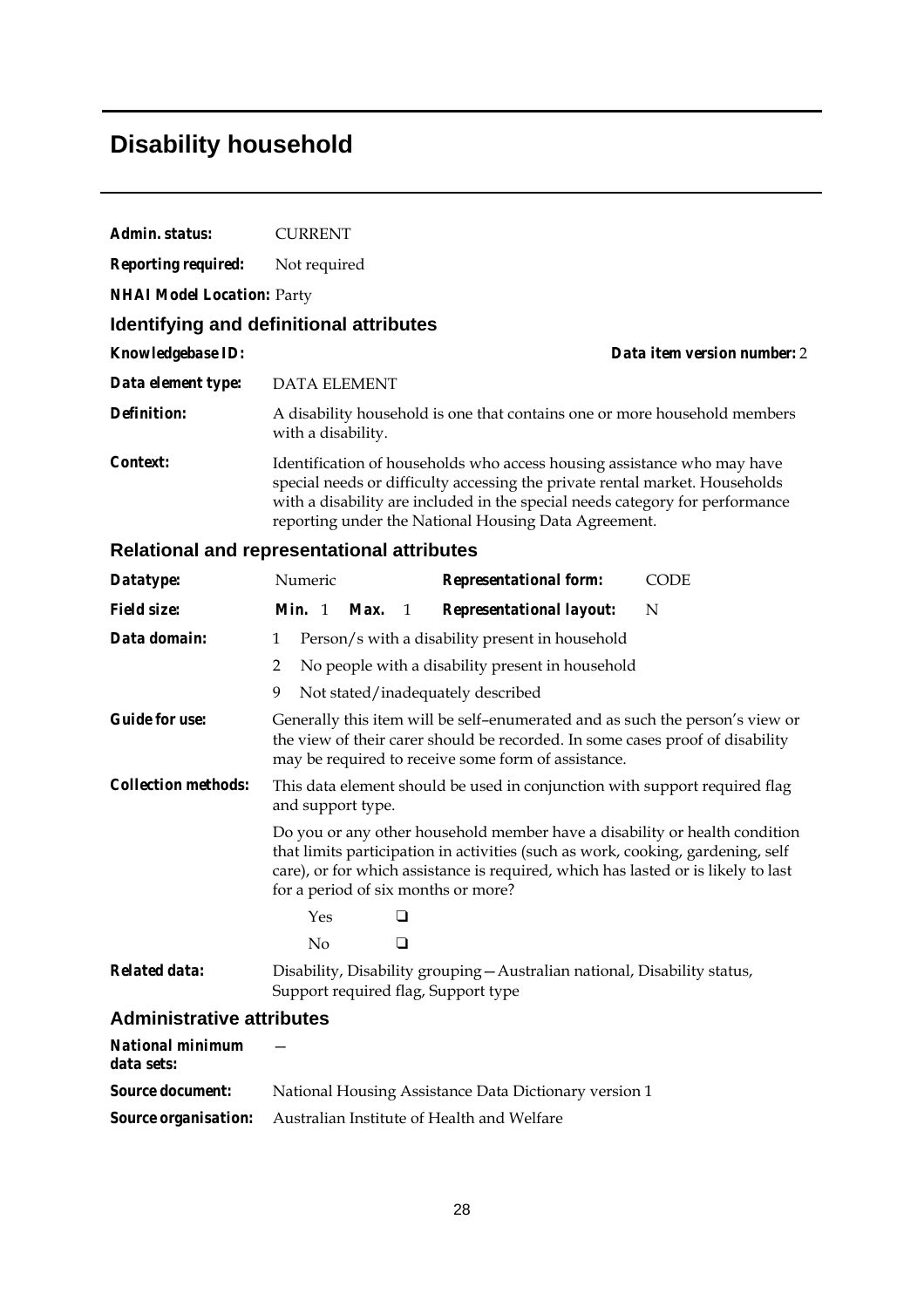# Disability household

**Admin. status:** CURRENT

**Reporting required:** Not required

**NHAI Model Location:** Party

## Identifying and definitional attributes

**Knowledgebase ID:** **Data item version number:** 2

**Data element type:** DATA ELEMENT

**Definition:** A disability household is one that contains one or more household members with a disability.

**Context:** Identification of households who access housing assistance who may have special needs or difficulty accessing the private rental market. Households with a disability are included in the special needs category for performance reporting under the National Housing Data Agreement.

## Relational and representational attributes

**Datatype:** Numeric **Representational form:** CODE

**Field size:** **Min.** 1 **Max.** 1 **Representational layout:** N

**Data domain:**

1 Person/s with a disability present in household

2 No people with a disability present in household

9 Not stated/inadequately described

**Guide for use:** Generally this item will be self–enumerated and as such the person's view or the view of their carer should be recorded. In some cases proof of disability may be required to receive some form of assistance.

**Collection methods:** This data element should be used in conjunction with support required flag and support type.

Do you or any other household member have a disability or health condition that limits participation in activities (such as work, cooking, gardening, self care), or for which assistance is required, which has lasted or is likely to last for a period of six months or more?

Yes ❑

No ❑

**Related data:** Disability, Disability grouping—Australian national, Disability status, Support required flag, Support type

## Administrative attributes

**National minimum data sets:** —

**Source document:** National Housing Assistance Data Dictionary version 1

**Source organisation:** Australian Institute of Health and Welfare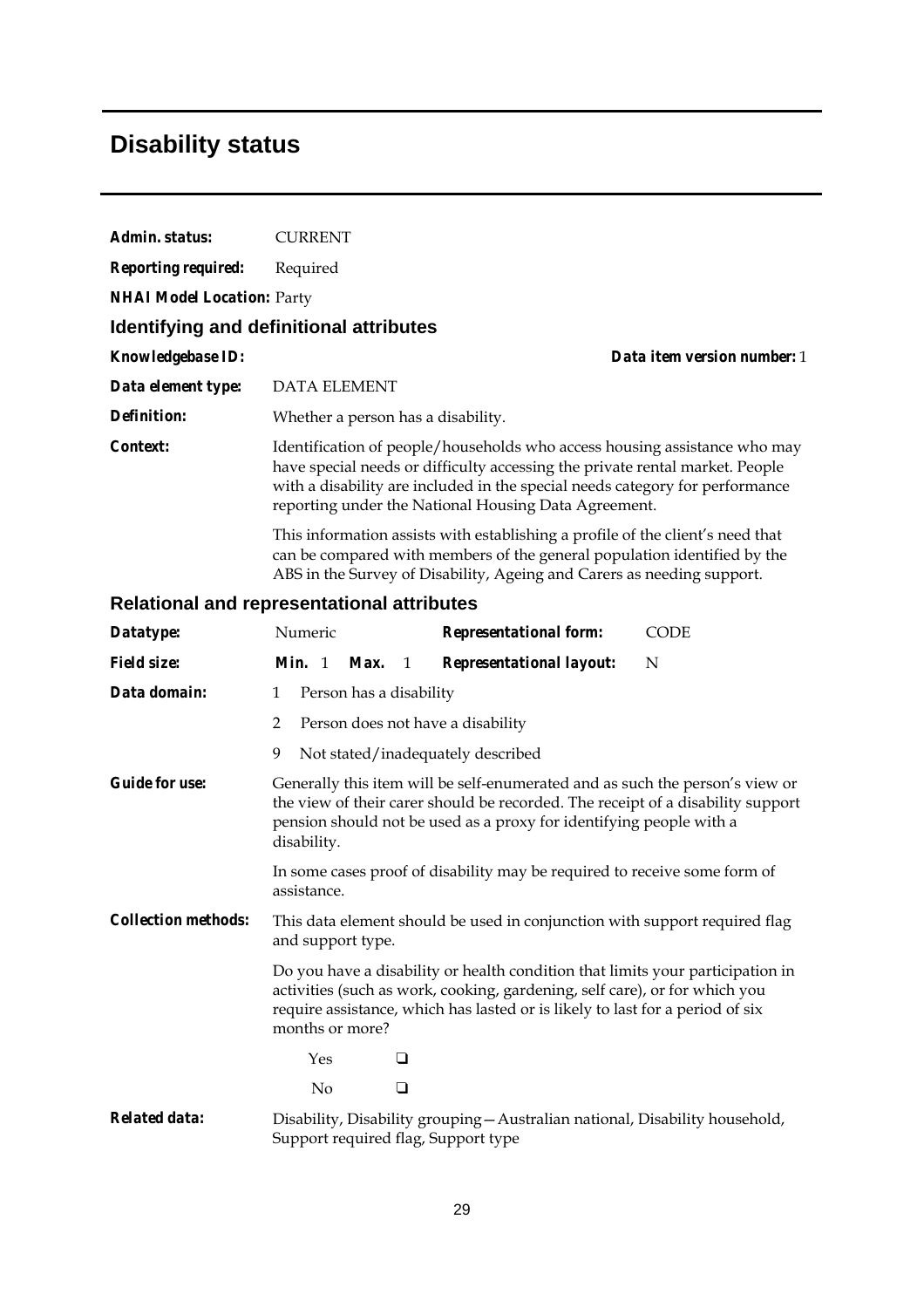# Disability status

***Admin. status:*** CURRENT

***Reporting required:*** Required

***NHAI Model Location:*** Party

## Identifying and definitional attributes

***Knowledgebase ID:*** ***Data item version number:*** 1

***Data element type:*** DATA ELEMENT

***Definition:*** Whether a person has a disability.

***Context:*** Identification of people/households who access housing assistance who may have special needs or difficulty accessing the private rental market. People with a disability are included in the special needs category for performance reporting under the National Housing Data Agreement.

This information assists with establishing a profile of the client's need that can be compared with members of the general population identified by the ABS in the Survey of Disability, Ageing and Carers as needing support.

## Relational and representational attributes

***Datatype:*** Numeric ***Representational form:*** CODE

***Field size:*** ***Min.*** 1 ***Max.*** 1 ***Representational layout:*** N

***Data domain:***

1 Person has a disability

2 Person does not have a disability

9 Not stated/inadequately described

***Guide for use:*** Generally this item will be self-enumerated and as such the person's view or the view of their carer should be recorded. The receipt of a disability support pension should not be used as a proxy for identifying people with a disability.

In some cases proof of disability may be required to receive some form of assistance.

***Collection methods:*** This data element should be used in conjunction with support required flag and support type.

Do you have a disability or health condition that limits your participation in activities (such as work, cooking, gardening, self care), or for which you require assistance, which has lasted or is likely to last for a period of six months or more?

Yes ❑

No ❑

***Related data:*** Disability, Disability grouping—Australian national, Disability household, Support required flag, Support type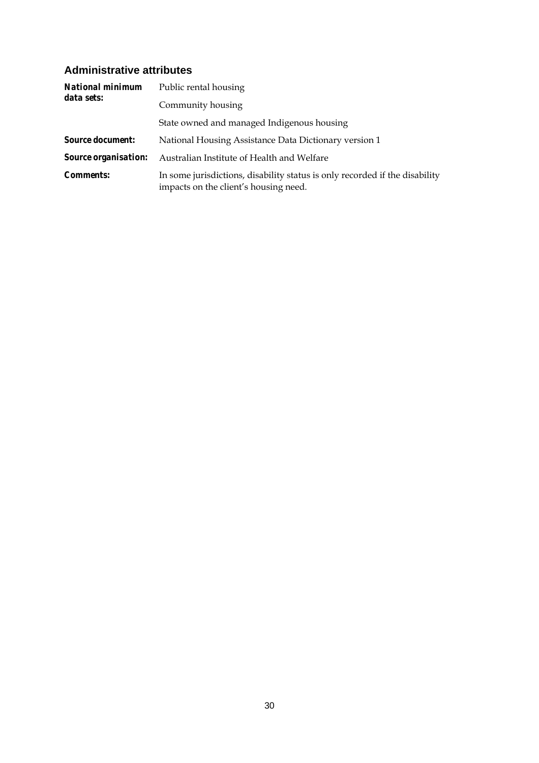## Administrative attributes

**National minimum data sets:** Public rental housing

Community housing

State owned and managed Indigenous housing

**Source document:** National Housing Assistance Data Dictionary version 1

**Source organisation:** Australian Institute of Health and Welfare

**Comments:** In some jurisdictions, disability status is only recorded if the disability impacts on the client's housing need.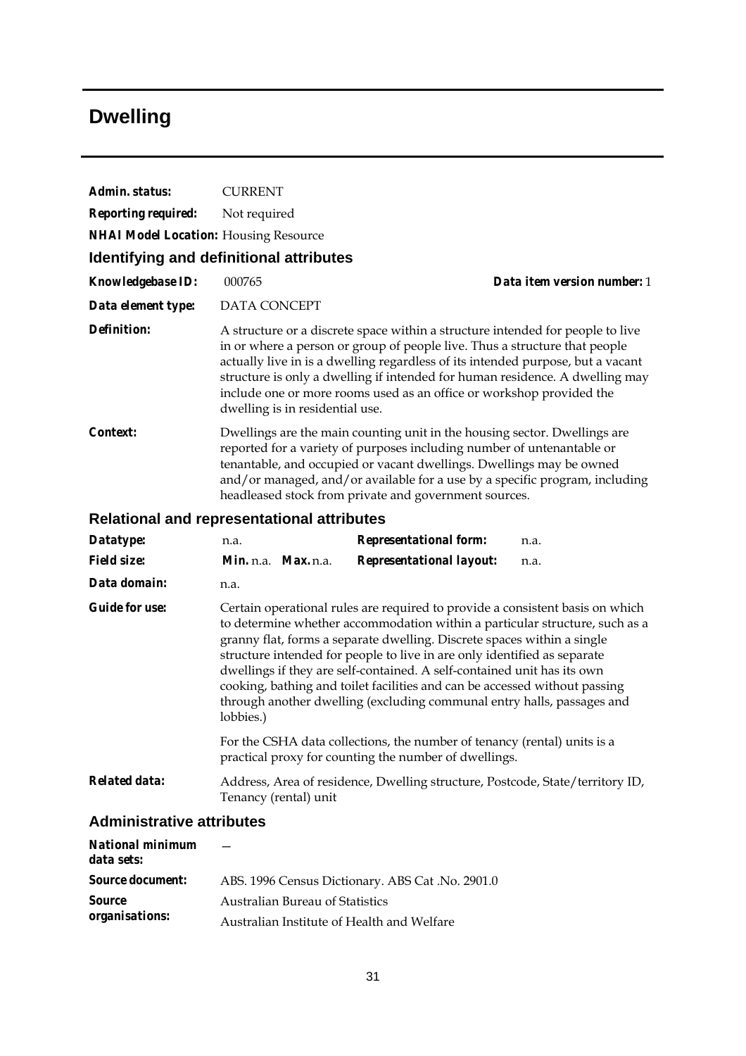# Dwelling

**Admin. status:** CURRENT

**Reporting required:** Not required

**NHAI Model Location:** Housing Resource

## Identifying and definitional attributes

**Knowledgebase ID:** 000765 **Data item version number:** 1

**Data element type:** DATA CONCEPT

**Definition:** A structure or a discrete space within a structure intended for people to live in or where a person or group of people live. Thus a structure that people actually live in is a dwelling regardless of its intended purpose, but a vacant structure is only a dwelling if intended for human residence. A dwelling may include one or more rooms used as an office or workshop provided the dwelling is in residential use.

**Context:** Dwellings are the main counting unit in the housing sector. Dwellings are reported for a variety of purposes including number of untenantable or tenantable, and occupied or vacant dwellings. Dwellings may be owned and/or managed, and/or available for a use by a specific program, including headleased stock from private and government sources.

## Relational and representational attributes

**Datatype:** n.a. **Representational form:** n.a.

**Field size:** **Min.** n.a. **Max.** n.a. **Representational layout:** n.a.

**Data domain:** n.a.

**Guide for use:** Certain operational rules are required to provide a consistent basis on which to determine whether accommodation within a particular structure, such as a granny flat, forms a separate dwelling. Discrete spaces within a single structure intended for people to live in are only identified as separate dwellings if they are self-contained. A self-contained unit has its own cooking, bathing and toilet facilities and can be accessed without passing through another dwelling (excluding communal entry halls, passages and lobbies.)

For the CSHA data collections, the number of tenancy (rental) units is a practical proxy for counting the number of dwellings.

**Related data:** Address, Area of residence, Dwelling structure, Postcode, State/territory ID, Tenancy (rental) unit

## Administrative attributes

**National minimum data sets:** —

**Source document:** ABS. 1996 Census Dictionary. ABS Cat .No. 2901.0

**Source organisations:** Australian Bureau of Statistics

Australian Institute of Health and Welfare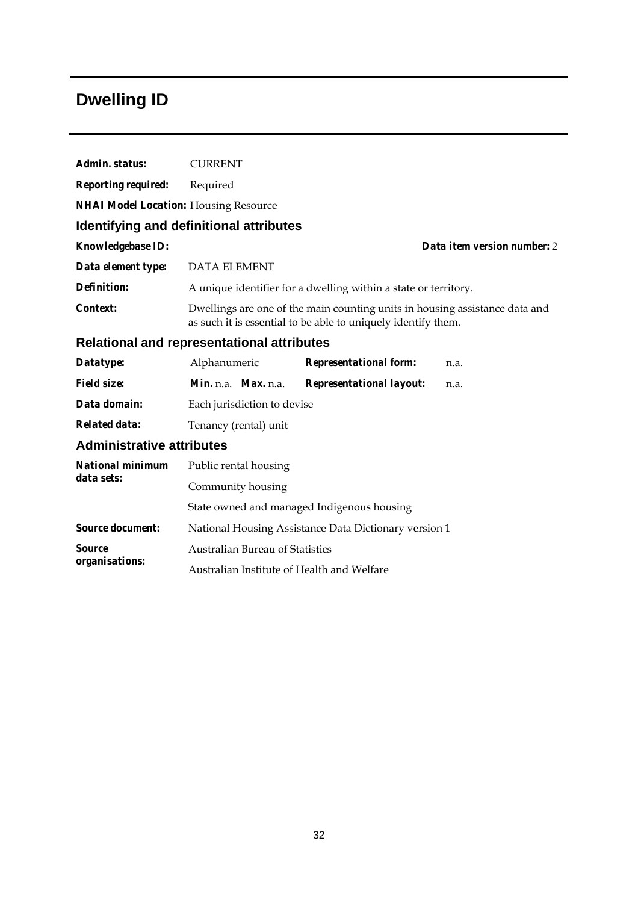# Dwelling ID

**Admin. status:** CURRENT

**Reporting required:** Required

**NHAI Model Location:** Housing Resource

## Identifying and definitional attributes

**Knowledgebase ID:** **Data item version number:** 2

**Data element type:** DATA ELEMENT

**Definition:** A unique identifier for a dwelling within a state or territory.

**Context:** Dwellings are one of the main counting units in housing assistance data and as such it is essential to be able to uniquely identify them.

## Relational and representational attributes

**Datatype:** Alphanumeric **Representational form:** n.a.

**Field size:** **Min.** n.a. **Max.** n.a. **Representational layout:** n.a.

**Data domain:** Each jurisdiction to devise

**Related data:** Tenancy (rental) unit

## Administrative attributes

**National minimum data sets:**
Public rental housing
Community housing
State owned and managed Indigenous housing

**Source document:** National Housing Assistance Data Dictionary version 1

**Source organisations:**
Australian Bureau of Statistics
Australian Institute of Health and Welfare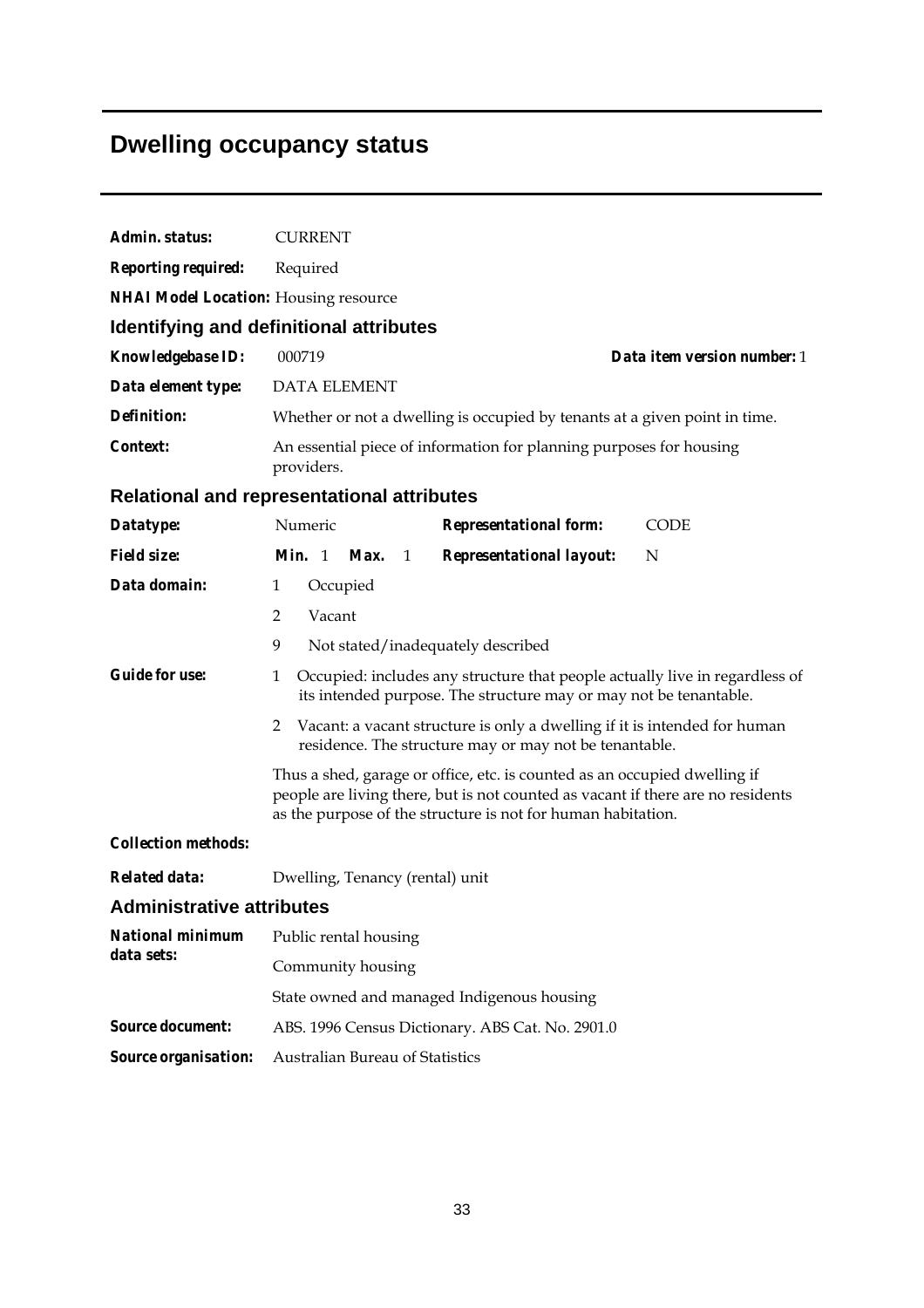# Dwelling occupancy status

**Admin. status:** CURRENT

**Reporting required:** Required

**NHAI Model Location:** Housing resource

## Identifying and definitional attributes

**Knowledgebase ID:** 000719 **Data item version number:** 1

**Data element type:** DATA ELEMENT

**Definition:** Whether or not a dwelling is occupied by tenants at a given point in time.

**Context:** An essential piece of information for planning purposes for housing providers.

## Relational and representational attributes

**Datatype:** Numeric **Representational form:** CODE

**Field size:** **Min.** 1 **Max.** 1 **Representational layout:** N

**Data domain:**

1 Occupied

2 Vacant

9 Not stated/inadequately described

**Guide for use:**

1 Occupied: includes any structure that people actually live in regardless of its intended purpose. The structure may or may not be tenantable.

2 Vacant: a vacant structure is only a dwelling if it is intended for human residence. The structure may or may not be tenantable.

Thus a shed, garage or office, etc. is counted as an occupied dwelling if people are living there, but is not counted as vacant if there are no residents as the purpose of the structure is not for human habitation.

**Collection methods:**

**Related data:** Dwelling, Tenancy (rental) unit

## Administrative attributes

**National minimum data sets:**

Public rental housing

Community housing

State owned and managed Indigenous housing

**Source document:** ABS. 1996 Census Dictionary. ABS Cat. No. 2901.0

**Source organisation:** Australian Bureau of Statistics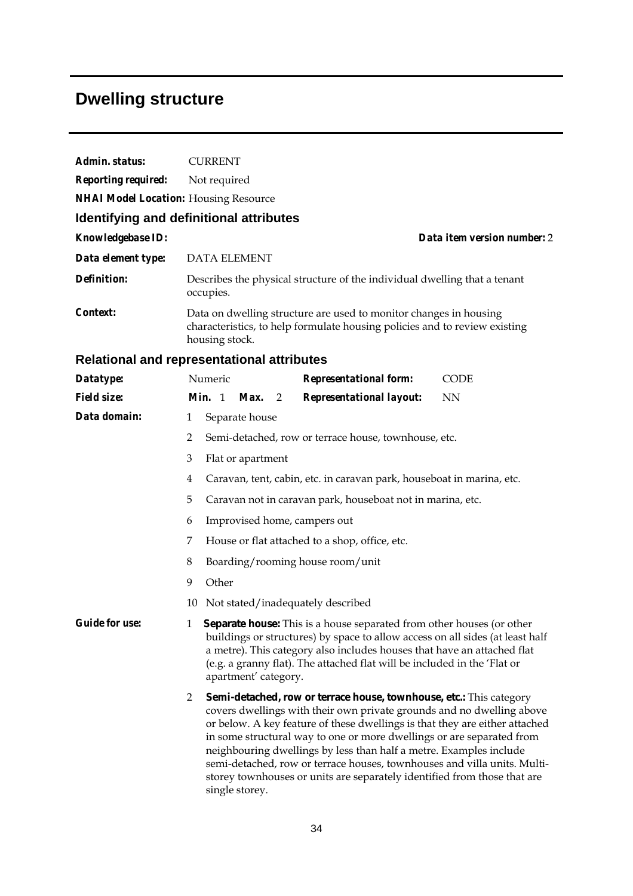# Dwelling structure

***Admin. status:*** CURRENT

***Reporting required:*** Not required

***NHAI Model Location:*** Housing Resource

## Identifying and definitional attributes

***Knowledgebase ID:*** 

***Data item version number:*** 2

***Data element type:*** DATA ELEMENT

***Definition:*** Describes the physical structure of the individual dwelling that a tenant occupies.

***Context:*** Data on dwelling structure are used to monitor changes in housing characteristics, to help formulate housing policies and to review existing housing stock.

## Relational and representational attributes

***Datatype:*** Numeric

***Representational form:*** CODE

***Field size:*** ***Min.*** 1 ***Max.*** 2

***Representational layout:*** NN

***Data domain:***

1 Separate house

2 Semi-detached, row or terrace house, townhouse, etc.

3 Flat or apartment

4 Caravan, tent, cabin, etc. in caravan park, houseboat in marina, etc.

5 Caravan not in caravan park, houseboat not in marina, etc.

6 Improvised home, campers out

7 House or flat attached to a shop, office, etc.

8 Boarding/rooming house room/unit

9 Other

10 Not stated/inadequately described

***Guide for use:***

1 **Separate house:** This is a house separated from other houses (or other buildings or structures) by space to allow access on all sides (at least half a metre). This category also includes houses that have an attached flat (e.g. a granny flat). The attached flat will be included in the 'Flat or apartment' category.

2 **Semi-detached, row or terrace house, townhouse, etc.:** This category covers dwellings with their own private grounds and no dwelling above or below. A key feature of these dwellings is that they are either attached in some structural way to one or more dwellings or are separated from neighbouring dwellings by less than half a metre. Examples include semi-detached, row or terrace houses, townhouses and villa units. Multi-storey townhouses or units are separately identified from those that are single storey.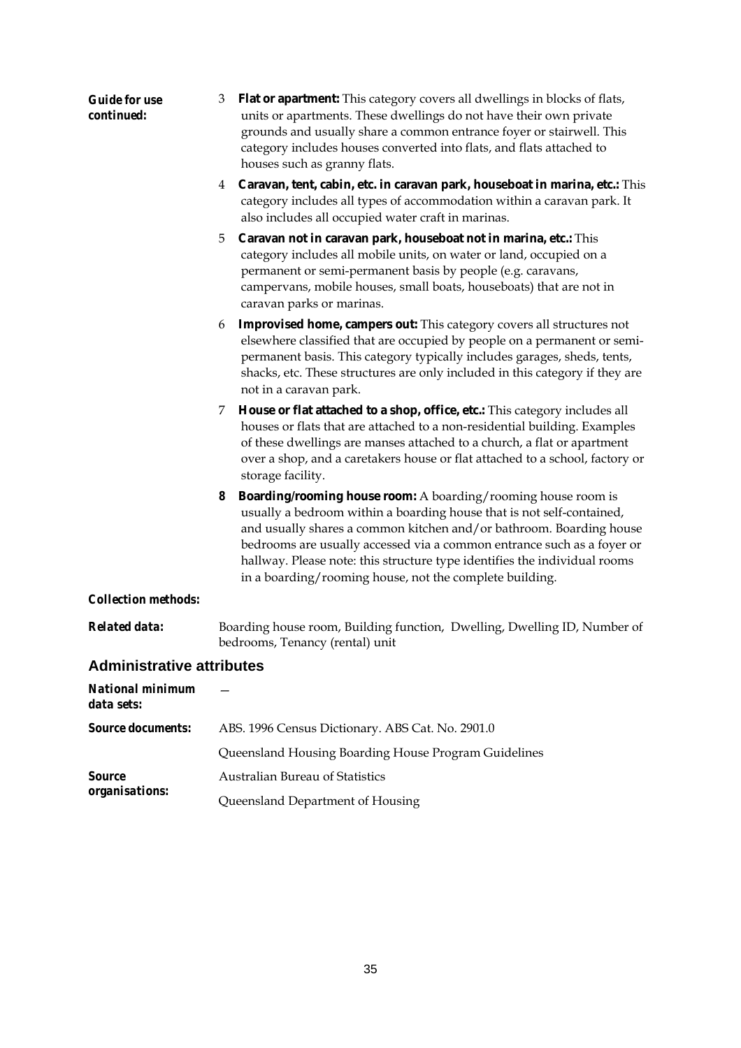**Guide for use continued:**

3 **Flat or apartment:** This category covers all dwellings in blocks of flats, units or apartments. These dwellings do not have their own private grounds and usually share a common entrance foyer or stairwell. This category includes houses converted into flats, and flats attached to houses such as granny flats.

4 **Caravan, tent, cabin, etc. in caravan park, houseboat in marina, etc.:** This category includes all types of accommodation within a caravan park. It also includes all occupied water craft in marinas.

5 **Caravan not in caravan park, houseboat not in marina, etc.:** This category includes all mobile units, on water or land, occupied on a permanent or semi-permanent basis by people (e.g. caravans, campervans, mobile houses, small boats, houseboats) that are not in caravan parks or marinas.

6 **Improvised home, campers out:** This category covers all structures not elsewhere classified that are occupied by people on a permanent or semi-permanent basis. This category typically includes garages, sheds, tents, shacks, etc. These structures are only included in this category if they are not in a caravan park.

7 **House or flat attached to a shop, office, etc.:** This category includes all houses or flats that are attached to a non-residential building. Examples of these dwellings are manses attached to a church, a flat or apartment over a shop, and a caretakers house or flat attached to a school, factory or storage facility.

**8** **Boarding/rooming house room:** A boarding/rooming house room is usually a bedroom within a boarding house that is not self-contained, and usually shares a common kitchen and/or bathroom. Boarding house bedrooms are usually accessed via a common entrance such as a foyer or hallway. Please note: this structure type identifies the individual rooms in a boarding/rooming house, not the complete building.

**Collection methods:**

**Related data:** Boarding house room, Building function, Dwelling, Dwelling ID, Number of bedrooms, Tenancy (rental) unit

## Administrative attributes

**National minimum data sets:** —

**Source documents:** ABS. 1996 Census Dictionary. ABS Cat. No. 2901.0

Queensland Housing Boarding House Program Guidelines

**Source organisations:** Australian Bureau of Statistics

Queensland Department of Housing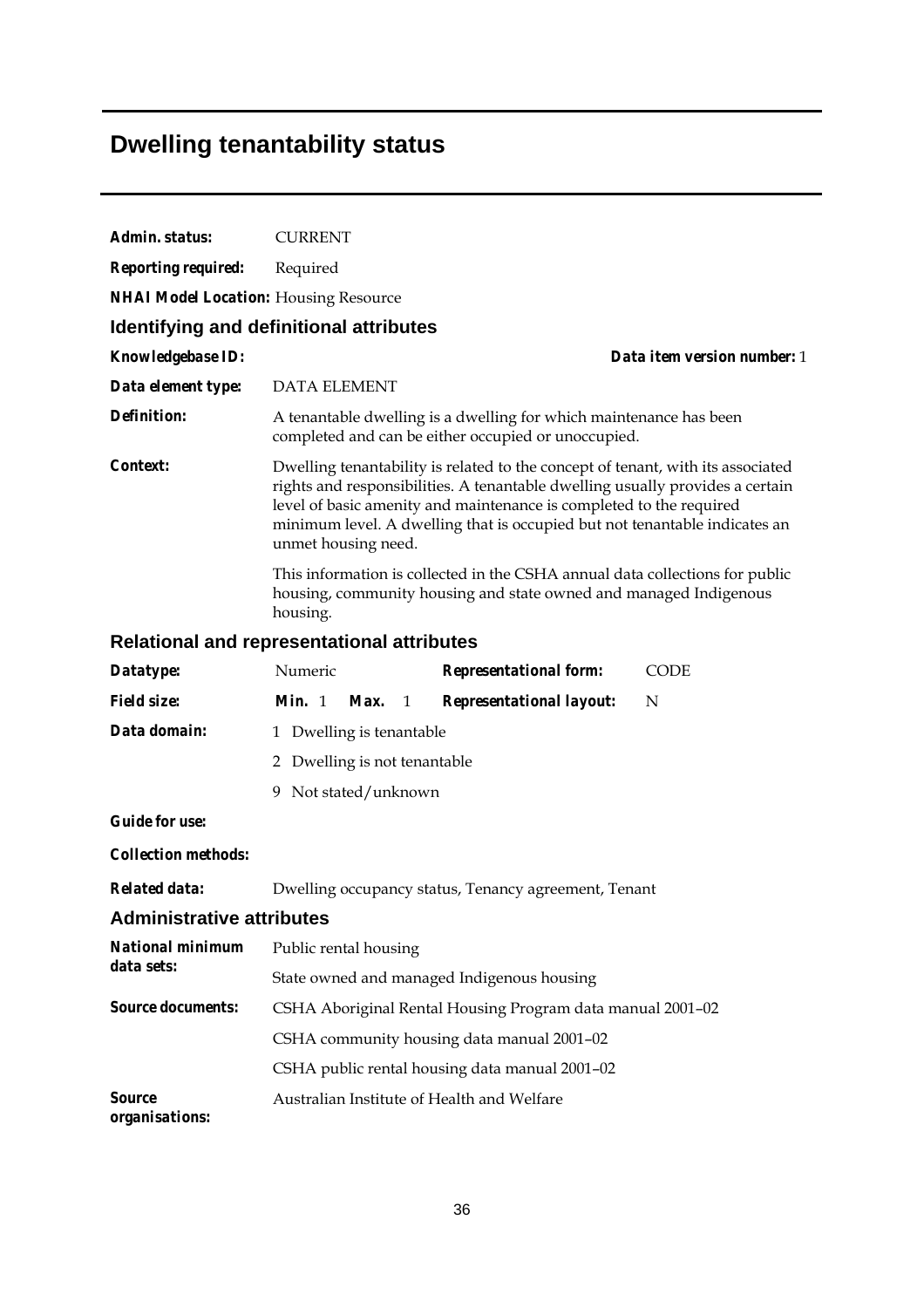# Dwelling tenantability status

**Admin. status:** CURRENT

**Reporting required:** Required

**NHAI Model Location:** Housing Resource

## Identifying and definitional attributes

**Knowledgebase ID:**

**Data item version number:** 1

**Data element type:** DATA ELEMENT

**Definition:** A tenantable dwelling is a dwelling for which maintenance has been completed and can be either occupied or unoccupied.

**Context:** Dwelling tenantability is related to the concept of tenant, with its associated rights and responsibilities. A tenantable dwelling usually provides a certain level of basic amenity and maintenance is completed to the required minimum level. A dwelling that is occupied but not tenantable indicates an unmet housing need.

This information is collected in the CSHA annual data collections for public housing, community housing and state owned and managed Indigenous housing.

## Relational and representational attributes

**Datatype:** Numeric

**Representational form:** CODE

**Field size:** **Min.** 1 **Max.** 1

**Representational layout:** N

**Data domain:**

1 Dwelling is tenantable

2 Dwelling is not tenantable

9 Not stated/unknown

**Guide for use:**

**Collection methods:**

**Related data:** Dwelling occupancy status, Tenancy agreement, Tenant

## Administrative attributes

**National minimum data sets:**

Public rental housing

State owned and managed Indigenous housing

**Source documents:**

CSHA Aboriginal Rental Housing Program data manual 2001–02

CSHA community housing data manual 2001–02

CSHA public rental housing data manual 2001–02

**Source organisations:** Australian Institute of Health and Welfare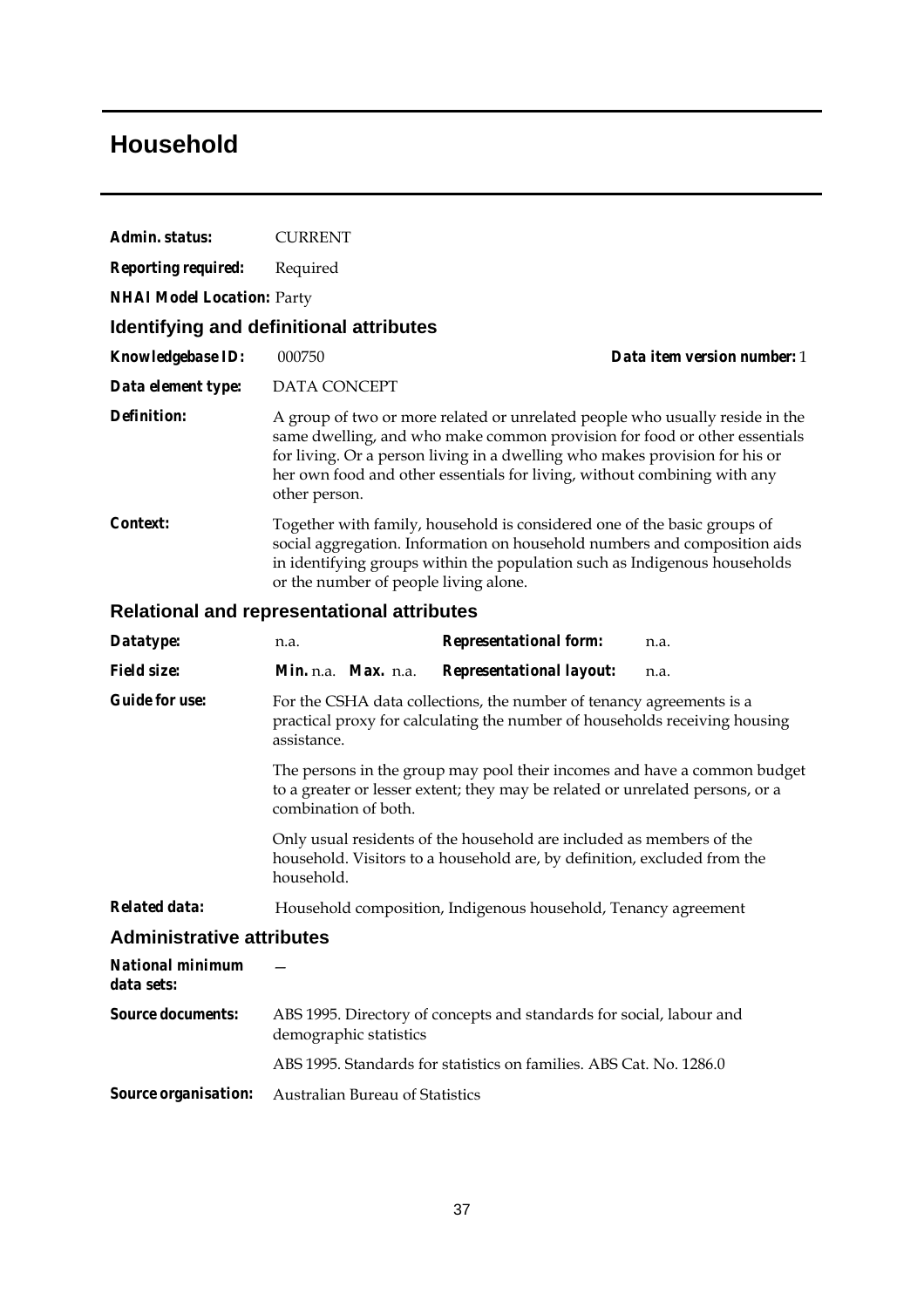# Household

**Admin. status:** CURRENT

**Reporting required:** Required

**NHAI Model Location:** Party

## Identifying and definitional attributes

**Knowledgebase ID:** 000750 **Data item version number:** 1

**Data element type:** DATA CONCEPT

**Definition:** A group of two or more related or unrelated people who usually reside in the same dwelling, and who make common provision for food or other essentials for living. Or a person living in a dwelling who makes provision for his or her own food and other essentials for living, without combining with any other person.

**Context:** Together with family, household is considered one of the basic groups of social aggregation. Information on household numbers and composition aids in identifying groups within the population such as Indigenous households or the number of people living alone.

## Relational and representational attributes

**Datatype:** n.a. **Representational form:** n.a.

**Field size:** **Min.** n.a. **Max.** n.a. **Representational layout:** n.a.

**Guide for use:** For the CSHA data collections, the number of tenancy agreements is a practical proxy for calculating the number of households receiving housing assistance.

The persons in the group may pool their incomes and have a common budget to a greater or lesser extent; they may be related or unrelated persons, or a combination of both.

Only usual residents of the household are included as members of the household. Visitors to a household are, by definition, excluded from the household.

**Related data:** Household composition, Indigenous household, Tenancy agreement

## Administrative attributes

**National minimum data sets:** —

**Source documents:** ABS 1995. Directory of concepts and standards for social, labour and demographic statistics

ABS 1995. Standards for statistics on families. ABS Cat. No. 1286.0

**Source organisation:** Australian Bureau of Statistics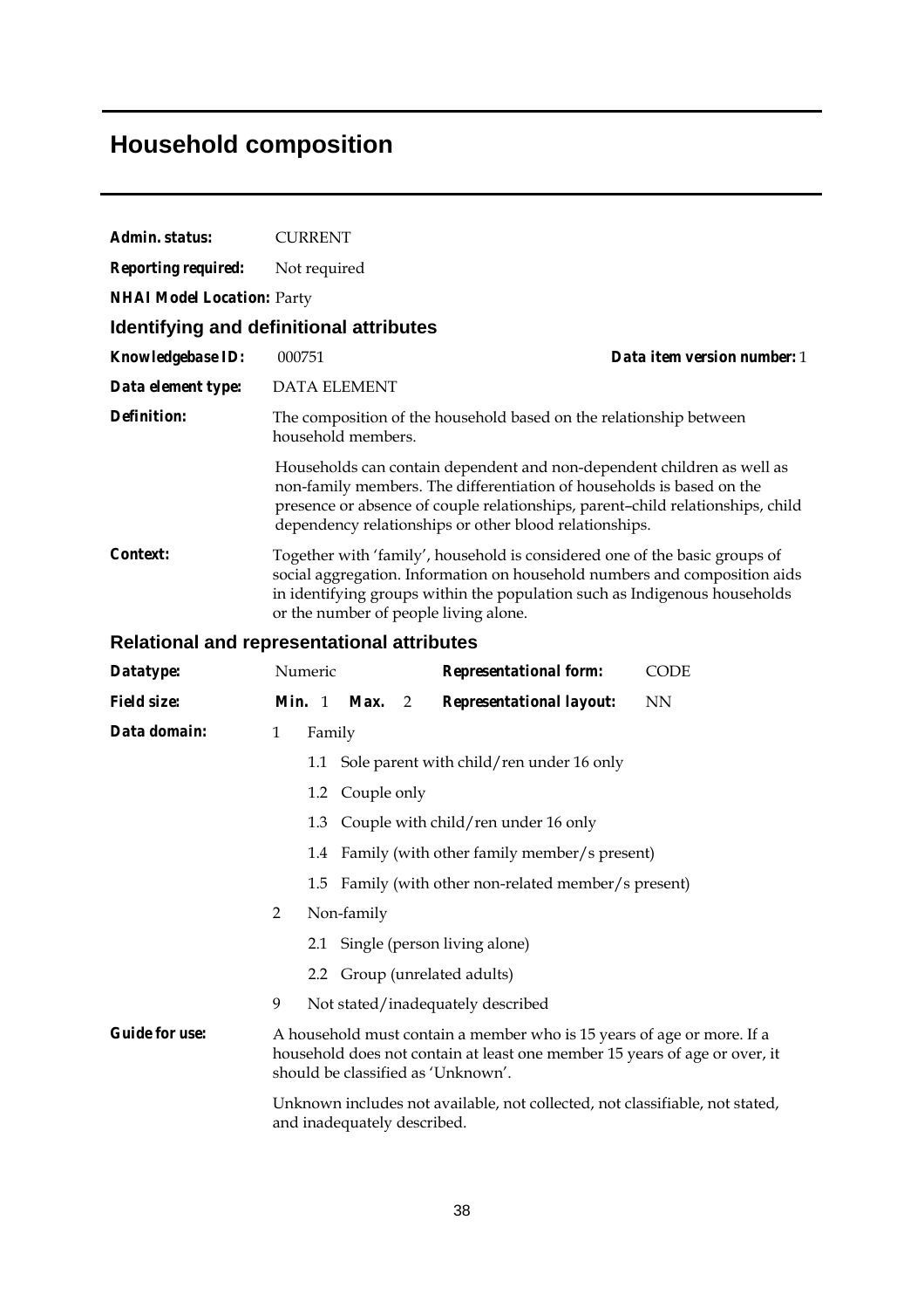# Household composition

**Admin. status:** CURRENT

**Reporting required:** Not required

**NHAI Model Location:** Party

## Identifying and definitional attributes

**Knowledgebase ID:** 000751 **Data item version number:** 1

**Data element type:** DATA ELEMENT

**Definition:** The composition of the household based on the relationship between household members.

Households can contain dependent and non-dependent children as well as non-family members. The differentiation of households is based on the presence or absence of couple relationships, parent–child relationships, child dependency relationships or other blood relationships.

**Context:** Together with 'family', household is considered one of the basic groups of social aggregation. Information on household numbers and composition aids in identifying groups within the population such as Indigenous households or the number of people living alone.

## Relational and representational attributes

**Datatype:** Numeric **Representational form:** CODE

**Field size:** **Min.** 1 **Max.** 2 **Representational layout:** NN

**Data domain:**

1 Family

- 1.1 Sole parent with child/ren under 16 only
- 1.2 Couple only
- 1.3 Couple with child/ren under 16 only
- 1.4 Family (with other family member/s present)
- 1.5 Family (with other non-related member/s present)

2 Non-family

- 2.1 Single (person living alone)
- 2.2 Group (unrelated adults)

9 Not stated/inadequately described

**Guide for use:** A household must contain a member who is 15 years of age or more. If a household does not contain at least one member 15 years of age or over, it should be classified as 'Unknown'.

Unknown includes not available, not collected, not classifiable, not stated, and inadequately described.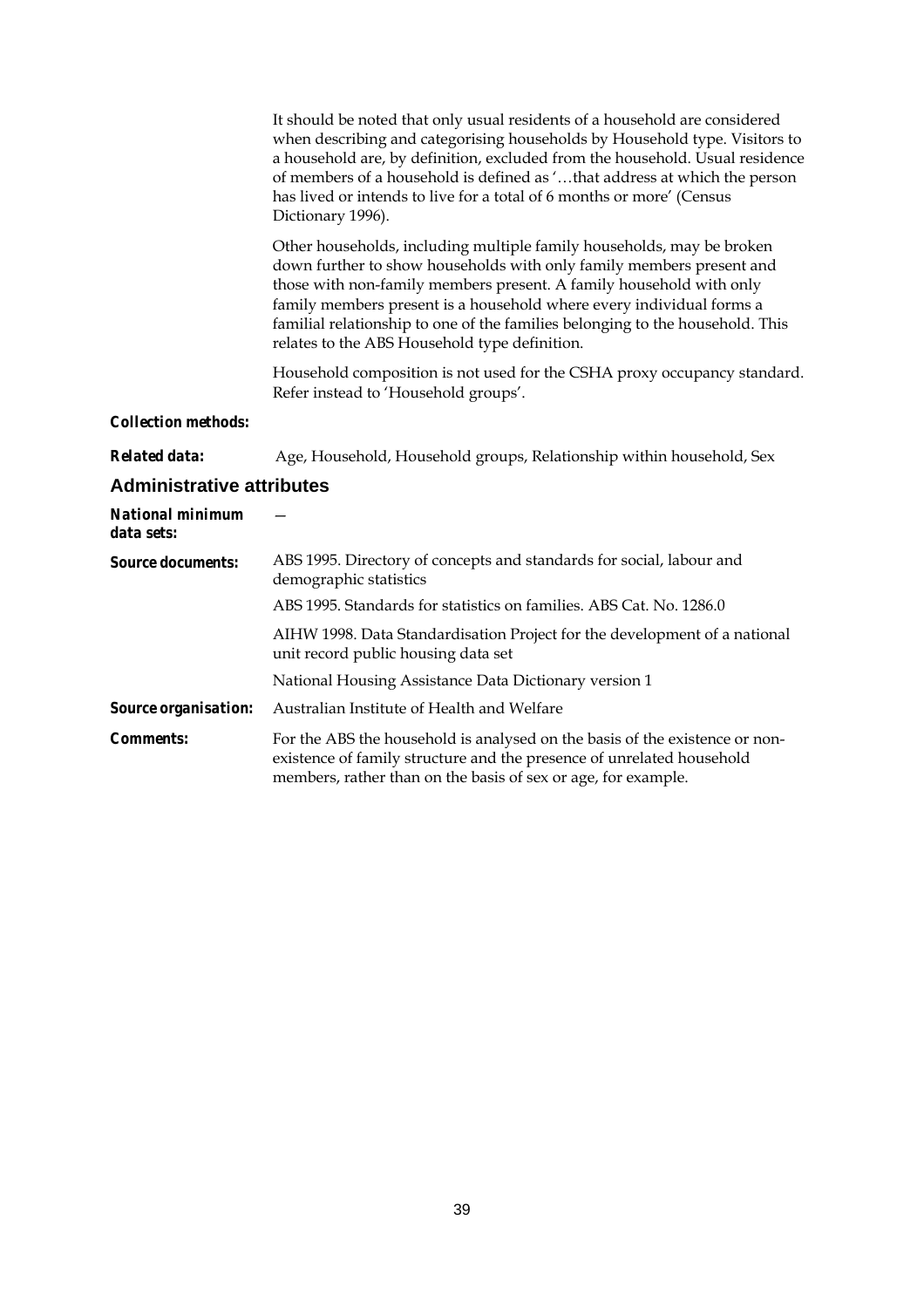It should be noted that only usual residents of a household are considered when describing and categorising households by Household type. Visitors to a household are, by definition, excluded from the household. Usual residence of members of a household is defined as '…that address at which the person has lived or intends to live for a total of 6 months or more' (Census Dictionary 1996).

Other households, including multiple family households, may be broken down further to show households with only family members present and those with non-family members present. A family household with only family members present is a household where every individual forms a familial relationship to one of the families belonging to the household. This relates to the ABS Household type definition.

Household composition is not used for the CSHA proxy occupancy standard. Refer instead to 'Household groups'.

**Collection methods:**

**Related data:** Age, Household, Household groups, Relationship within household, Sex

## Administrative attributes

**National minimum data sets:** —

**Source documents:** ABS 1995. Directory of concepts and standards for social, labour and demographic statistics

ABS 1995. Standards for statistics on families. ABS Cat. No. 1286.0

AIHW 1998. Data Standardisation Project for the development of a national unit record public housing data set

National Housing Assistance Data Dictionary version 1

**Source organisation:** Australian Institute of Health and Welfare

**Comments:** For the ABS the household is analysed on the basis of the existence or non-existence of family structure and the presence of unrelated household members, rather than on the basis of sex or age, for example.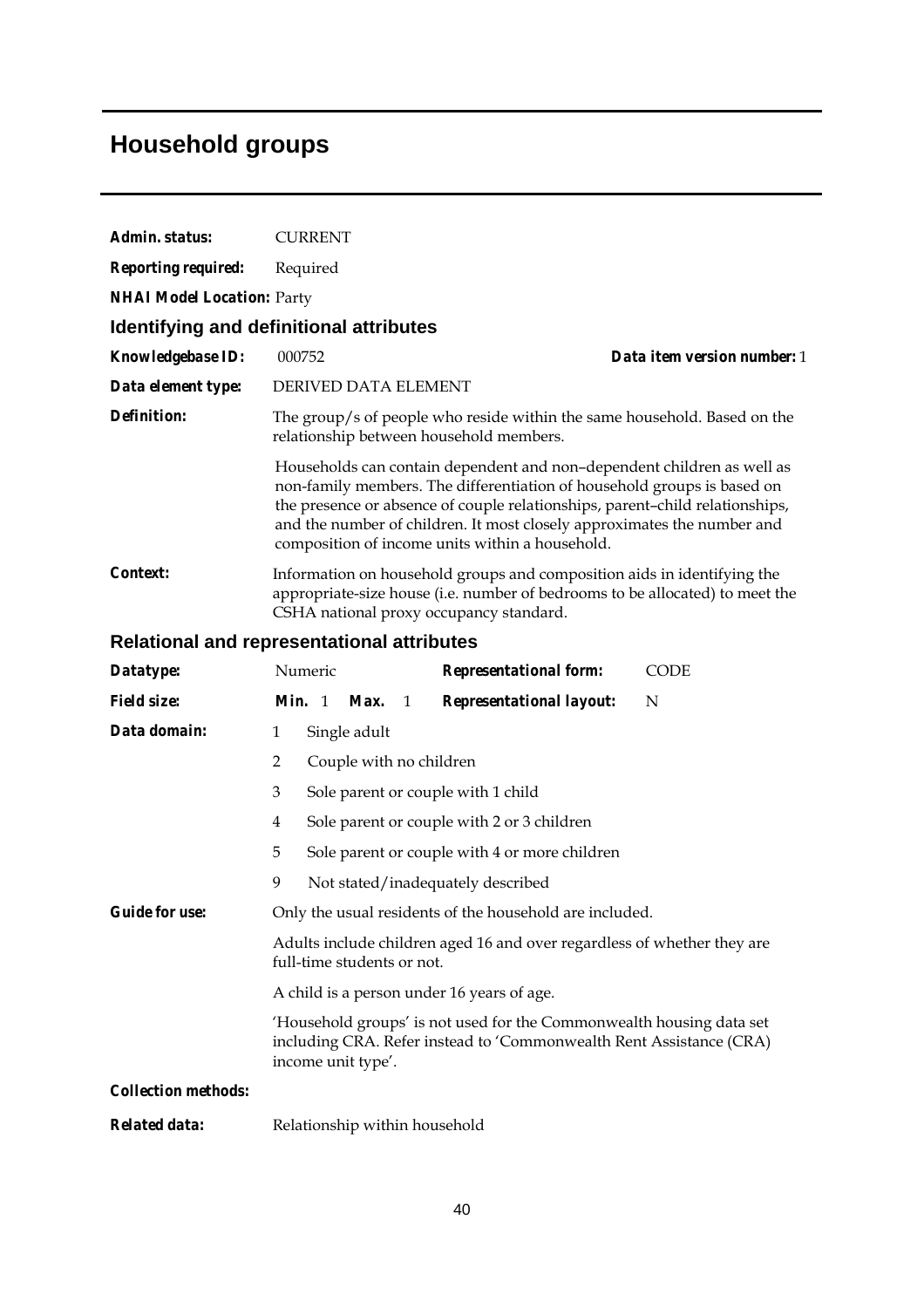# Household groups

***Admin. status:*** CURRENT

***Reporting required:*** Required

***NHAI Model Location:*** Party

## Identifying and definitional attributes

***Knowledgebase ID:*** 000752 ***Data item version number:*** 1

***Data element type:*** DERIVED DATA ELEMENT

***Definition:*** The group/s of people who reside within the same household. Based on the relationship between household members.

Households can contain dependent and non–dependent children as well as non-family members. The differentiation of household groups is based on the presence or absence of couple relationships, parent–child relationships, and the number of children. It most closely approximates the number and composition of income units within a household.

***Context:*** Information on household groups and composition aids in identifying the appropriate-size house (i.e. number of bedrooms to be allocated) to meet the CSHA national proxy occupancy standard.

## Relational and representational attributes

***Datatype:*** Numeric ***Representational form:*** CODE

***Field size:*** ***Min.*** 1 ***Max.*** 1 ***Representational layout:*** N

***Data domain:***

1 Single adult
2 Couple with no children
3 Sole parent or couple with 1 child
4 Sole parent or couple with 2 or 3 children
5 Sole parent or couple with 4 or more children
9 Not stated/inadequately described

***Guide for use:*** Only the usual residents of the household are included.

Adults include children aged 16 and over regardless of whether they are full-time students or not.

A child is a person under 16 years of age.

'Household groups' is not used for the Commonwealth housing data set including CRA. Refer instead to 'Commonwealth Rent Assistance (CRA) income unit type'.

***Collection methods:***

***Related data:*** Relationship within household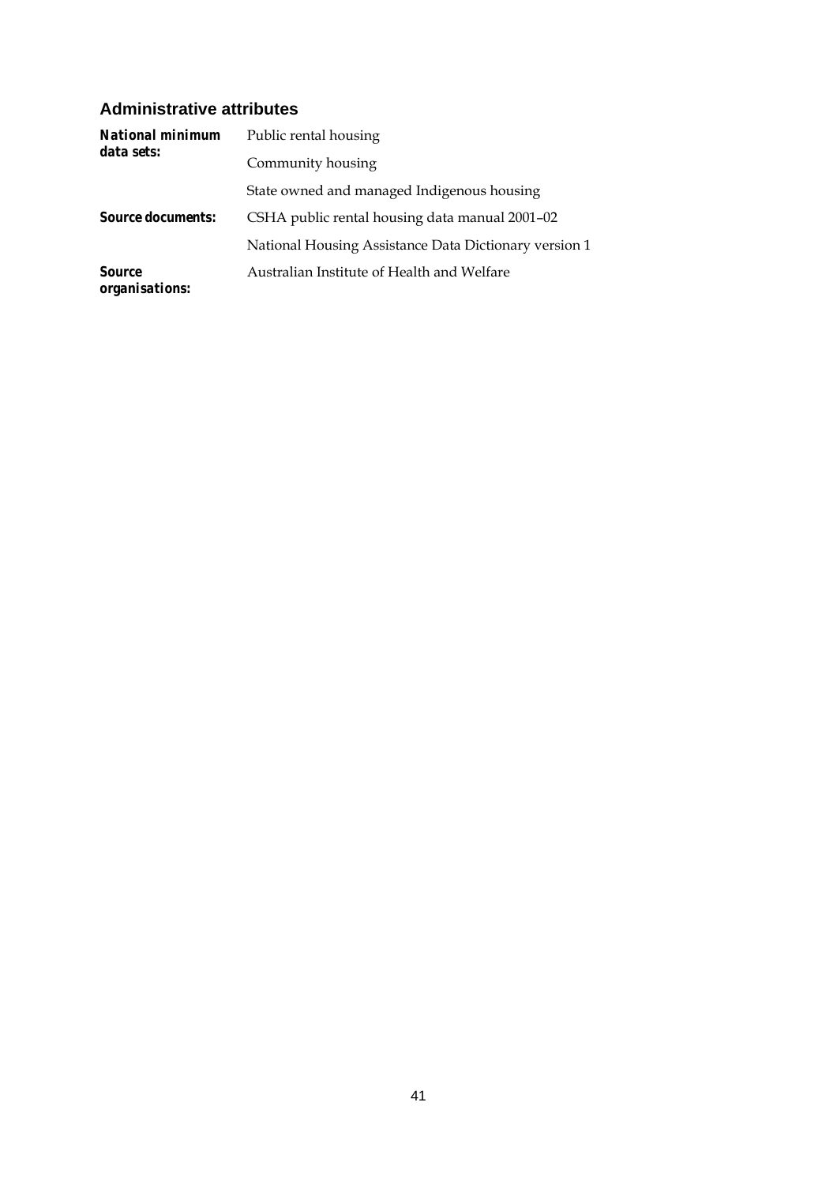## Administrative attributes

| | |
|---|---|
| ***National minimum data sets:*** | Public rental housing |
| | Community housing |
| | State owned and managed Indigenous housing |
| ***Source documents:*** | CSHA public rental housing data manual 2001–02 |
| | National Housing Assistance Data Dictionary version 1 |
| ***Source organisations:*** | Australian Institute of Health and Welfare |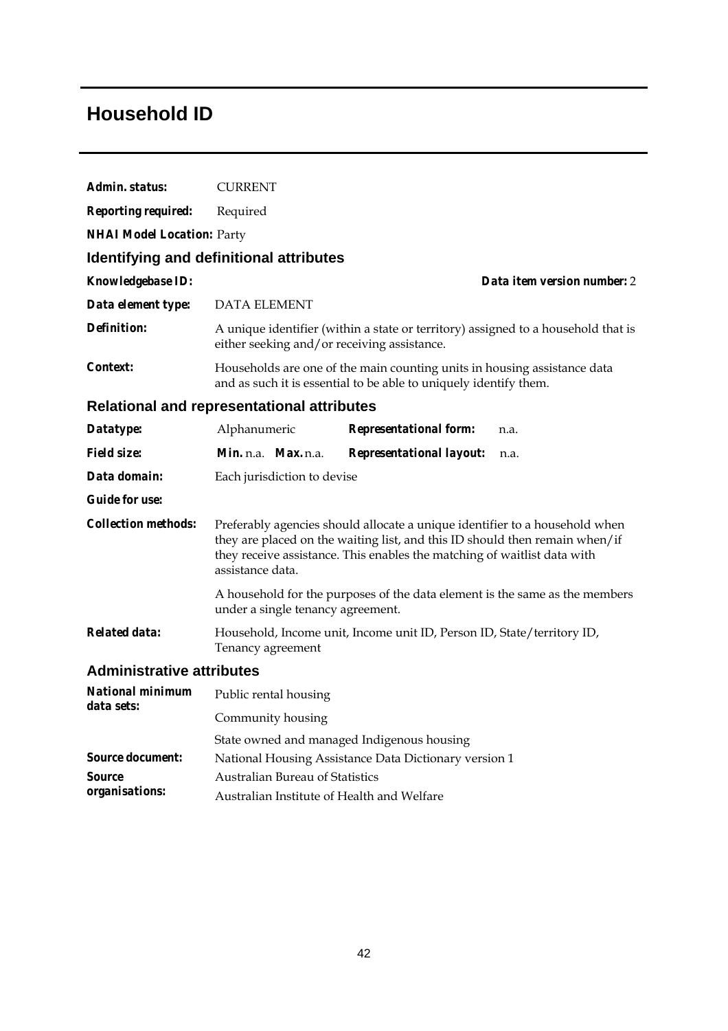# Household ID

**Admin. status:** CURRENT

**Reporting required:** Required

**NHAI Model Location:** Party

## Identifying and definitional attributes

**Knowledgebase ID:** **Data item version number:** 2

**Data element type:** DATA ELEMENT

**Definition:** A unique identifier (within a state or territory) assigned to a household that is either seeking and/or receiving assistance.

**Context:** Households are one of the main counting units in housing assistance data and as such it is essential to be able to uniquely identify them.

## Relational and representational attributes

**Datatype:** Alphanumeric **Representational form:** n.a.

**Field size:** **Min.** n.a. **Max.** n.a. **Representational layout:** n.a.

**Data domain:** Each jurisdiction to devise

**Guide for use:**

**Collection methods:** Preferably agencies should allocate a unique identifier to a household when they are placed on the waiting list, and this ID should then remain when/if they receive assistance. This enables the matching of waitlist data with assistance data.

A household for the purposes of the data element is the same as the members under a single tenancy agreement.

**Related data:** Household, Income unit, Income unit ID, Person ID, State/territory ID, Tenancy agreement

## Administrative attributes

**National minimum data sets:** Public rental housing

Community housing

State owned and managed Indigenous housing

**Source document:** National Housing Assistance Data Dictionary version 1

**Source organisations:** Australian Bureau of Statistics

Australian Institute of Health and Welfare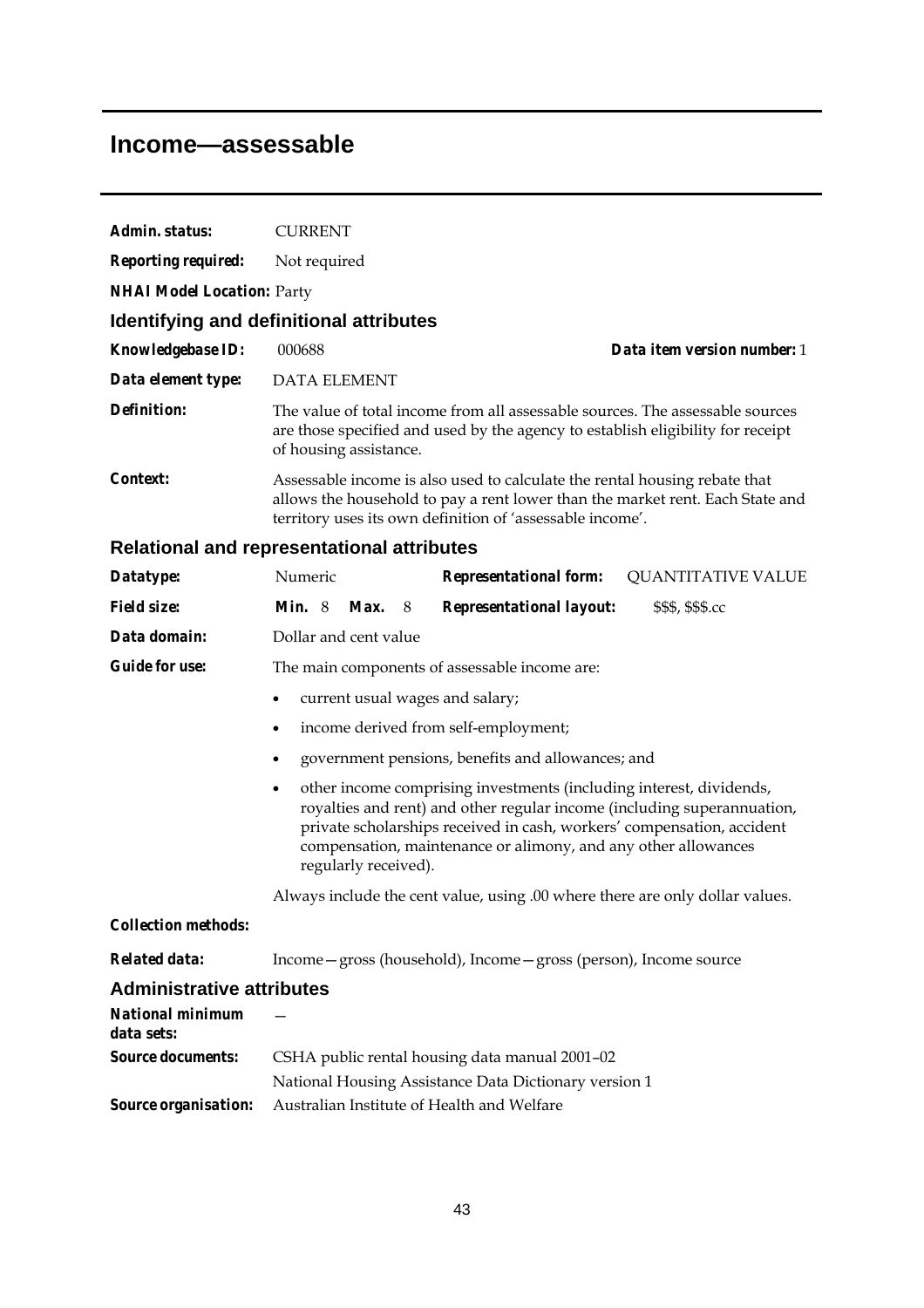# Income—assessable

**Admin. status:** CURRENT

**Reporting required:** Not required

**NHAI Model Location:** Party

## Identifying and definitional attributes

**Knowledgebase ID:** 000688 **Data item version number:** 1

**Data element type:** DATA ELEMENT

**Definition:** The value of total income from all assessable sources. The assessable sources are those specified and used by the agency to establish eligibility for receipt of housing assistance.

**Context:** Assessable income is also used to calculate the rental housing rebate that allows the household to pay a rent lower than the market rent. Each State and territory uses its own definition of 'assessable income'.

## Relational and representational attributes

**Datatype:** Numeric **Representational form:** QUANTITATIVE VALUE

**Field size:** **Min.** 8 **Max.** 8 **Representational layout:** $$$, $$$.cc

**Data domain:** Dollar and cent value

**Guide for use:** The main components of assessable income are:

- current usual wages and salary;
- income derived from self-employment;
- government pensions, benefits and allowances; and
- other income comprising investments (including interest, dividends, royalties and rent) and other regular income (including superannuation, private scholarships received in cash, workers' compensation, accident compensation, maintenance or alimony, and any other allowances regularly received).

Always include the cent value, using .00 where there are only dollar values.

**Collection methods:**

**Related data:** Income—gross (household), Income—gross (person), Income source

## Administrative attributes

**National minimum data sets:** —

**Source documents:** CSHA public rental housing data manual 2001–02

National Housing Assistance Data Dictionary version 1

**Source organisation:** Australian Institute of Health and Welfare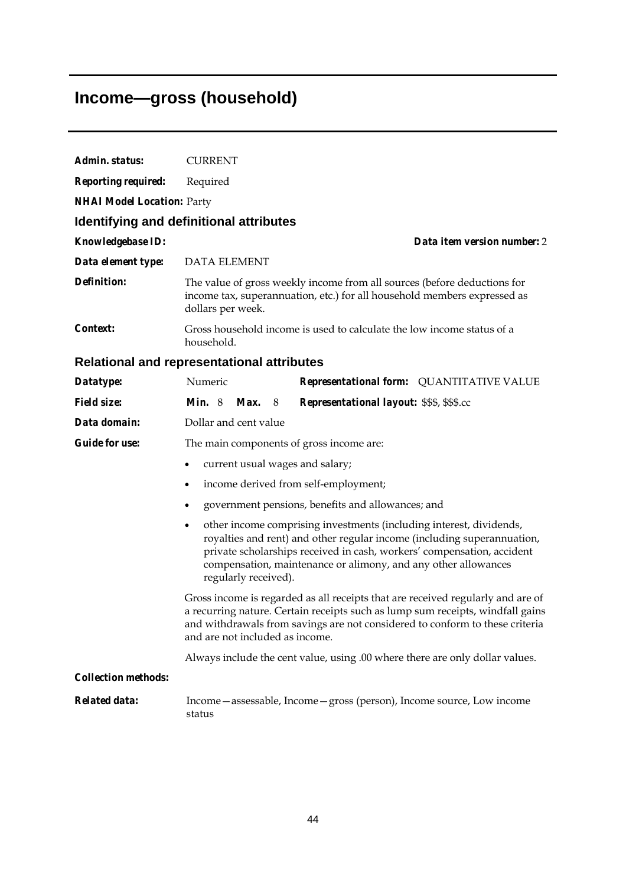# Income—gross (household)

**Admin. status:** CURRENT

**Reporting required:** Required

**NHAI Model Location:** Party

## Identifying and definitional attributes

**Knowledgebase ID:** **Data item version number:** 2

**Data element type:** DATA ELEMENT

**Definition:** The value of gross weekly income from all sources (before deductions for income tax, superannuation, etc.) for all household members expressed as dollars per week.

**Context:** Gross household income is used to calculate the low income status of a household.

## Relational and representational attributes

**Datatype:** Numeric **Representational form:** QUANTITATIVE VALUE

**Field size:** **Min.** 8 **Max.** 8 **Representational layout:** $$$, $$$.cc

**Data domain:** Dollar and cent value

**Guide for use:** The main components of gross income are:

- current usual wages and salary;
- income derived from self-employment;
- government pensions, benefits and allowances; and
- other income comprising investments (including interest, dividends, royalties and rent) and other regular income (including superannuation, private scholarships received in cash, workers' compensation, accident compensation, maintenance or alimony, and any other allowances regularly received).

Gross income is regarded as all receipts that are received regularly and are of a recurring nature. Certain receipts such as lump sum receipts, windfall gains and withdrawals from savings are not considered to conform to these criteria and are not included as income.

Always include the cent value, using .00 where there are only dollar values.

**Collection methods:**

**Related data:** Income—assessable, Income—gross (person), Income source, Low income status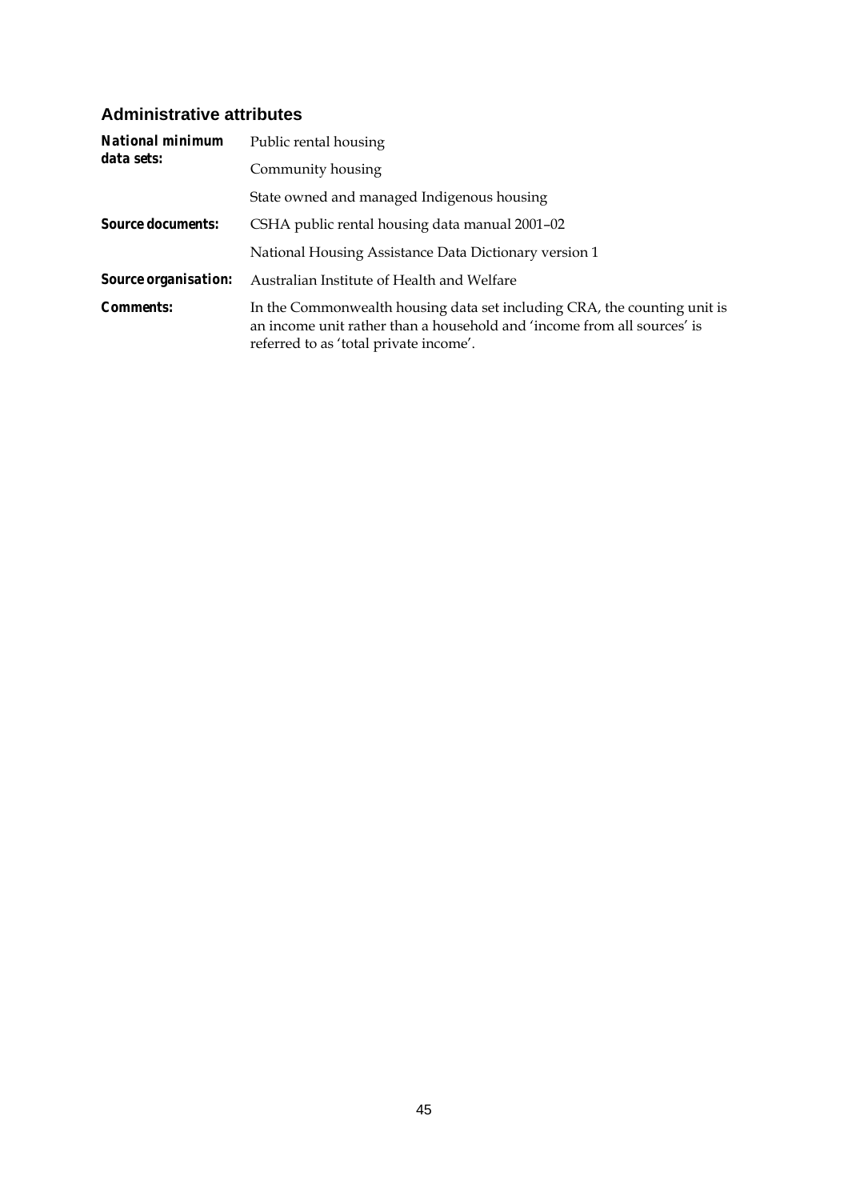## Administrative attributes

**National minimum data sets:** Public rental housing

Community housing

State owned and managed Indigenous housing

**Source documents:** CSHA public rental housing data manual 2001–02

National Housing Assistance Data Dictionary version 1

**Source organisation:** Australian Institute of Health and Welfare

**Comments:** In the Commonwealth housing data set including CRA, the counting unit is an income unit rather than a household and 'income from all sources' is referred to as 'total private income'.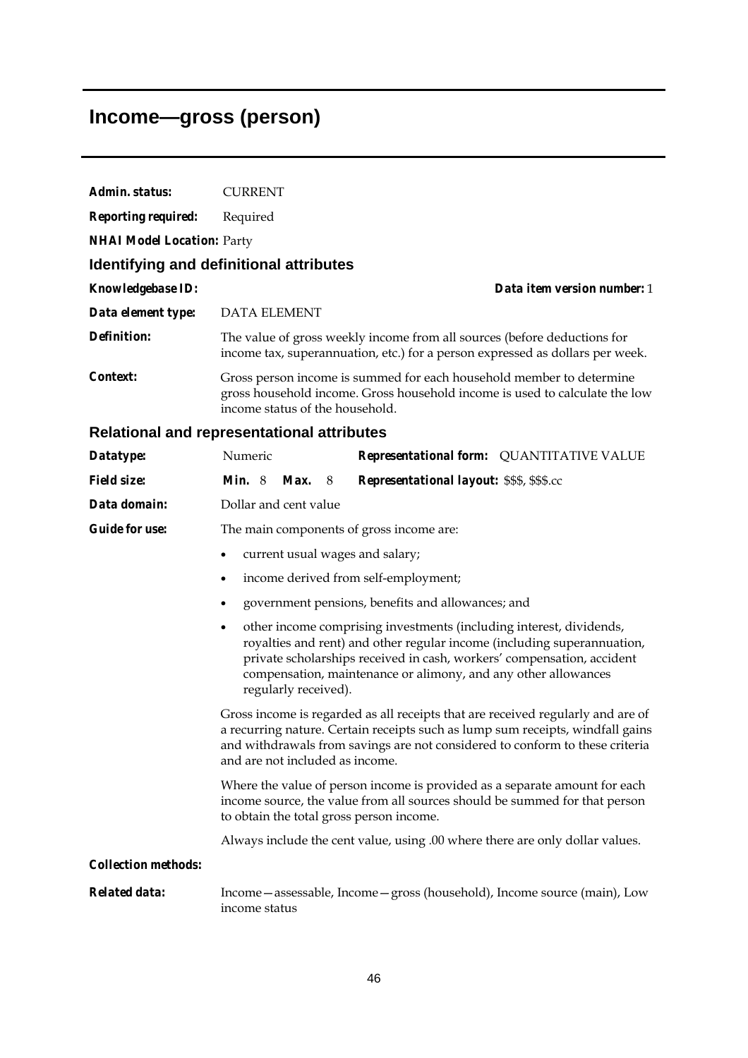# Income—gross (person)

***Admin. status:*** CURRENT

***Reporting required:*** Required

***NHAI Model Location:*** Party

## Identifying and definitional attributes

***Knowledgebase ID:*** ***Data item version number:*** 1

***Data element type:*** DATA ELEMENT

***Definition:*** The value of gross weekly income from all sources (before deductions for income tax, superannuation, etc.) for a person expressed as dollars per week.

***Context:*** Gross person income is summed for each household member to determine gross household income. Gross household income is used to calculate the low income status of the household.

## Relational and representational attributes

***Datatype:*** Numeric ***Representational form:*** QUANTITATIVE VALUE

***Field size:*** ***Min.*** 8 ***Max.*** 8 ***Representational layout:*** $$$, $$$.cc

***Data domain:*** Dollar and cent value

***Guide for use:*** The main components of gross income are:

- current usual wages and salary;
- income derived from self-employment;
- government pensions, benefits and allowances; and
- other income comprising investments (including interest, dividends, royalties and rent) and other regular income (including superannuation, private scholarships received in cash, workers' compensation, accident compensation, maintenance or alimony, and any other allowances regularly received).

Gross income is regarded as all receipts that are received regularly and are of a recurring nature. Certain receipts such as lump sum receipts, windfall gains and withdrawals from savings are not considered to conform to these criteria and are not included as income.

Where the value of person income is provided as a separate amount for each income source, the value from all sources should be summed for that person to obtain the total gross person income.

Always include the cent value, using .00 where there are only dollar values.

***Collection methods:***

***Related data:*** Income—assessable, Income—gross (household), Income source (main), Low income status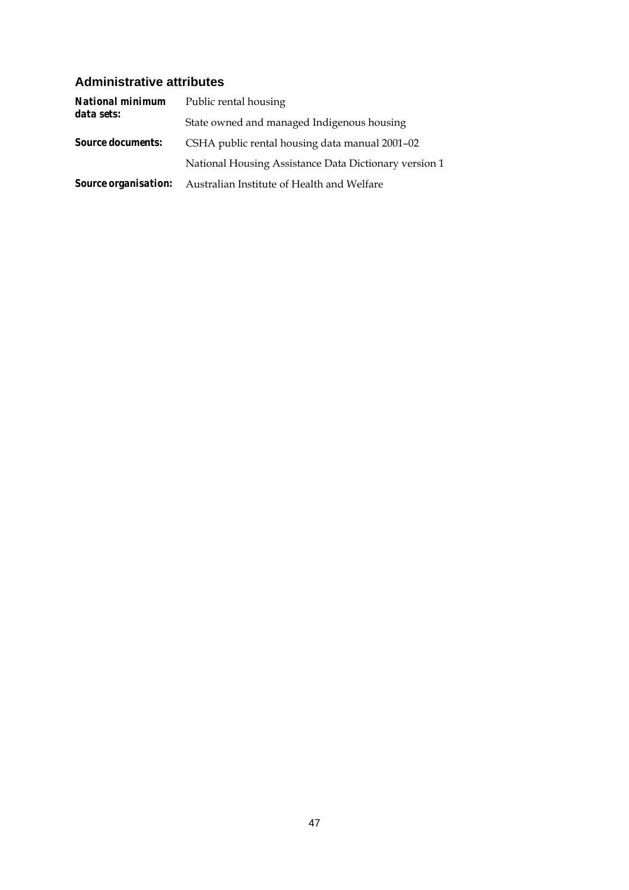## Administrative attributes

| | |
|---|---|
| ***National minimum data sets:*** | Public rental housing |
| | State owned and managed Indigenous housing |
| ***Source documents:*** | CSHA public rental housing data manual 2001–02 |
| | National Housing Assistance Data Dictionary version 1 |
| ***Source organisation:*** | Australian Institute of Health and Welfare |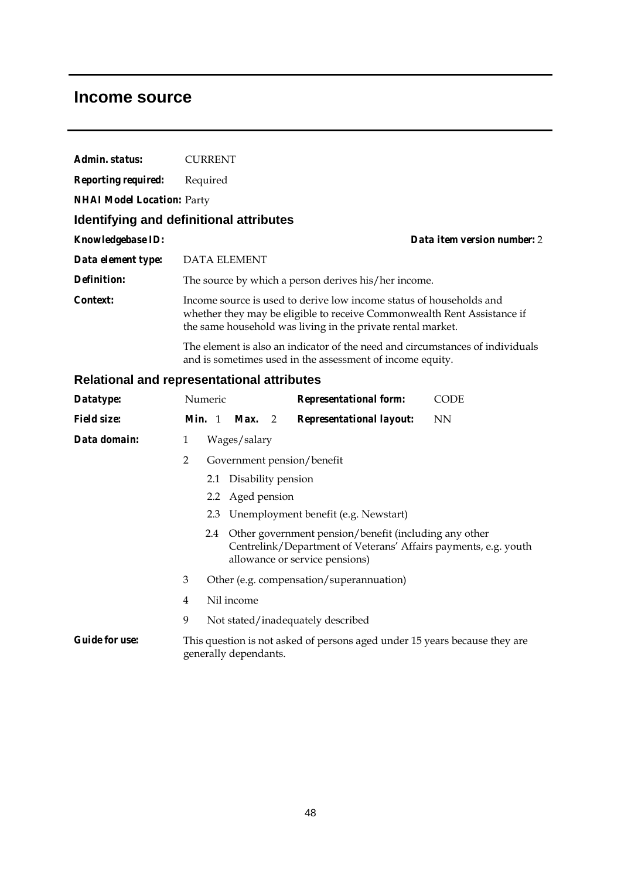# Income source

**Admin. status:** CURRENT

**Reporting required:** Required

**NHAI Model Location:** Party

## Identifying and definitional attributes

**Knowledgebase ID:** **Data item version number:** 2

**Data element type:** DATA ELEMENT

**Definition:** The source by which a person derives his/her income.

**Context:** Income source is used to derive low income status of households and whether they may be eligible to receive Commonwealth Rent Assistance if the same household was living in the private rental market.

The element is also an indicator of the need and circumstances of individuals and is sometimes used in the assessment of income equity.

## Relational and representational attributes

**Datatype:** Numeric **Representational form:** CODE

**Field size:** **Min.** 1 **Max.** 2 **Representational layout:** NN

**Data domain:**

- 1 Wages/salary
- 2 Government pension/benefit
  - 2.1 Disability pension
  - 2.2 Aged pension
  - 2.3 Unemployment benefit (e.g. Newstart)
  - 2.4 Other government pension/benefit (including any other Centrelink/Department of Veterans' Affairs payments, e.g. youth allowance or service pensions)
- 3 Other (e.g. compensation/superannuation)
- 4 Nil income
- 9 Not stated/inadequately described

**Guide for use:** This question is not asked of persons aged under 15 years because they are generally dependants.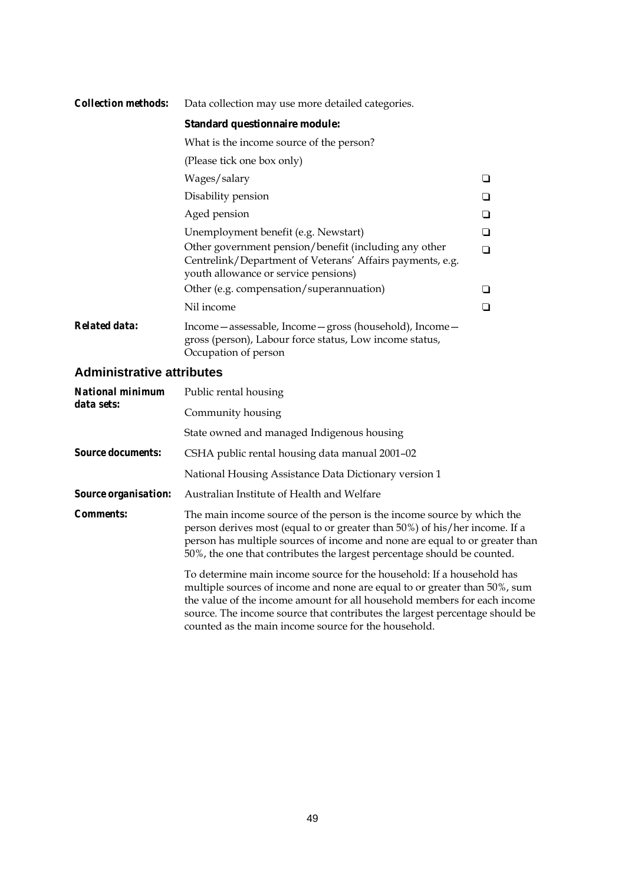**Collection methods:** Data collection may use more detailed categories.

**Standard questionnaire module:**

What is the income source of the person?

(Please tick one box only)

| | |
|---|---|
| Wages/salary | ❑ |
| Disability pension | ❑ |
| Aged pension | ❑ |
| Unemployment benefit (e.g. Newstart) | ❑ |
| Other government pension/benefit (including any other Centrelink/Department of Veterans' Affairs payments, e.g. youth allowance or service pensions) | ❑ |
| Other (e.g. compensation/superannuation) | ❑ |
| Nil income | ❑ |

**Related data:** Income—assessable, Income—gross (household), Income—gross (person), Labour force status, Low income status, Occupation of person

## Administrative attributes

**National minimum data sets:** Public rental housing

Community housing

State owned and managed Indigenous housing

**Source documents:** CSHA public rental housing data manual 2001–02

National Housing Assistance Data Dictionary version 1

**Source organisation:** Australian Institute of Health and Welfare

**Comments:** The main income source of the person is the income source by which the person derives most (equal to or greater than 50%) of his/her income. If a person has multiple sources of income and none are equal to or greater than 50%, the one that contributes the largest percentage should be counted.

To determine main income source for the household: If a household has multiple sources of income and none are equal to or greater than 50%, sum the value of the income amount for all household members for each income source. The income source that contributes the largest percentage should be counted as the main income source for the household.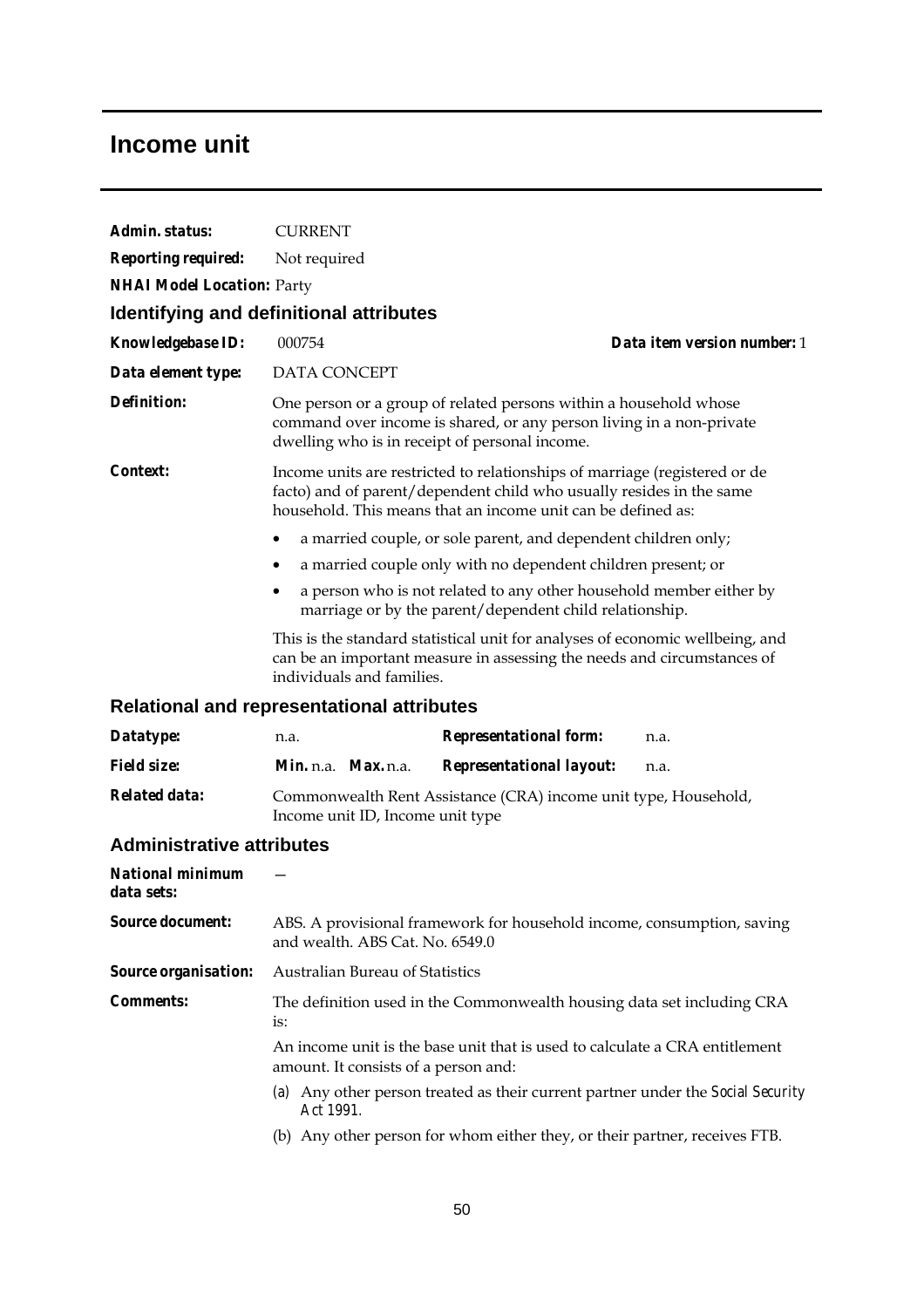# Income unit

**Admin. status:** CURRENT

**Reporting required:** Not required

**NHAI Model Location:** Party

## Identifying and definitional attributes

**Knowledgebase ID:** 000754 **Data item version number:** 1

**Data element type:** DATA CONCEPT

**Definition:** One person or a group of related persons within a household whose command over income is shared, or any person living in a non-private dwelling who is in receipt of personal income.

**Context:** Income units are restricted to relationships of marriage (registered or de facto) and of parent/dependent child who usually resides in the same household. This means that an income unit can be defined as:

- a married couple, or sole parent, and dependent children only;
- a married couple only with no dependent children present; or
- a person who is not related to any other household member either by marriage or by the parent/dependent child relationship.

This is the standard statistical unit for analyses of economic wellbeing, and can be an important measure in assessing the needs and circumstances of individuals and families.

## Relational and representational attributes

**Datatype:** n.a. **Representational form:** n.a.

**Field size:** **Min.** n.a. **Max.** n.a. **Representational layout:** n.a.

**Related data:** Commonwealth Rent Assistance (CRA) income unit type, Household, Income unit ID, Income unit type

## Administrative attributes

**National minimum data sets:** —

**Source document:** ABS. A provisional framework for household income, consumption, saving and wealth. ABS Cat. No. 6549.0

**Source organisation:** Australian Bureau of Statistics

**Comments:** The definition used in the Commonwealth housing data set including CRA is:

An income unit is the base unit that is used to calculate a CRA entitlement amount. It consists of a person and:

(a) Any other person treated as their current partner under the *Social Security Act 1991*.

(b) Any other person for whom either they, or their partner, receives FTB.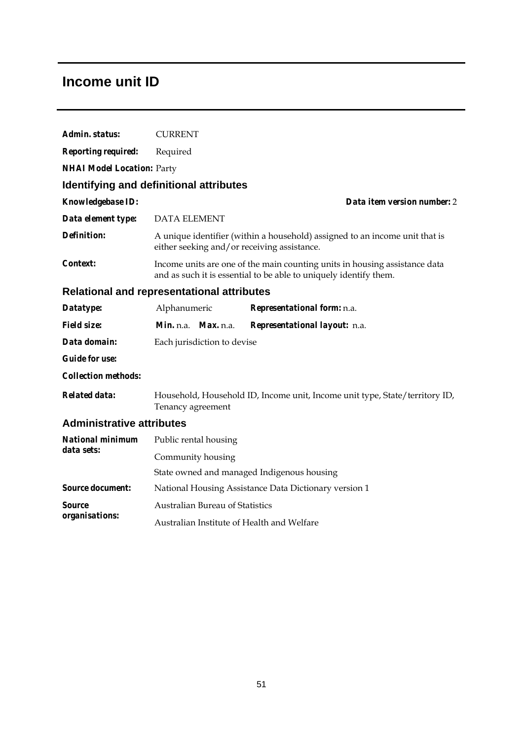# Income unit ID

**Admin. status:** CURRENT

**Reporting required:** Required

**NHAI Model Location:** Party

## Identifying and definitional attributes

**Knowledgebase ID:** **Data item version number:** 2

**Data element type:** DATA ELEMENT

**Definition:** A unique identifier (within a household) assigned to an income unit that is either seeking and/or receiving assistance.

**Context:** Income units are one of the main counting units in housing assistance data and as such it is essential to be able to uniquely identify them.

## Relational and representational attributes

**Datatype:** Alphanumeric **Representational form:** n.a.

**Field size:** **Min.** n.a. **Max.** n.a. **Representational layout:** n.a.

**Data domain:** Each jurisdiction to devise

**Guide for use:**

**Collection methods:**

**Related data:** Household, Household ID, Income unit, Income unit type, State/territory ID, Tenancy agreement

## Administrative attributes

**National minimum data sets:**
Public rental housing
Community housing
State owned and managed Indigenous housing

**Source document:** National Housing Assistance Data Dictionary version 1

**Source organisations:**
Australian Bureau of Statistics
Australian Institute of Health and Welfare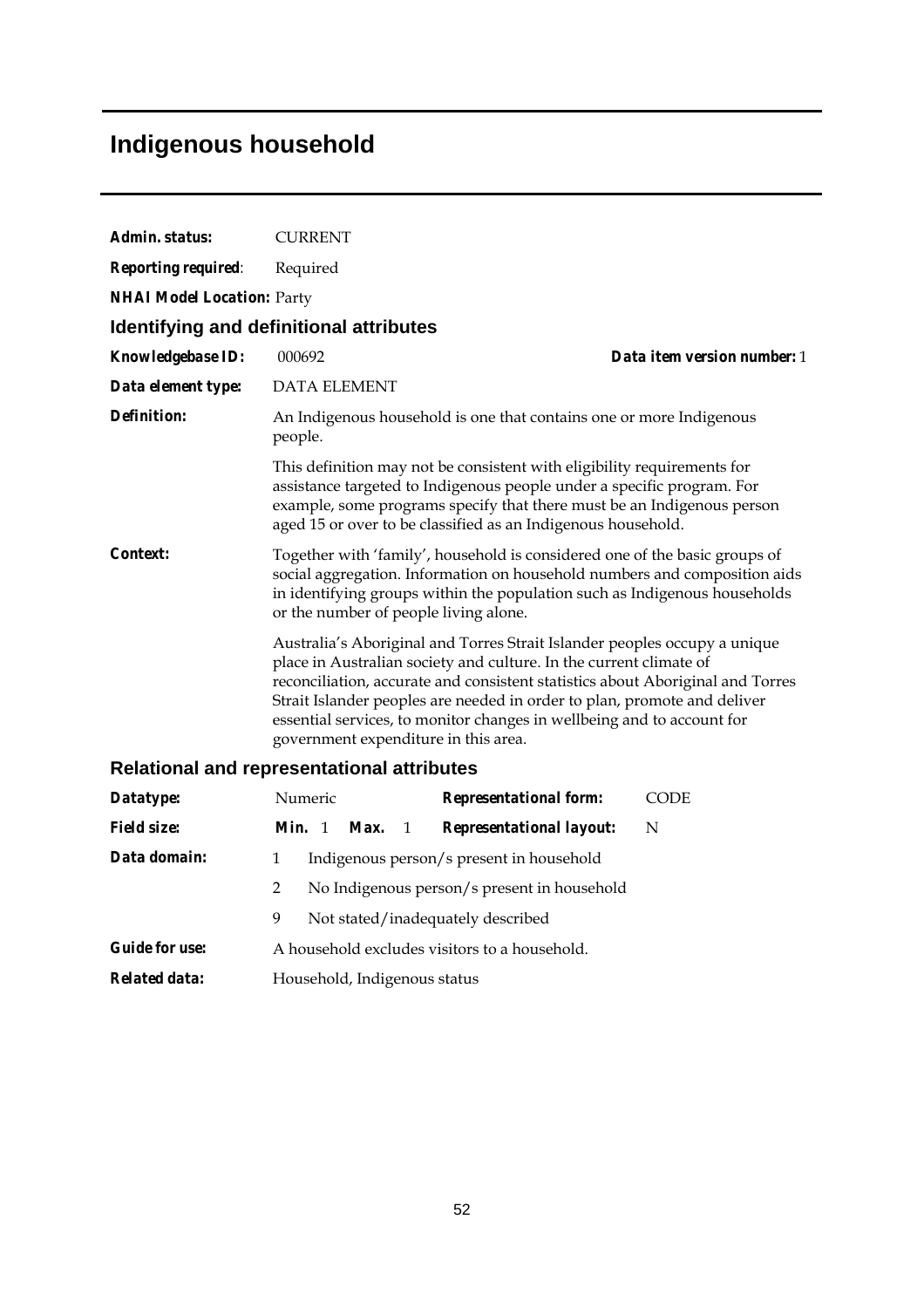# Indigenous household

***Admin. status:*** CURRENT

***Reporting required*:** Required

***NHAI Model Location:*** Party

## Identifying and definitional attributes

***Knowledgebase ID:*** 000692 ***Data item version number:*** 1

***Data element type:*** DATA ELEMENT

***Definition:*** An Indigenous household is one that contains one or more Indigenous people.

This definition may not be consistent with eligibility requirements for assistance targeted to Indigenous people under a specific program. For example, some programs specify that there must be an Indigenous person aged 15 or over to be classified as an Indigenous household.

***Context:*** Together with 'family', household is considered one of the basic groups of social aggregation. Information on household numbers and composition aids in identifying groups within the population such as Indigenous households or the number of people living alone.

Australia's Aboriginal and Torres Strait Islander peoples occupy a unique place in Australian society and culture. In the current climate of reconciliation, accurate and consistent statistics about Aboriginal and Torres Strait Islander peoples are needed in order to plan, promote and deliver essential services, to monitor changes in wellbeing and to account for government expenditure in this area.

## Relational and representational attributes

***Datatype:*** Numeric ***Representational form:*** CODE

***Field size:*** ***Min.*** 1 ***Max.*** 1 ***Representational layout:*** N

***Data domain:***

1 Indigenous person/s present in household

2 No Indigenous person/s present in household

9 Not stated/inadequately described

***Guide for use:*** A household excludes visitors to a household.

***Related data:*** Household, Indigenous status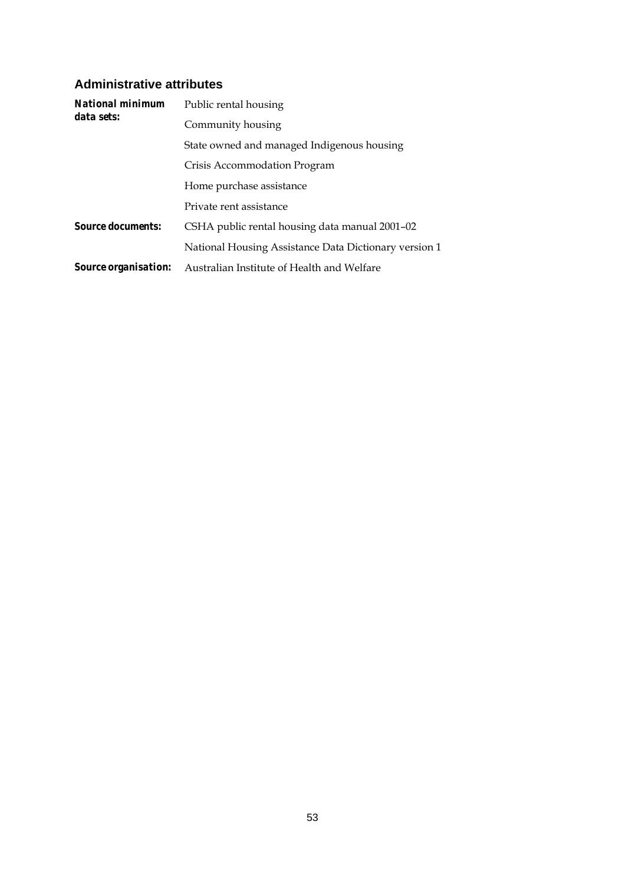### Administrative attributes

***National minimum data sets:*** Public rental housing

Community housing

State owned and managed Indigenous housing

Crisis Accommodation Program

Home purchase assistance

Private rent assistance

***Source documents:*** CSHA public rental housing data manual 2001–02

National Housing Assistance Data Dictionary version 1

***Source organisation:*** Australian Institute of Health and Welfare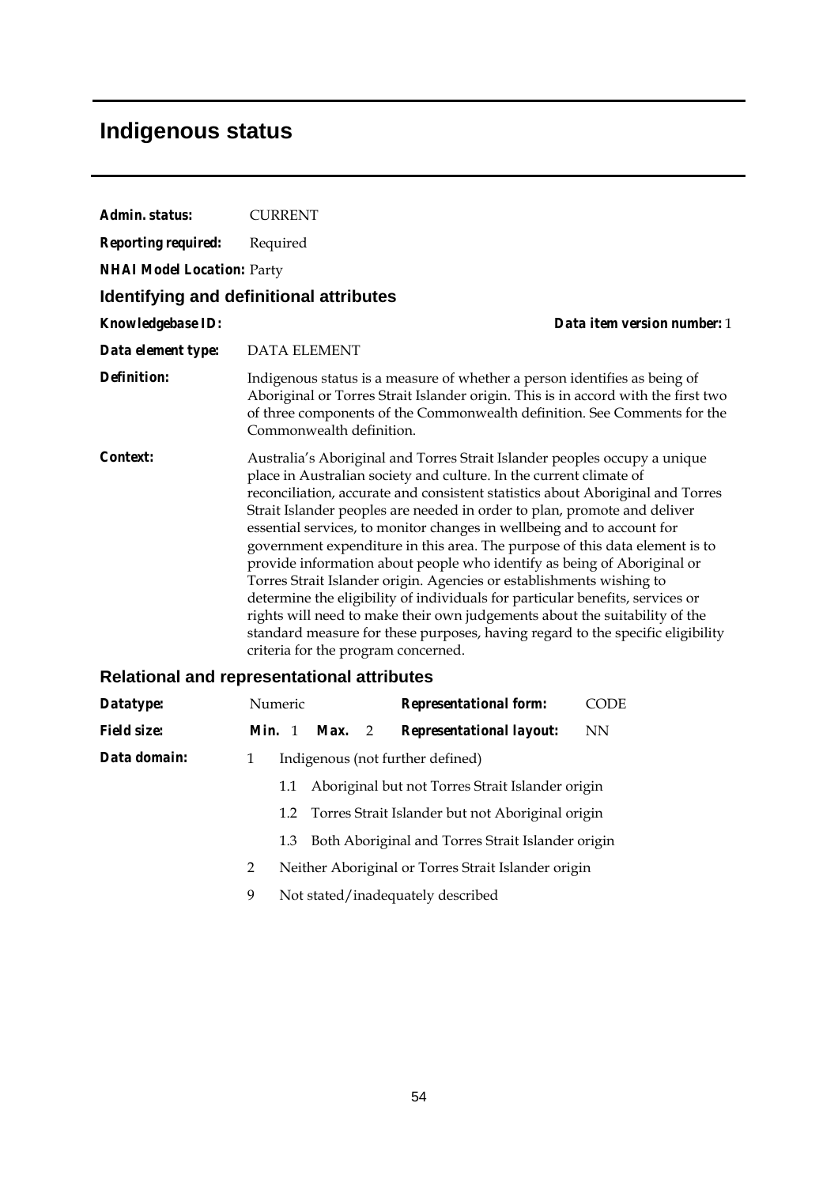# Indigenous status

***Admin. status:*** CURRENT

***Reporting required:*** Required

***NHAI Model Location:*** Party

## Identifying and definitional attributes

***Knowledgebase ID:*** ***Data item version number:*** 1

***Data element type:*** DATA ELEMENT

***Definition:*** Indigenous status is a measure of whether a person identifies as being of Aboriginal or Torres Strait Islander origin. This is in accord with the first two of three components of the Commonwealth definition. See Comments for the Commonwealth definition.

***Context:*** Australia's Aboriginal and Torres Strait Islander peoples occupy a unique place in Australian society and culture. In the current climate of reconciliation, accurate and consistent statistics about Aboriginal and Torres Strait Islander peoples are needed in order to plan, promote and deliver essential services, to monitor changes in wellbeing and to account for government expenditure in this area. The purpose of this data element is to provide information about people who identify as being of Aboriginal or Torres Strait Islander origin. Agencies or establishments wishing to determine the eligibility of individuals for particular benefits, services or rights will need to make their own judgements about the suitability of the standard measure for these purposes, having regard to the specific eligibility criteria for the program concerned.

## Relational and representational attributes

***Datatype:*** Numeric ***Representational form:*** CODE

***Field size:*** ***Min.*** 1 ***Max.*** 2 ***Representational layout:*** NN

***Data domain:***

- 1 Indigenous (not further defined)
  - 1.1 Aboriginal but not Torres Strait Islander origin
  - 1.2 Torres Strait Islander but not Aboriginal origin
  - 1.3 Both Aboriginal and Torres Strait Islander origin
- 2 Neither Aboriginal or Torres Strait Islander origin
- 9 Not stated/inadequately described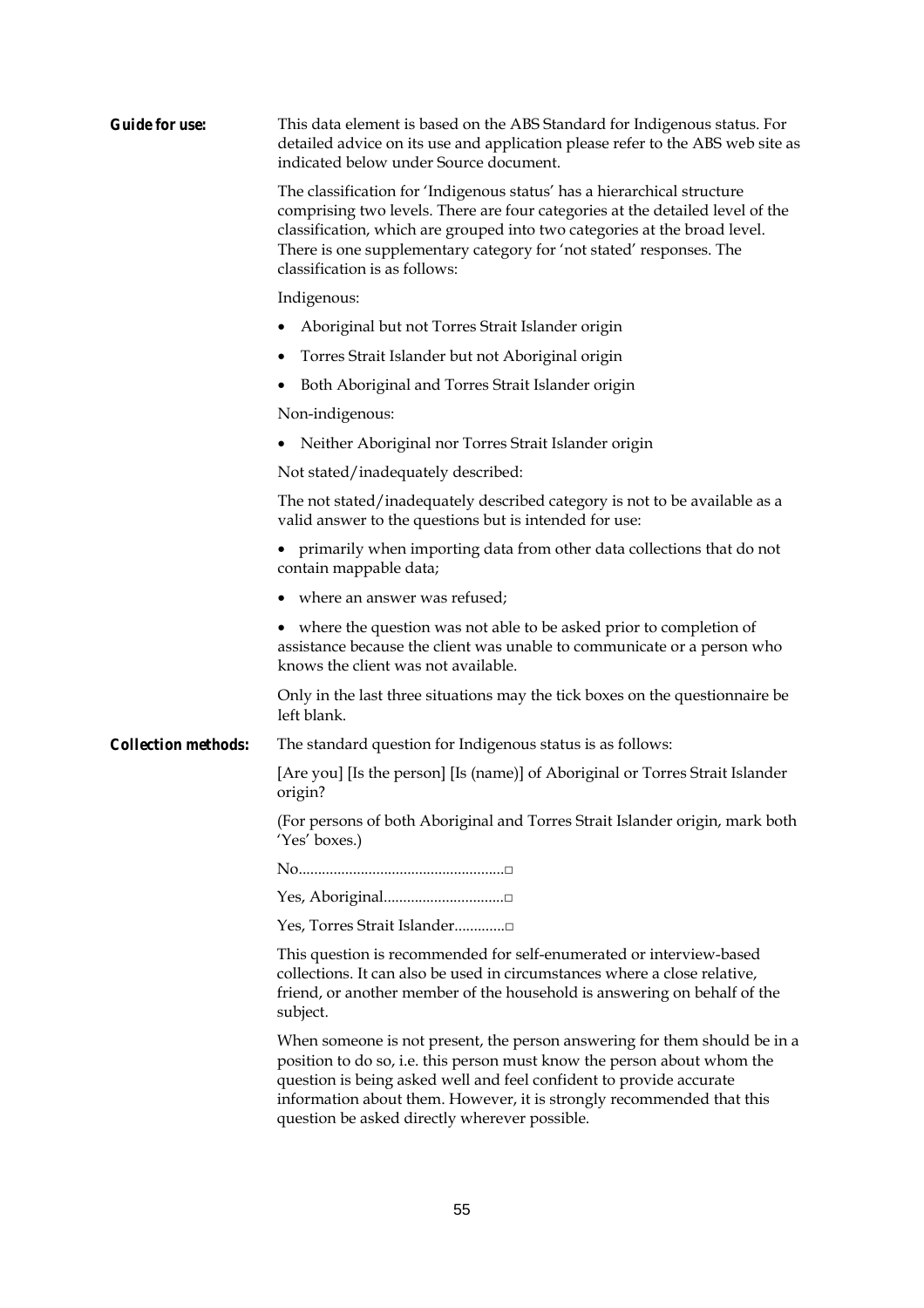**Guide for use:** This data element is based on the ABS Standard for Indigenous status. For detailed advice on its use and application please refer to the ABS web site as indicated below under Source document.

The classification for 'Indigenous status' has a hierarchical structure comprising two levels. There are four categories at the detailed level of the classification, which are grouped into two categories at the broad level. There is one supplementary category for 'not stated' responses. The classification is as follows:

Indigenous:

- Aboriginal but not Torres Strait Islander origin
- Torres Strait Islander but not Aboriginal origin
- Both Aboriginal and Torres Strait Islander origin

Non-indigenous:

- Neither Aboriginal nor Torres Strait Islander origin

Not stated/inadequately described:

The not stated/inadequately described category is not to be available as a valid answer to the questions but is intended for use:

- primarily when importing data from other data collections that do not contain mappable data;
- where an answer was refused;
- where the question was not able to be asked prior to completion of assistance because the client was unable to communicate or a person who knows the client was not available.

Only in the last three situations may the tick boxes on the questionnaire be left blank.

**Collection methods:** The standard question for Indigenous status is as follows:

[Are you] [Is the person] [Is (name)] of Aboriginal or Torres Strait Islander origin?

(For persons of both Aboriginal and Torres Strait Islander origin, mark both 'Yes' boxes.)

No....................................................□

Yes, Aboriginal...............................□

Yes, Torres Strait Islander.............□

This question is recommended for self-enumerated or interview-based collections. It can also be used in circumstances where a close relative, friend, or another member of the household is answering on behalf of the subject.

When someone is not present, the person answering for them should be in a position to do so, i.e. this person must know the person about whom the question is being asked well and feel confident to provide accurate information about them. However, it is strongly recommended that this question be asked directly wherever possible.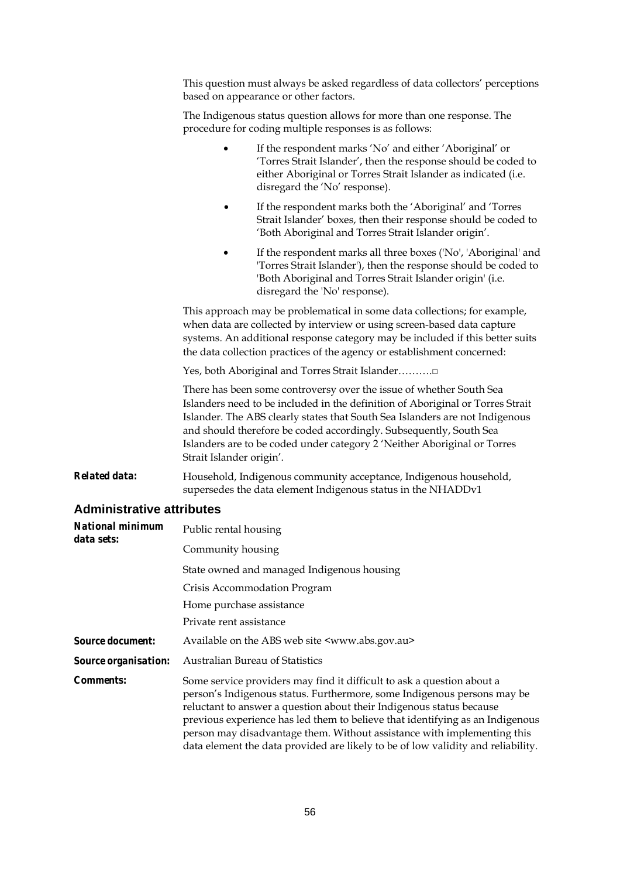This question must always be asked regardless of data collectors' perceptions based on appearance or other factors.

The Indigenous status question allows for more than one response. The procedure for coding multiple responses is as follows:

- If the respondent marks 'No' and either 'Aboriginal' or 'Torres Strait Islander', then the response should be coded to either Aboriginal or Torres Strait Islander as indicated (i.e. disregard the 'No' response).
- If the respondent marks both the 'Aboriginal' and 'Torres Strait Islander' boxes, then their response should be coded to 'Both Aboriginal and Torres Strait Islander origin'.
- If the respondent marks all three boxes ('No', 'Aboriginal' and 'Torres Strait Islander'), then the response should be coded to 'Both Aboriginal and Torres Strait Islander origin' (i.e. disregard the 'No' response).

This approach may be problematical in some data collections; for example, when data are collected by interview or using screen-based data capture systems. An additional response category may be included if this better suits the data collection practices of the agency or establishment concerned:

Yes, both Aboriginal and Torres Strait Islander……….□

There has been some controversy over the issue of whether South Sea Islanders need to be included in the definition of Aboriginal or Torres Strait Islander. The ABS clearly states that South Sea Islanders are not Indigenous and should therefore be coded accordingly. Subsequently, South Sea Islanders are to be coded under category 2 'Neither Aboriginal or Torres Strait Islander origin'.

***Related data:*** Household, Indigenous community acceptance, Indigenous household, supersedes the data element Indigenous status in the NHADDv1

## Administrative attributes

***National minimum data sets:***
Public rental housing
Community housing
State owned and managed Indigenous housing
Crisis Accommodation Program
Home purchase assistance
Private rent assistance

***Source document:*** Available on the ABS web site <www.abs.gov.au>

***Source organisation:*** Australian Bureau of Statistics

***Comments:*** Some service providers may find it difficult to ask a question about a person's Indigenous status. Furthermore, some Indigenous persons may be reluctant to answer a question about their Indigenous status because previous experience has led them to believe that identifying as an Indigenous person may disadvantage them. Without assistance with implementing this data element the data provided are likely to be of low validity and reliability.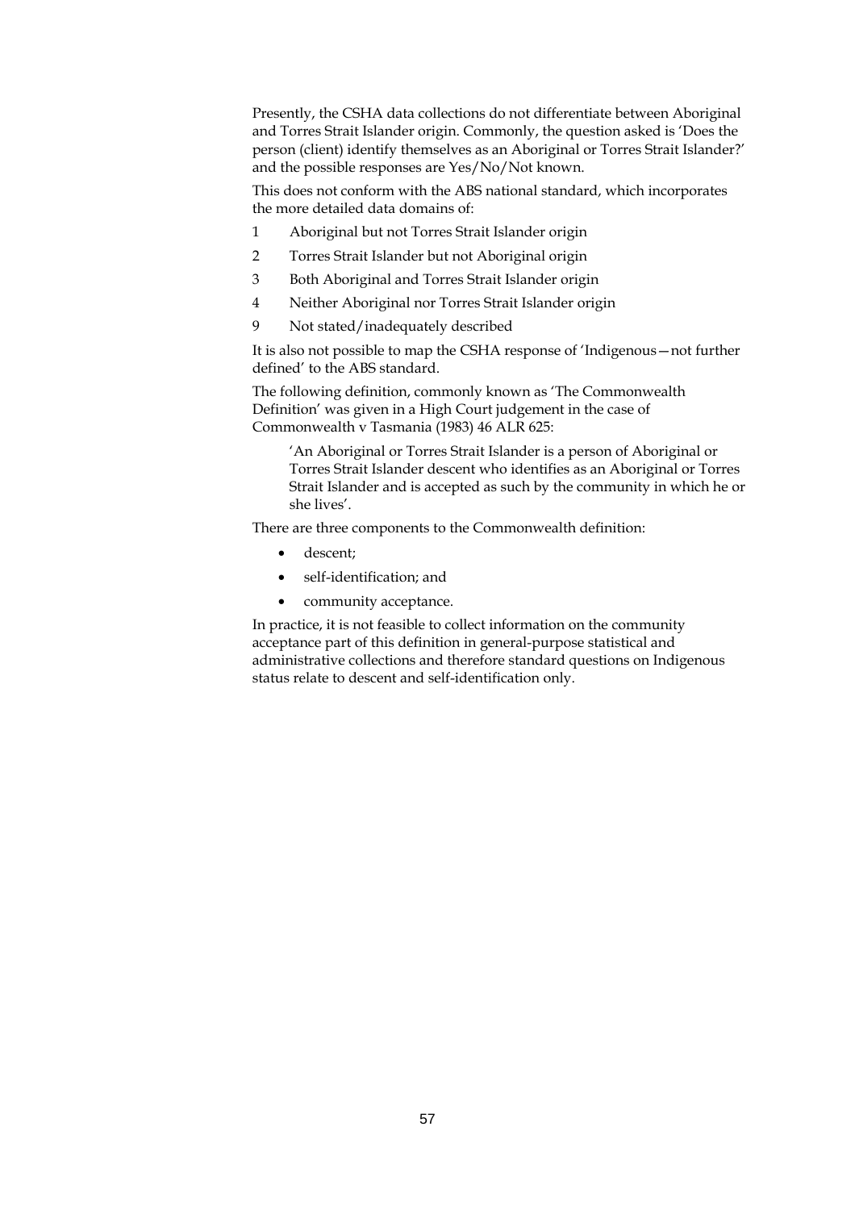Presently, the CSHA data collections do not differentiate between Aboriginal and Torres Strait Islander origin. Commonly, the question asked is 'Does the person (client) identify themselves as an Aboriginal or Torres Strait Islander?' and the possible responses are Yes/No/Not known.

This does not conform with the ABS national standard, which incorporates the more detailed data domains of:

1 Aboriginal but not Torres Strait Islander origin

2 Torres Strait Islander but not Aboriginal origin

3 Both Aboriginal and Torres Strait Islander origin

4 Neither Aboriginal nor Torres Strait Islander origin

9 Not stated/inadequately described

It is also not possible to map the CSHA response of 'Indigenous—not further defined' to the ABS standard.

The following definition, commonly known as 'The Commonwealth Definition' was given in a High Court judgement in the case of Commonwealth v Tasmania (1983) 46 ALR 625:

> 'An Aboriginal or Torres Strait Islander is a person of Aboriginal or Torres Strait Islander descent who identifies as an Aboriginal or Torres Strait Islander and is accepted as such by the community in which he or she lives'.

There are three components to the Commonwealth definition:

- descent;
- self-identification; and
- community acceptance.

In practice, it is not feasible to collect information on the community acceptance part of this definition in general-purpose statistical and administrative collections and therefore standard questions on Indigenous status relate to descent and self-identification only.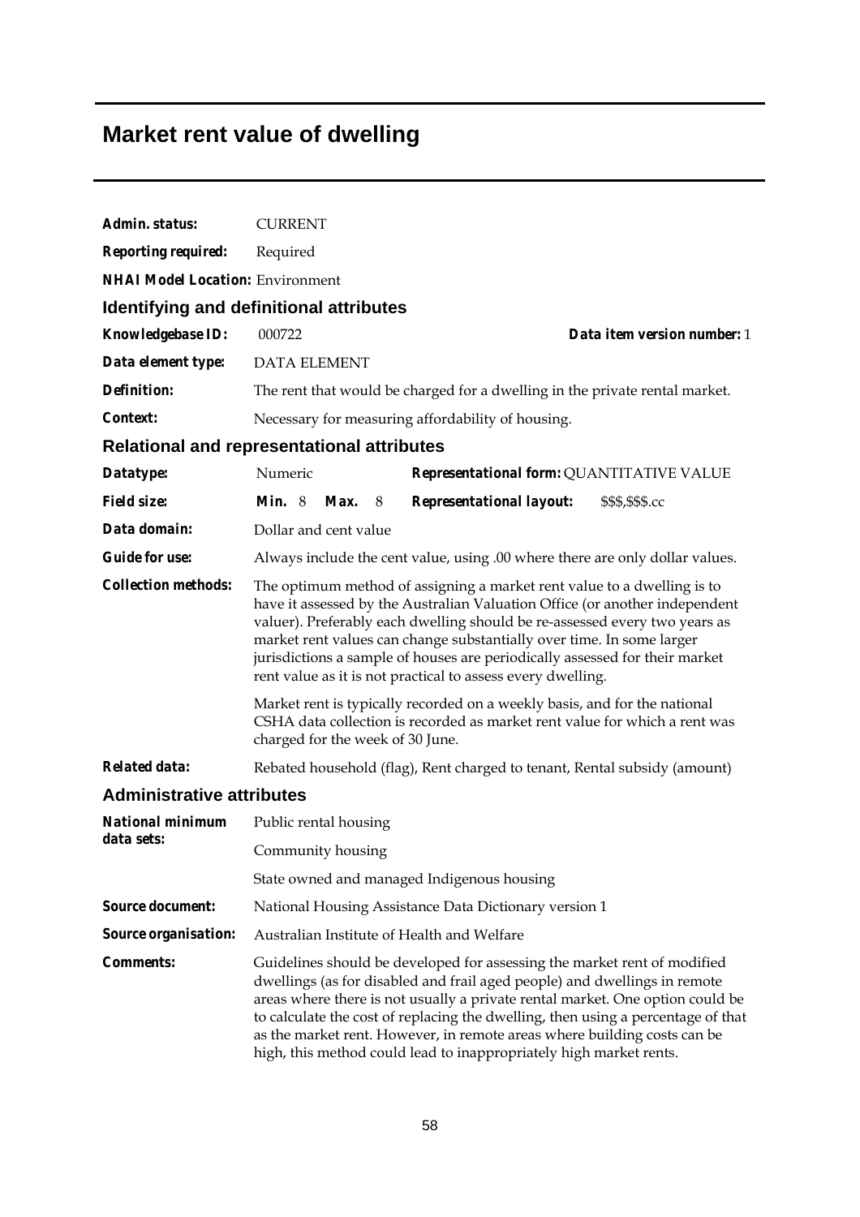# Market rent value of dwelling

**Admin. status:** CURRENT

**Reporting required:** Required

**NHAI Model Location:** Environment

## Identifying and definitional attributes

**Knowledgebase ID:** 000722 **Data item version number:** 1

**Data element type:** DATA ELEMENT

**Definition:** The rent that would be charged for a dwelling in the private rental market.

**Context:** Necessary for measuring affordability of housing.

## Relational and representational attributes

**Datatype:** Numeric **Representational form:** QUANTITATIVE VALUE

**Field size:** **Min.** 8 **Max.** 8 **Representational layout:** $$$,$$$.cc

**Data domain:** Dollar and cent value

**Guide for use:** Always include the cent value, using .00 where there are only dollar values.

**Collection methods:** The optimum method of assigning a market rent value to a dwelling is to have it assessed by the Australian Valuation Office (or another independent valuer). Preferably each dwelling should be re-assessed every two years as market rent values can change substantially over time. In some larger jurisdictions a sample of houses are periodically assessed for their market rent value as it is not practical to assess every dwelling.

Market rent is typically recorded on a weekly basis, and for the national CSHA data collection is recorded as market rent value for which a rent was charged for the week of 30 June.

**Related data:** Rebated household (flag), Rent charged to tenant, Rental subsidy (amount)

## Administrative attributes

**National minimum data sets:** Public rental housing

Community housing

State owned and managed Indigenous housing

**Source document:** National Housing Assistance Data Dictionary version 1

**Source organisation:** Australian Institute of Health and Welfare

**Comments:** Guidelines should be developed for assessing the market rent of modified dwellings (as for disabled and frail aged people) and dwellings in remote areas where there is not usually a private rental market. One option could be to calculate the cost of replacing the dwelling, then using a percentage of that as the market rent. However, in remote areas where building costs can be high, this method could lead to inappropriately high market rents.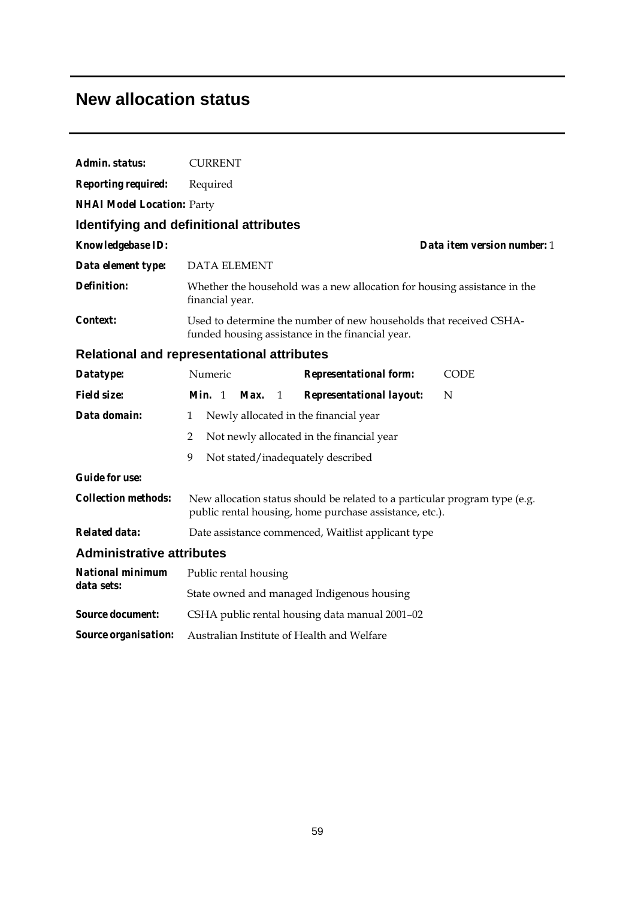# New allocation status

**Admin. status:** CURRENT

**Reporting required:** Required

**NHAI Model Location:** Party

## Identifying and definitional attributes

**Knowledgebase ID:** 

**Data item version number:** 1

**Data element type:** DATA ELEMENT

**Definition:** Whether the household was a new allocation for housing assistance in the financial year.

**Context:** Used to determine the number of new households that received CSHA-funded housing assistance in the financial year.

## Relational and representational attributes

**Datatype:** Numeric

**Representational form:** CODE

**Field size:** **Min.** 1 **Max.** 1

**Representational layout:** N

**Data domain:**

1 Newly allocated in the financial year

2 Not newly allocated in the financial year

9 Not stated/inadequately described

**Guide for use:**

**Collection methods:** New allocation status should be related to a particular program type (e.g. public rental housing, home purchase assistance, etc.).

**Related data:** Date assistance commenced, Waitlist applicant type

## Administrative attributes

**National minimum data sets:** Public rental housing

State owned and managed Indigenous housing

**Source document:** CSHA public rental housing data manual 2001–02

**Source organisation:** Australian Institute of Health and Welfare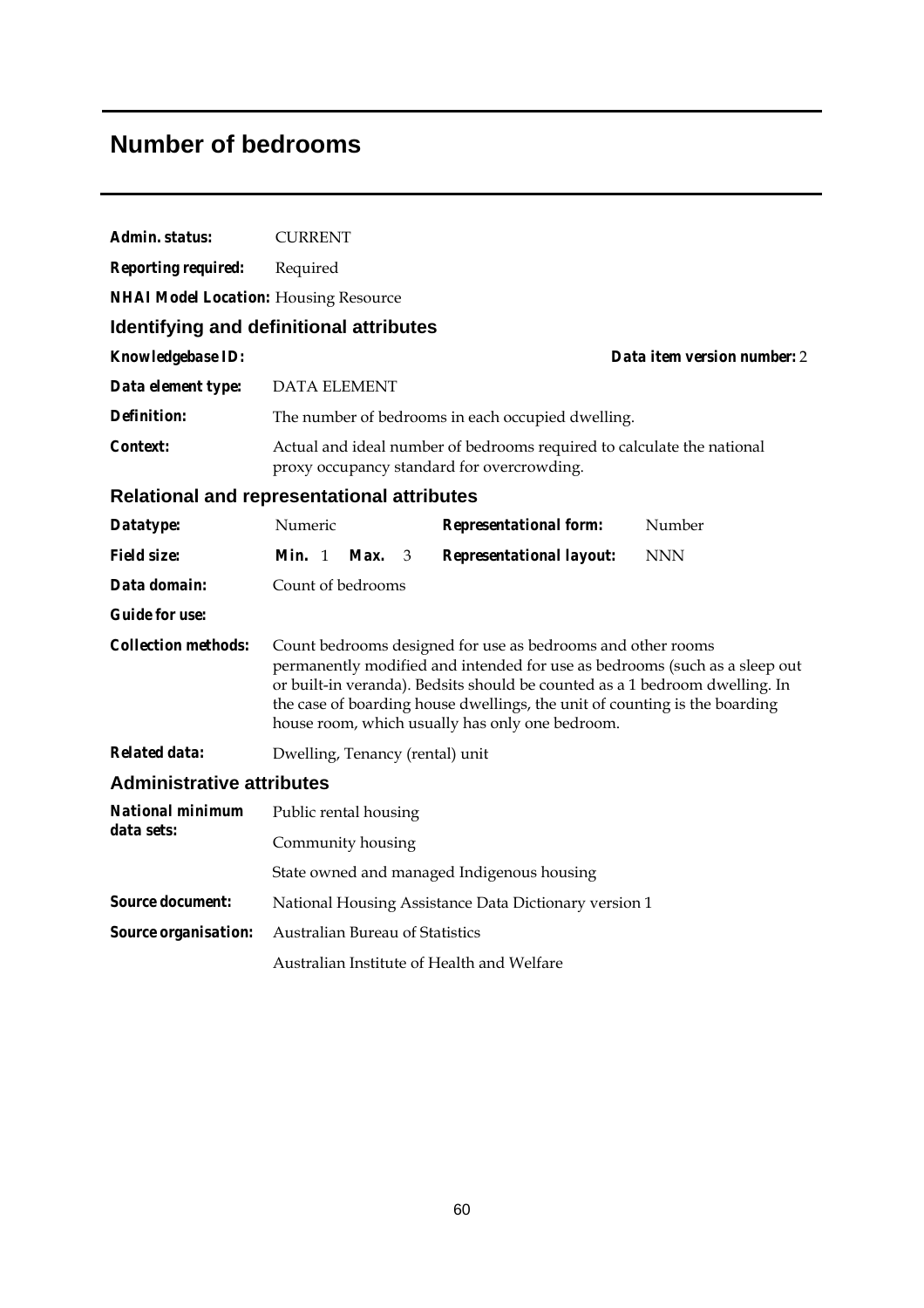# Number of bedrooms

***Admin. status:*** CURRENT

***Reporting required:*** Required

***NHAI Model Location:*** Housing Resource

## Identifying and definitional attributes

***Knowledgebase ID:*** 

***Data item version number:*** 2

***Data element type:*** DATA ELEMENT

***Definition:*** The number of bedrooms in each occupied dwelling.

***Context:*** Actual and ideal number of bedrooms required to calculate the national proxy occupancy standard for overcrowding.

## Relational and representational attributes

***Datatype:*** Numeric

***Representational form:*** Number

***Field size:*** ***Min.*** 1 ***Max.*** 3

***Representational layout:*** NNN

***Data domain:*** Count of bedrooms

***Guide for use:***

***Collection methods:*** Count bedrooms designed for use as bedrooms and other rooms permanently modified and intended for use as bedrooms (such as a sleep out or built-in veranda). Bedsits should be counted as a 1 bedroom dwelling. In the case of boarding house dwellings, the unit of counting is the boarding house room, which usually has only one bedroom.

***Related data:*** Dwelling, Tenancy (rental) unit

## Administrative attributes

***National minimum data sets:***

Public rental housing

Community housing

State owned and managed Indigenous housing

***Source document:*** National Housing Assistance Data Dictionary version 1

***Source organisation:***

Australian Bureau of Statistics

Australian Institute of Health and Welfare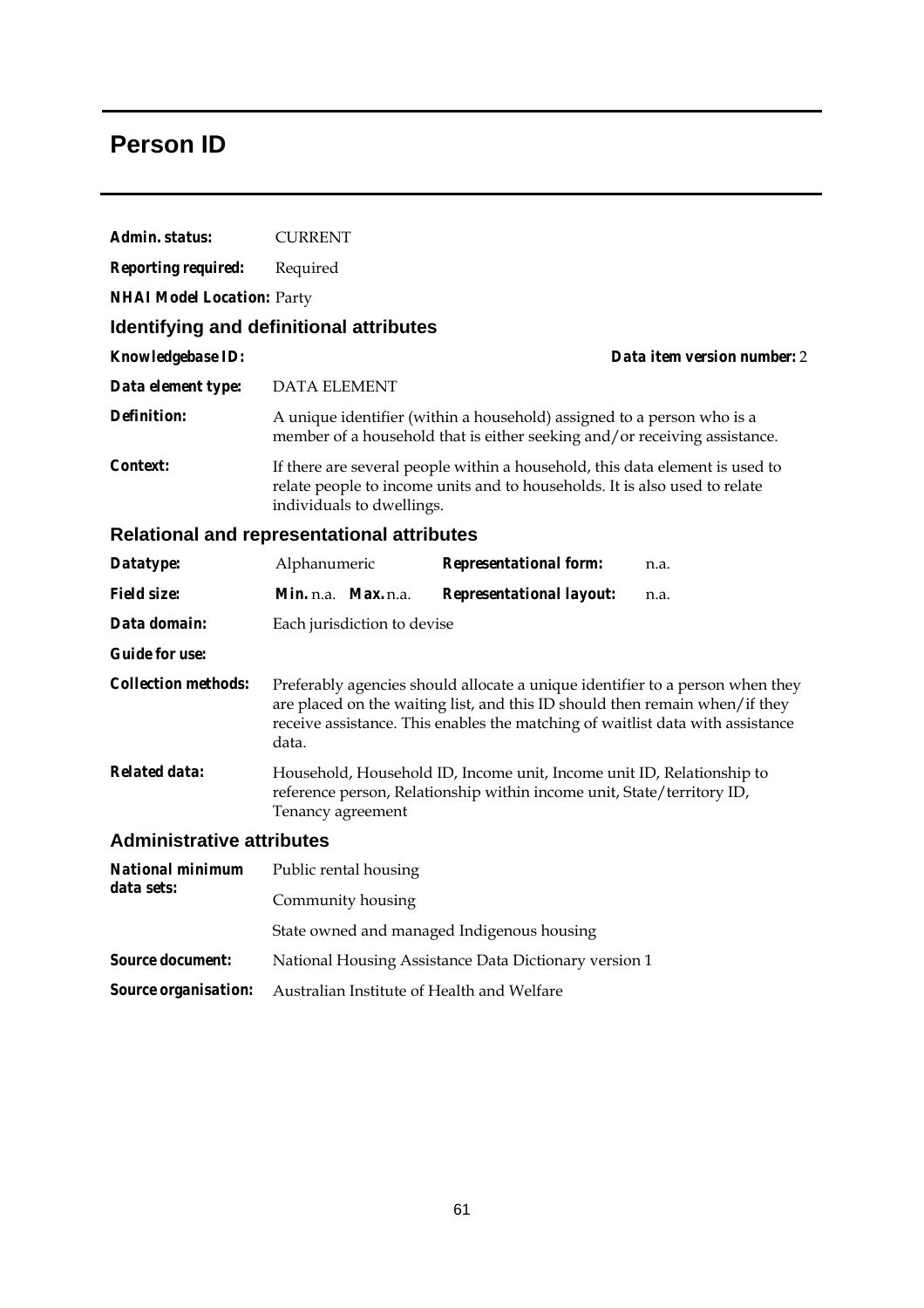# Person ID

**Admin. status:** CURRENT

**Reporting required:** Required

**NHAI Model Location:** Party

## Identifying and definitional attributes

**Knowledgebase ID:** **Data item version number:** 2

**Data element type:** DATA ELEMENT

**Definition:** A unique identifier (within a household) assigned to a person who is a member of a household that is either seeking and/or receiving assistance.

**Context:** If there are several people within a household, this data element is used to relate people to income units and to households. It is also used to relate individuals to dwellings.

## Relational and representational attributes

**Datatype:** Alphanumeric **Representational form:** n.a.

**Field size:** **Min.** n.a. **Max.** n.a. **Representational layout:** n.a.

**Data domain:** Each jurisdiction to devise

**Guide for use:**

**Collection methods:** Preferably agencies should allocate a unique identifier to a person when they are placed on the waiting list, and this ID should then remain when/if they receive assistance. This enables the matching of waitlist data with assistance data.

**Related data:** Household, Household ID, Income unit, Income unit ID, Relationship to reference person, Relationship within income unit, State/territory ID, Tenancy agreement

## Administrative attributes

**National minimum data sets:** Public rental housing

Community housing

State owned and managed Indigenous housing

**Source document:** National Housing Assistance Data Dictionary version 1

**Source organisation:** Australian Institute of Health and Welfare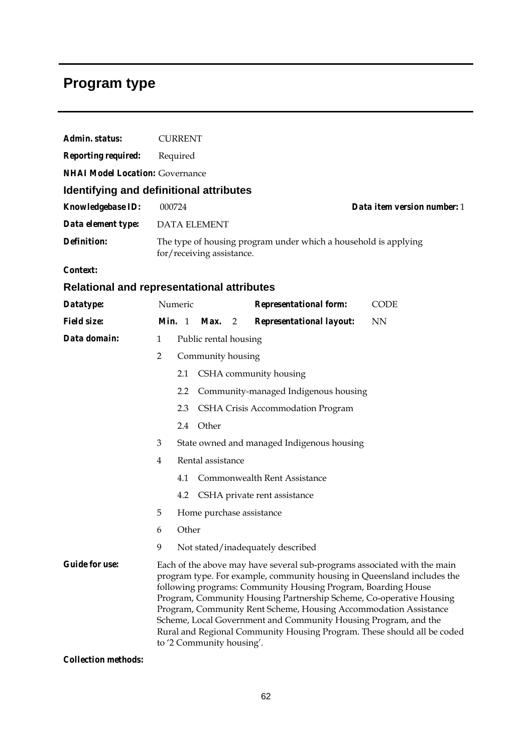# Program type

***Admin. status:*** CURRENT

***Reporting required:*** Required

***NHAI Model Location:*** Governance

## Identifying and definitional attributes

***Knowledgebase ID:*** 000724 ***Data item version number:*** 1

***Data element type:*** DATA ELEMENT

***Definition:*** The type of housing program under which a household is applying for/receiving assistance.

***Context:***

## Relational and representational attributes

***Datatype:*** Numeric ***Representational form:*** CODE

***Field size:*** ***Min.*** 1 ***Max.*** 2 ***Representational layout:*** NN

***Data domain:***

- 1 Public rental housing
- 2 Community housing
  - 2.1 CSHA community housing
  - 2.2 Community-managed Indigenous housing
  - 2.3 CSHA Crisis Accommodation Program
  - 2.4 Other
- 3 State owned and managed Indigenous housing
- 4 Rental assistance
  - 4.1 Commonwealth Rent Assistance
  - 4.2 CSHA private rent assistance
- 5 Home purchase assistance
- 6 Other
- 9 Not stated/inadequately described

***Guide for use:*** Each of the above may have several sub-programs associated with the main program type. For example, community housing in Queensland includes the following programs: Community Housing Program, Boarding House Program, Community Housing Partnership Scheme, Co-operative Housing Program, Community Rent Scheme, Housing Accommodation Assistance Scheme, Local Government and Community Housing Program, and the Rural and Regional Community Housing Program. These should all be coded to '2 Community housing'.

***Collection methods:***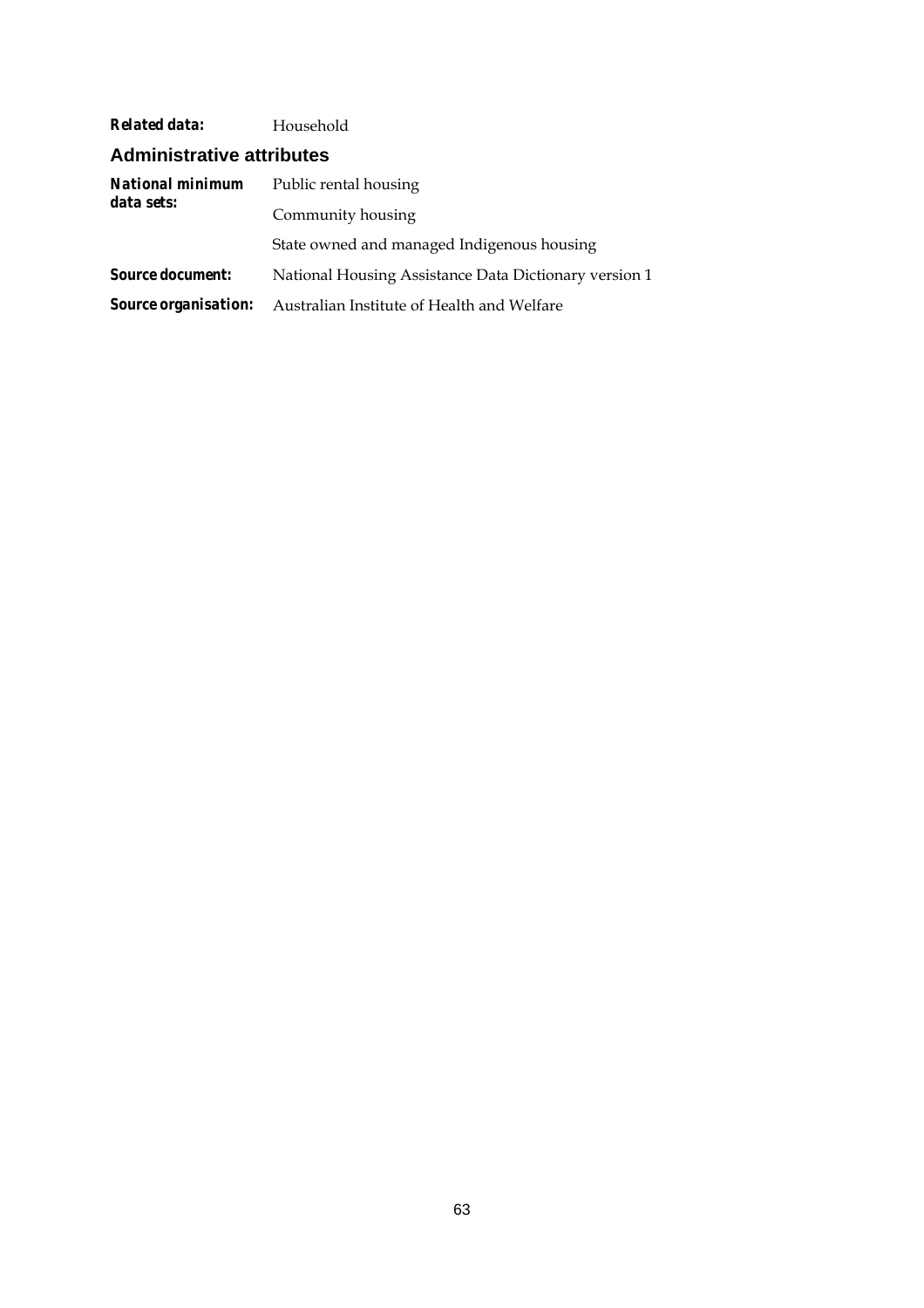***Related data:*** Household

## Administrative attributes

***National minimum data sets:*** Public rental housing

Community housing

State owned and managed Indigenous housing

***Source document:*** National Housing Assistance Data Dictionary version 1

***Source organisation:*** Australian Institute of Health and Welfare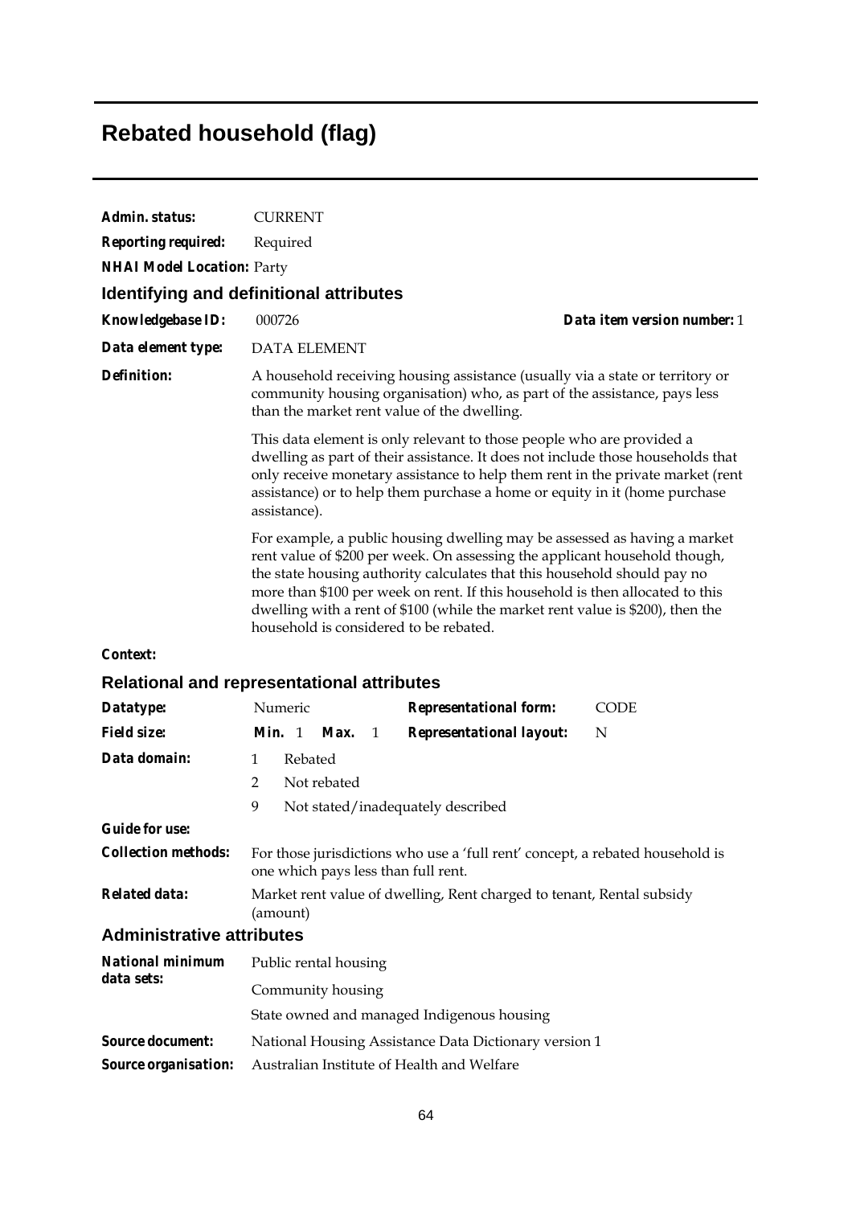# Rebated household (flag)

***Admin. status:*** CURRENT

***Reporting required:*** Required

***NHAI Model Location:*** Party

## Identifying and definitional attributes

***Knowledgebase ID:*** 000726 ***Data item version number:*** 1

***Data element type:*** DATA ELEMENT

***Definition:*** A household receiving housing assistance (usually via a state or territory or community housing organisation) who, as part of the assistance, pays less than the market rent value of the dwelling.

This data element is only relevant to those people who are provided a dwelling as part of their assistance. It does not include those households that only receive monetary assistance to help them rent in the private market (rent assistance) or to help them purchase a home or equity in it (home purchase assistance).

For example, a public housing dwelling may be assessed as having a market rent value of $200 per week. On assessing the applicant household though, the state housing authority calculates that this household should pay no more than $100 per week on rent. If this household is then allocated to this dwelling with a rent of $100 (while the market rent value is $200), then the household is considered to be rebated.

***Context:***

## Relational and representational attributes

***Datatype:*** Numeric ***Representational form:*** CODE

***Field size:*** ***Min.*** 1 ***Max.*** 1 ***Representational layout:*** N

***Data domain:***

1 Rebated

2 Not rebated

9 Not stated/inadequately described

***Guide for use:***

***Collection methods:*** For those jurisdictions who use a 'full rent' concept, a rebated household is one which pays less than full rent.

***Related data:*** Market rent value of dwelling, Rent charged to tenant, Rental subsidy (amount)

## Administrative attributes

***National minimum data sets:***

Public rental housing

Community housing

State owned and managed Indigenous housing

***Source document:*** National Housing Assistance Data Dictionary version 1

***Source organisation:*** Australian Institute of Health and Welfare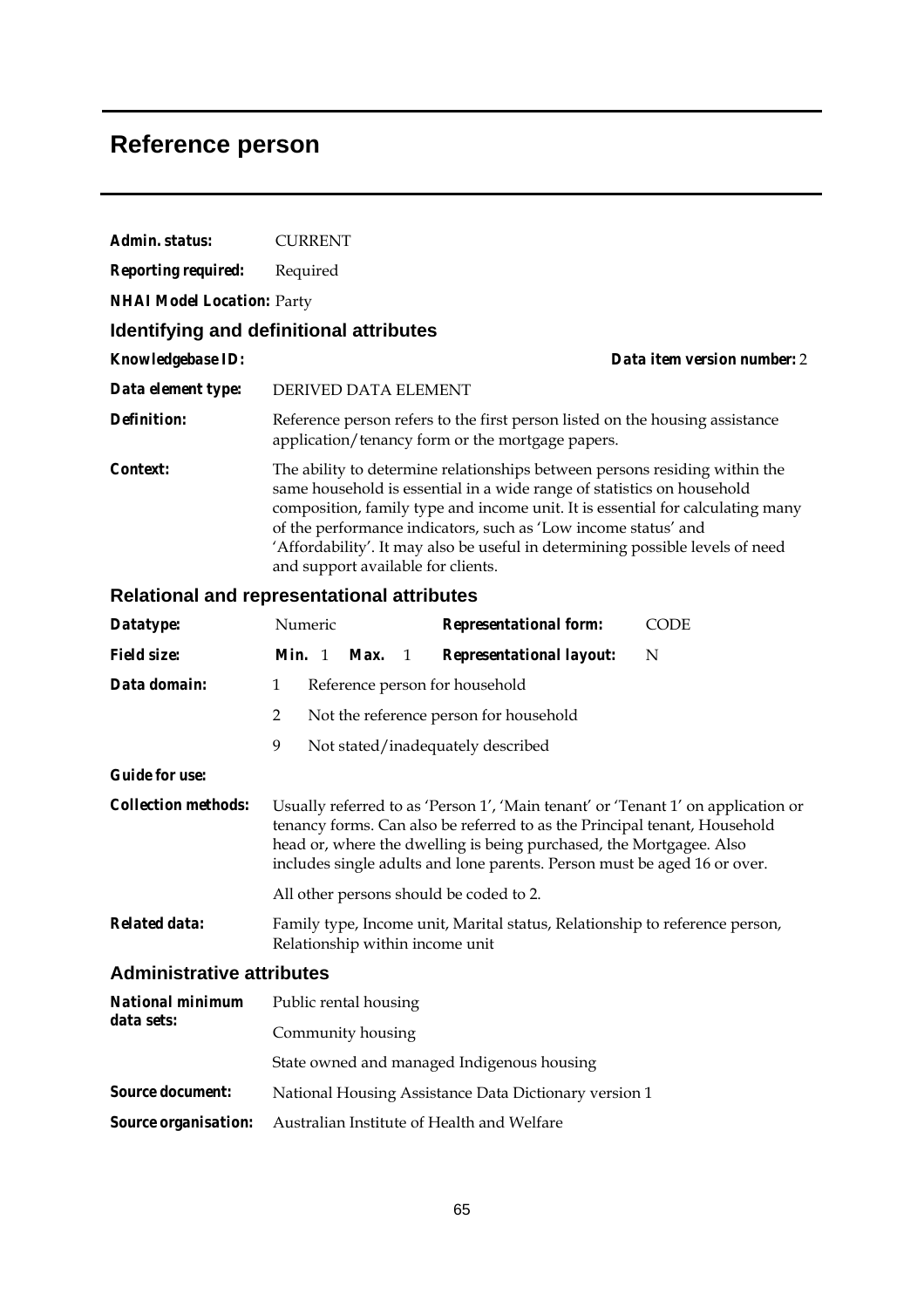# Reference person

**Admin. status:** CURRENT

**Reporting required:** Required

**NHAI Model Location:** Party

## Identifying and definitional attributes

**Knowledgebase ID:** 

**Data item version number:** 2

**Data element type:** DERIVED DATA ELEMENT

**Definition:** Reference person refers to the first person listed on the housing assistance application/tenancy form or the mortgage papers.

**Context:** The ability to determine relationships between persons residing within the same household is essential in a wide range of statistics on household composition, family type and income unit. It is essential for calculating many of the performance indicators, such as 'Low income status' and 'Affordability'. It may also be useful in determining possible levels of need and support available for clients.

## Relational and representational attributes

**Datatype:** Numeric

**Representational form:** CODE

**Field size:** **Min.** 1 **Max.** 1

**Representational layout:** N

**Data domain:**

1 Reference person for household

2 Not the reference person for household

9 Not stated/inadequately described

**Guide for use:**

**Collection methods:** Usually referred to as 'Person 1', 'Main tenant' or 'Tenant 1' on application or tenancy forms. Can also be referred to as the Principal tenant, Household head or, where the dwelling is being purchased, the Mortgagee. Also includes single adults and lone parents. Person must be aged 16 or over.

All other persons should be coded to 2.

**Related data:** Family type, Income unit, Marital status, Relationship to reference person, Relationship within income unit

## Administrative attributes

**National minimum data sets:**

Public rental housing

Community housing

State owned and managed Indigenous housing

**Source document:** National Housing Assistance Data Dictionary version 1

**Source organisation:** Australian Institute of Health and Welfare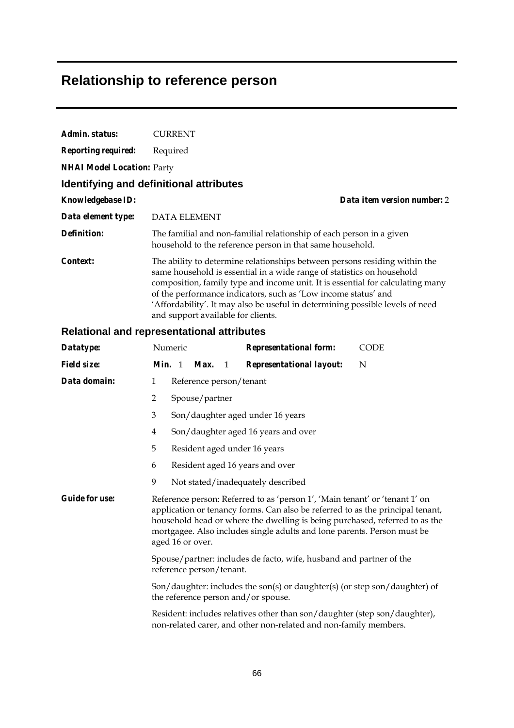# Relationship to reference person

***Admin. status:*** CURRENT

***Reporting required:*** Required

***NHAI Model Location:*** Party

## Identifying and definitional attributes

***Knowledgebase ID:*** ***Data item version number:*** 2

***Data element type:*** DATA ELEMENT

***Definition:*** The familial and non-familial relationship of each person in a given household to the reference person in that same household.

***Context:*** The ability to determine relationships between persons residing within the same household is essential in a wide range of statistics on household composition, family type and income unit. It is essential for calculating many of the performance indicators, such as 'Low income status' and 'Affordability'. It may also be useful in determining possible levels of need and support available for clients.

## Relational and representational attributes

***Datatype:*** Numeric ***Representational form:*** CODE

***Field size:*** ***Min.*** 1 ***Max.*** 1 ***Representational layout:*** N

***Data domain:***

| Code | Description |
|---|---|
| 1 | Reference person/tenant |
| 2 | Spouse/partner |
| 3 | Son/daughter aged under 16 years |
| 4 | Son/daughter aged 16 years and over |
| 5 | Resident aged under 16 years |
| 6 | Resident aged 16 years and over |
| 9 | Not stated/inadequately described |

***Guide for use:*** Reference person: Referred to as 'person 1', 'Main tenant' or 'tenant 1' on application or tenancy forms. Can also be referred to as the principal tenant, household head or where the dwelling is being purchased, referred to as the mortgagee. Also includes single adults and lone parents. Person must be aged 16 or over.

Spouse/partner: includes de facto, wife, husband and partner of the reference person/tenant.

Son/daughter: includes the son(s) or daughter(s) (or step son/daughter) of the reference person and/or spouse.

Resident: includes relatives other than son/daughter (step son/daughter), non-related carer, and other non-related and non-family members.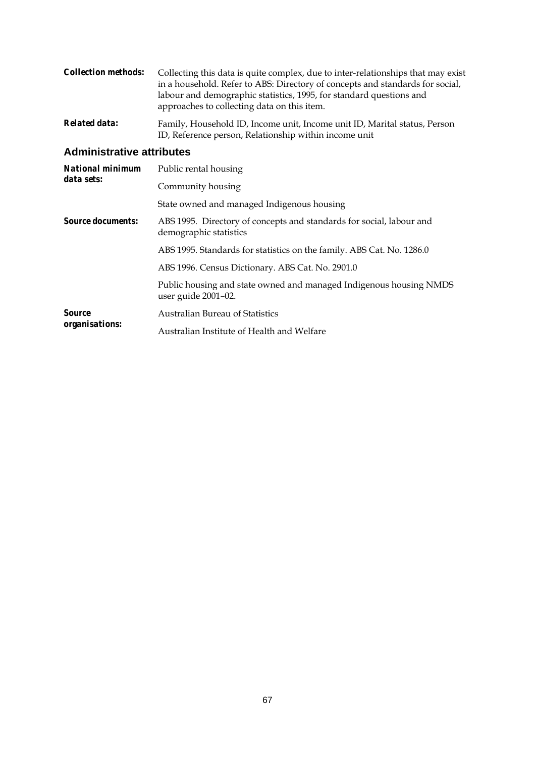**Collection methods:** Collecting this data is quite complex, due to inter-relationships that may exist in a household. Refer to ABS: Directory of concepts and standards for social, labour and demographic statistics, 1995, for standard questions and approaches to collecting data on this item.

**Related data:** Family, Household ID, Income unit, Income unit ID, Marital status, Person ID, Reference person, Relationship within income unit

## Administrative attributes

**National minimum data sets:**

Public rental housing

Community housing

State owned and managed Indigenous housing

**Source documents:**

ABS 1995. Directory of concepts and standards for social, labour and demographic statistics

ABS 1995. Standards for statistics on the family. ABS Cat. No. 1286.0

ABS 1996. Census Dictionary. ABS Cat. No. 2901.0

Public housing and state owned and managed Indigenous housing NMDS user guide 2001–02.

**Source organisations:**

Australian Bureau of Statistics

Australian Institute of Health and Welfare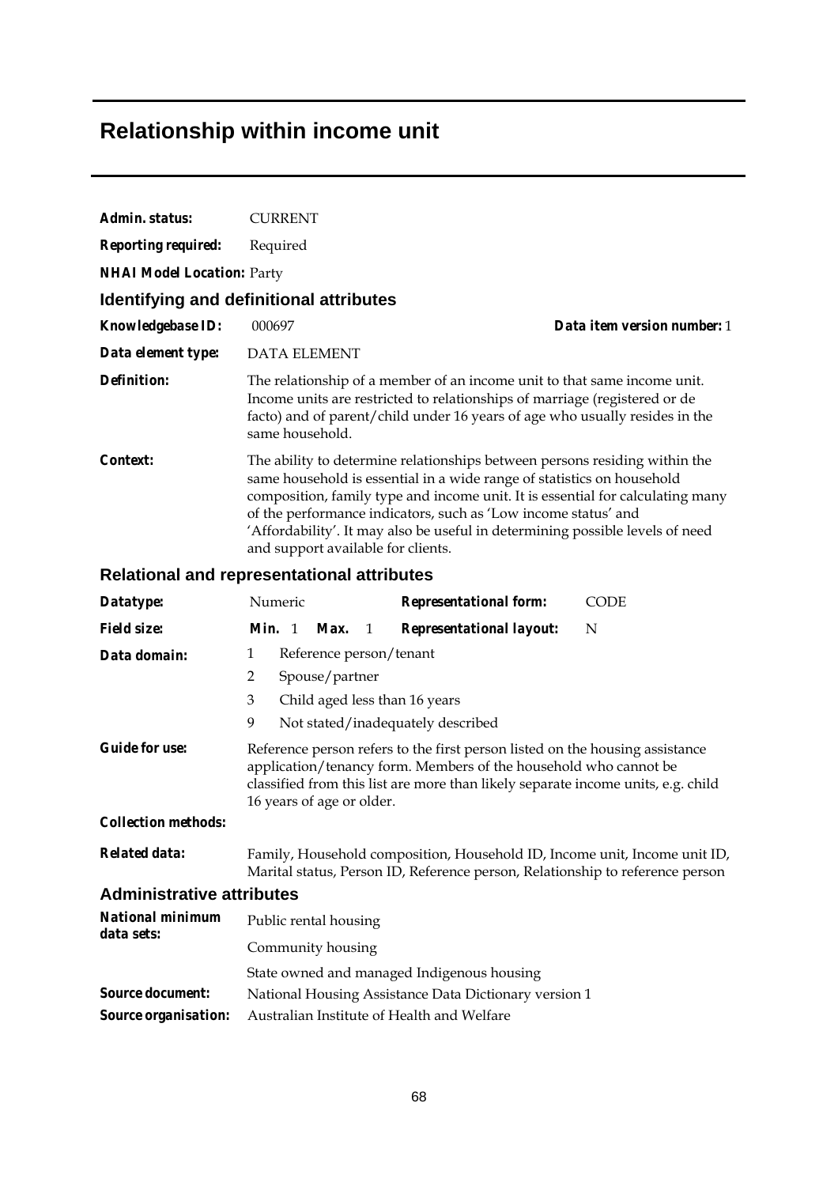# Relationship within income unit

**Admin. status:** CURRENT

**Reporting required:** Required

**NHAI Model Location:** Party

## Identifying and definitional attributes

**Knowledgebase ID:** 000697 **Data item version number:** 1

**Data element type:** DATA ELEMENT

**Definition:** The relationship of a member of an income unit to that same income unit. Income units are restricted to relationships of marriage (registered or de facto) and of parent/child under 16 years of age who usually resides in the same household.

**Context:** The ability to determine relationships between persons residing within the same household is essential in a wide range of statistics on household composition, family type and income unit. It is essential for calculating many of the performance indicators, such as 'Low income status' and 'Affordability'. It may also be useful in determining possible levels of need and support available for clients.

## Relational and representational attributes

**Datatype:** Numeric **Representational form:** CODE

**Field size:** **Min.** 1 **Max.** 1 **Representational layout:** N

**Data domain:**

1 Reference person/tenant
2 Spouse/partner
3 Child aged less than 16 years
9 Not stated/inadequately described

**Guide for use:** Reference person refers to the first person listed on the housing assistance application/tenancy form. Members of the household who cannot be classified from this list are more than likely separate income units, e.g. child 16 years of age or older.

**Collection methods:**

**Related data:** Family, Household composition, Household ID, Income unit, Income unit ID, Marital status, Person ID, Reference person, Relationship to reference person

## Administrative attributes

**National minimum data sets:**

Public rental housing
Community housing
State owned and managed Indigenous housing

**Source document:** National Housing Assistance Data Dictionary version 1

**Source organisation:** Australian Institute of Health and Welfare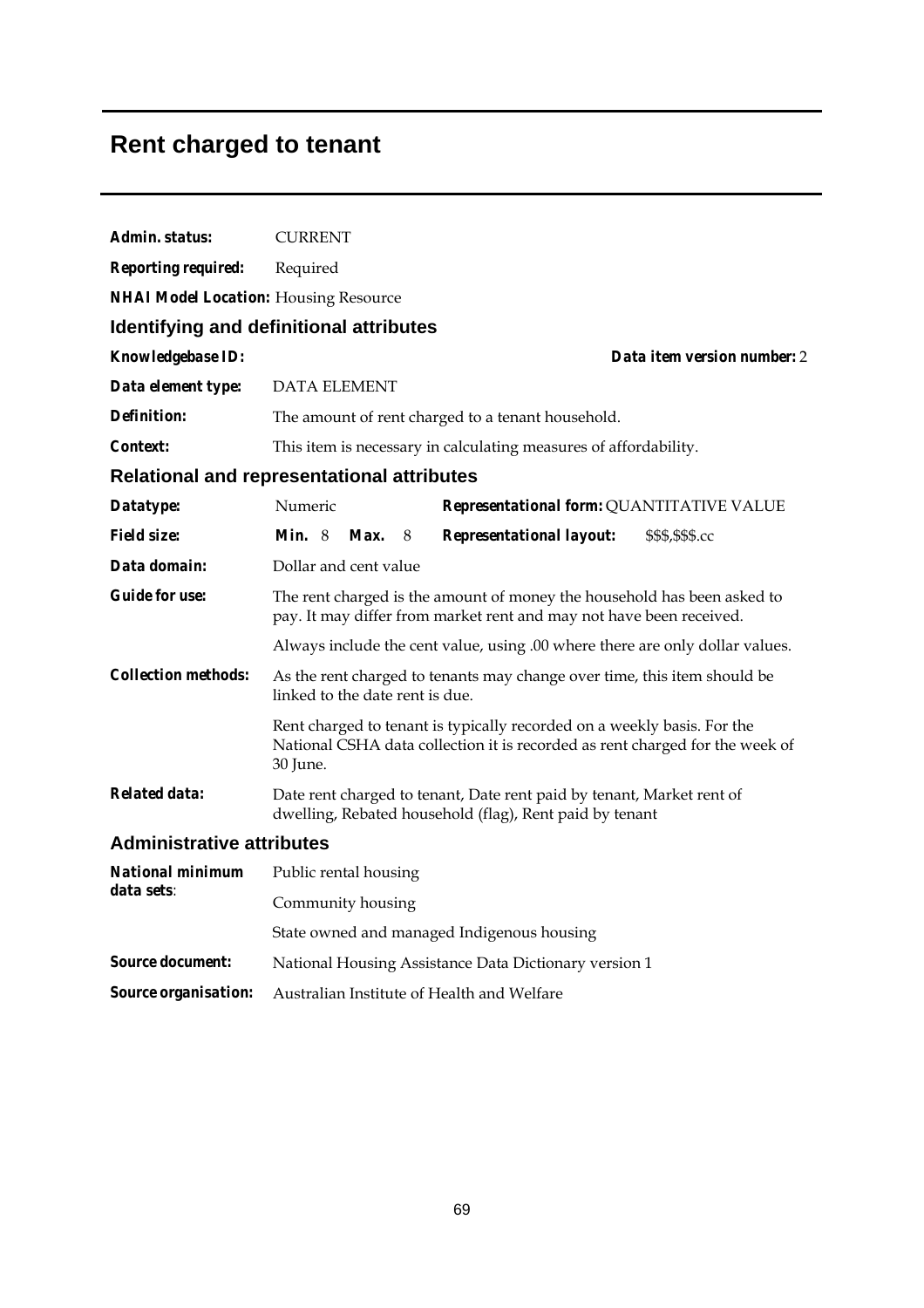# Rent charged to tenant

**Admin. status:** CURRENT

**Reporting required:** Required

**NHAI Model Location:** Housing Resource

## Identifying and definitional attributes

**Knowledgebase ID:** **Data item version number:** 2

**Data element type:** DATA ELEMENT

**Definition:** The amount of rent charged to a tenant household.

**Context:** This item is necessary in calculating measures of affordability.

## Relational and representational attributes

**Datatype:** Numeric **Representational form:** QUANTITATIVE VALUE

**Field size:** **Min.** 8 **Max.** 8 **Representational layout:** $$$,$$$.cc

**Data domain:** Dollar and cent value

**Guide for use:** The rent charged is the amount of money the household has been asked to pay. It may differ from market rent and may not have been received.

Always include the cent value, using .00 where there are only dollar values.

**Collection methods:** As the rent charged to tenants may change over time, this item should be linked to the date rent is due.

Rent charged to tenant is typically recorded on a weekly basis. For the National CSHA data collection it is recorded as rent charged for the week of 30 June.

**Related data:** Date rent charged to tenant, Date rent paid by tenant, Market rent of dwelling, Rebated household (flag), Rent paid by tenant

## Administrative attributes

**National minimum data sets:** Public rental housing

Community housing

State owned and managed Indigenous housing

**Source document:** National Housing Assistance Data Dictionary version 1

**Source organisation:** Australian Institute of Health and Welfare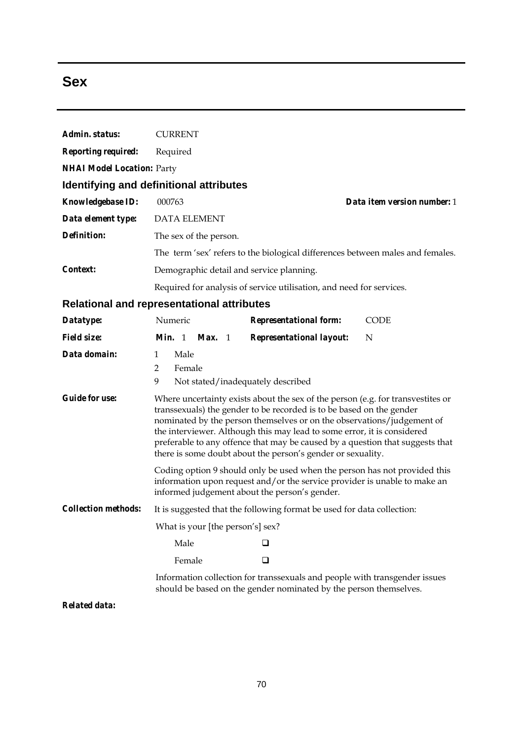# Sex

***Admin. status:*** CURRENT

***Reporting required:*** Required

***NHAI Model Location:*** Party

## Identifying and definitional attributes

***Knowledgebase ID:*** 000763 ***Data item version number:*** 1

***Data element type:*** DATA ELEMENT

***Definition:*** The sex of the person.

The term 'sex' refers to the biological differences between males and females.

***Context:*** Demographic detail and service planning.

Required for analysis of service utilisation, and need for services.

## Relational and representational attributes

***Datatype:*** Numeric ***Representational form:*** CODE

***Field size:*** ***Min.*** 1 ***Max.*** 1 ***Representational layout:*** N

***Data domain:***

1 Male
2 Female
9 Not stated/inadequately described

***Guide for use:*** Where uncertainty exists about the sex of the person (e.g. for transvestites or transsexuals) the gender to be recorded is to be based on the gender nominated by the person themselves or on the observations/judgement of the interviewer. Although this may lead to some error, it is considered preferable to any offence that may be caused by a question that suggests that there is some doubt about the person's gender or sexuality.

Coding option 9 should only be used when the person has not provided this information upon request and/or the service provider is unable to make an informed judgement about the person's gender.

***Collection methods:*** It is suggested that the following format be used for data collection:

What is your [the person's] sex?

Male ❑

Female ❑

Information collection for transsexuals and people with transgender issues should be based on the gender nominated by the person themselves.

***Related data:***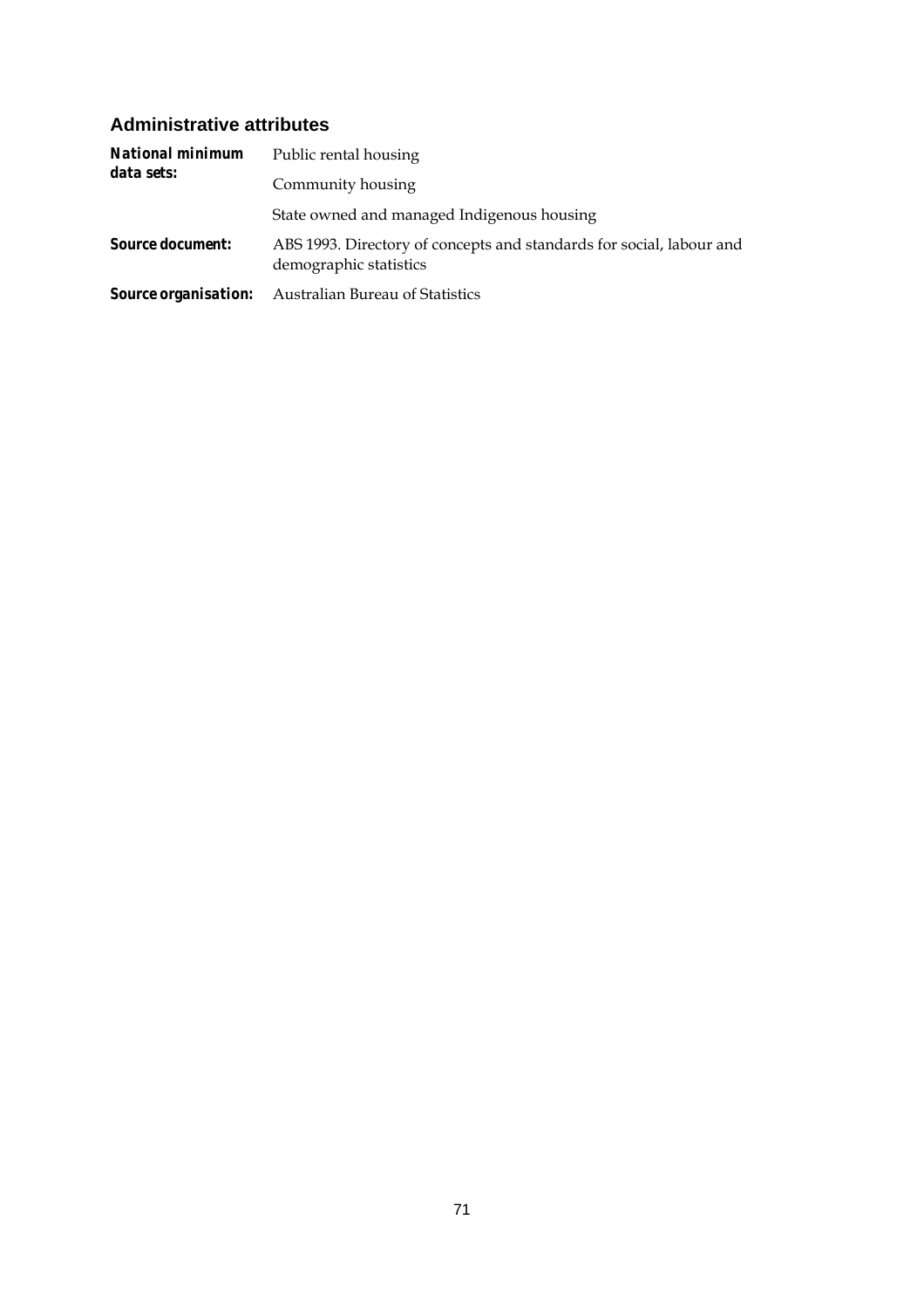## Administrative attributes

| | |
|---|---|
| ***National minimum data sets:*** | Public rental housing |
| | Community housing |
| | State owned and managed Indigenous housing |
| ***Source document:*** | ABS 1993. Directory of concepts and standards for social, labour and demographic statistics |
| ***Source organisation:*** | Australian Bureau of Statistics |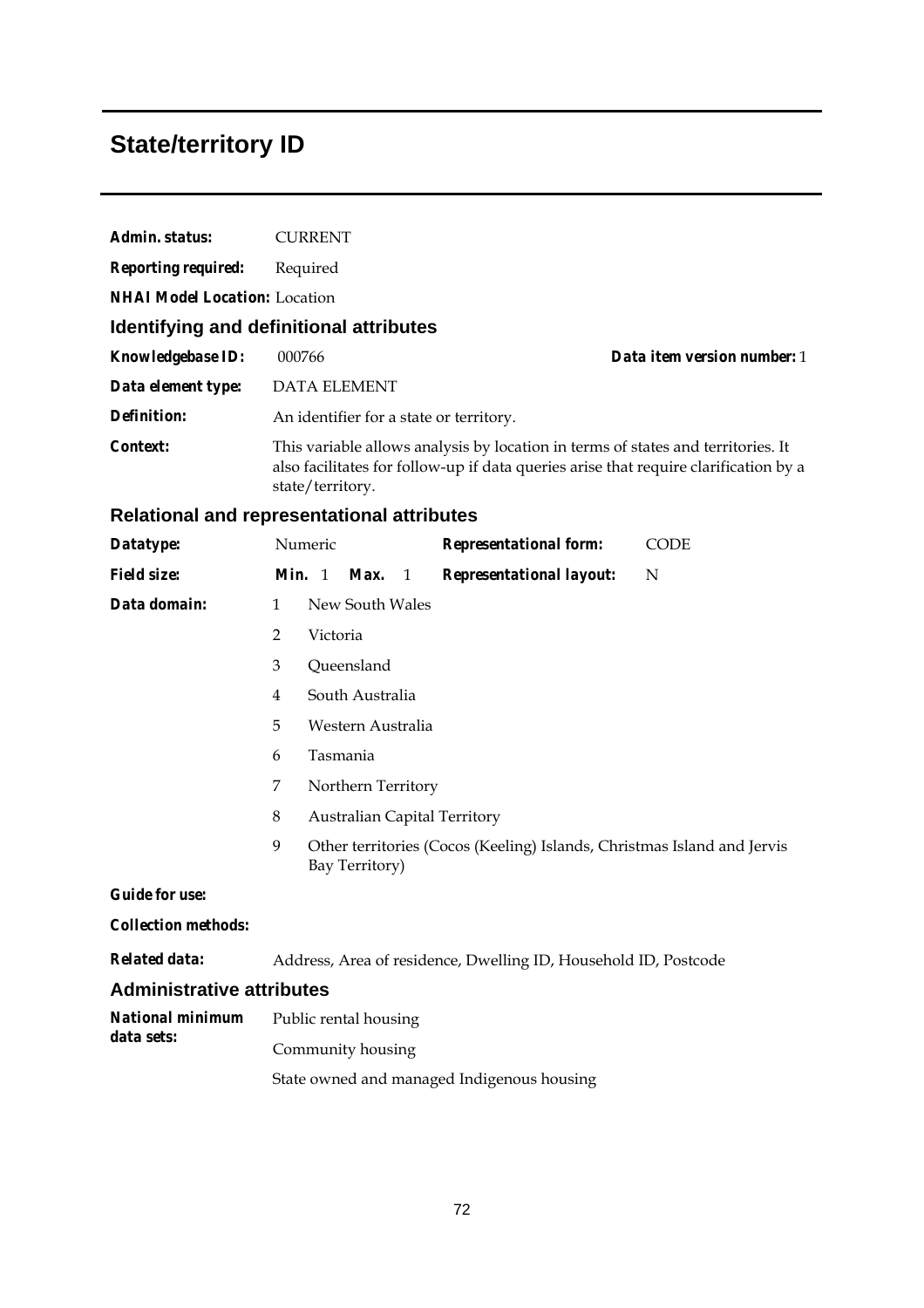# State/territory ID

**Admin. status:** CURRENT

**Reporting required:** Required

**NHAI Model Location:** Location

## Identifying and definitional attributes

**Knowledgebase ID:** 000766 **Data item version number:** 1

**Data element type:** DATA ELEMENT

**Definition:** An identifier for a state or territory.

**Context:** This variable allows analysis by location in terms of states and territories. It also facilitates for follow-up if data queries arise that require clarification by a state/territory.

## Relational and representational attributes

**Datatype:** Numeric **Representational form:** CODE

**Field size:** **Min.** 1 **Max.** 1 **Representational layout:** N

**Data domain:**

1 New South Wales
2 Victoria
3 Queensland
4 South Australia
5 Western Australia
6 Tasmania
7 Northern Territory
8 Australian Capital Territory
9 Other territories (Cocos (Keeling) Islands, Christmas Island and Jervis Bay Territory)

**Guide for use:**

**Collection methods:**

**Related data:** Address, Area of residence, Dwelling ID, Household ID, Postcode

## Administrative attributes

**National minimum data sets:**

Public rental housing

Community housing

State owned and managed Indigenous housing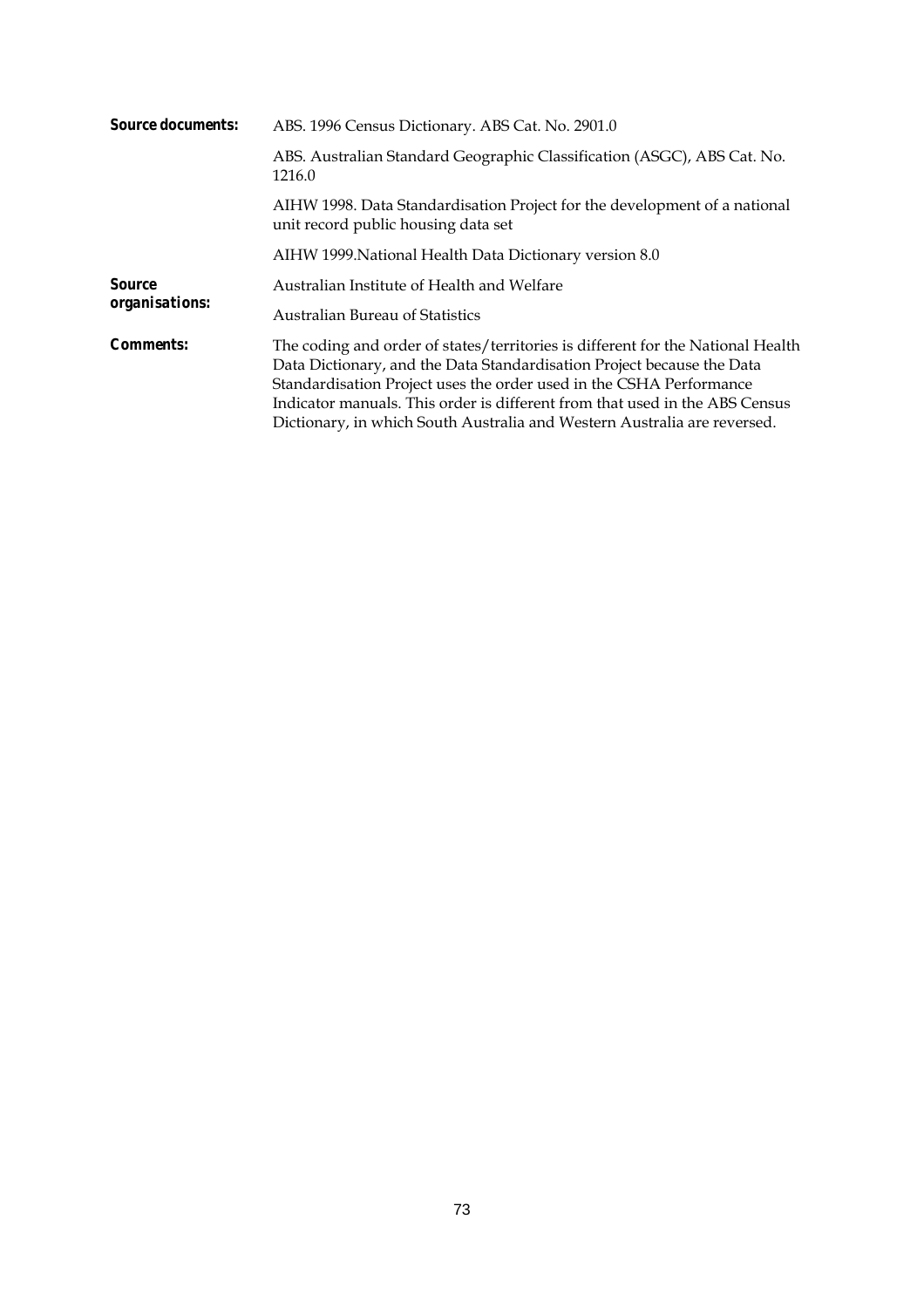**Source documents:** ABS. 1996 Census Dictionary. ABS Cat. No. 2901.0

ABS. Australian Standard Geographic Classification (ASGC), ABS Cat. No. 1216.0

AIHW 1998. Data Standardisation Project for the development of a national unit record public housing data set

AIHW 1999.National Health Data Dictionary version 8.0

**Source organisations:** Australian Institute of Health and Welfare

Australian Bureau of Statistics

**Comments:** The coding and order of states/territories is different for the National Health Data Dictionary, and the Data Standardisation Project because the Data Standardisation Project uses the order used in the CSHA Performance Indicator manuals. This order is different from that used in the ABS Census Dictionary, in which South Australia and Western Australia are reversed.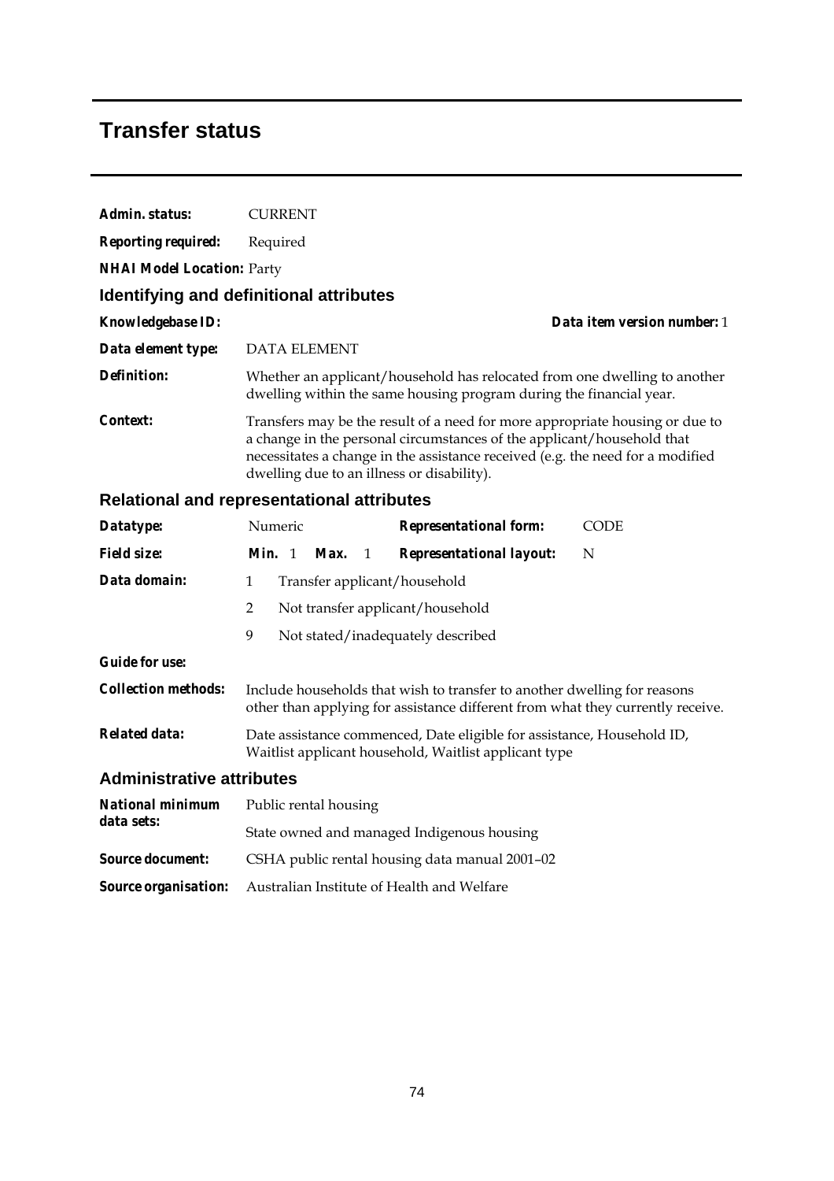# Transfer status

**Admin. status:** CURRENT

**Reporting required:** Required

**NHAI Model Location:** Party

## Identifying and definitional attributes

**Knowledgebase ID:** **Data item version number:** 1

**Data element type:** DATA ELEMENT

**Definition:** Whether an applicant/household has relocated from one dwelling to another dwelling within the same housing program during the financial year.

**Context:** Transfers may be the result of a need for more appropriate housing or due to a change in the personal circumstances of the applicant/household that necessitates a change in the assistance received (e.g. the need for a modified dwelling due to an illness or disability).

## Relational and representational attributes

**Datatype:** Numeric **Representational form:** CODE

**Field size:** **Min.** 1 **Max.** 1 **Representational layout:** N

**Data domain:**

1 Transfer applicant/household

2 Not transfer applicant/household

9 Not stated/inadequately described

**Guide for use:**

**Collection methods:** Include households that wish to transfer to another dwelling for reasons other than applying for assistance different from what they currently receive.

**Related data:** Date assistance commenced, Date eligible for assistance, Household ID, Waitlist applicant household, Waitlist applicant type

## Administrative attributes

**National minimum data sets:** Public rental housing

State owned and managed Indigenous housing

**Source document:** CSHA public rental housing data manual 2001–02

**Source organisation:** Australian Institute of Health and Welfare